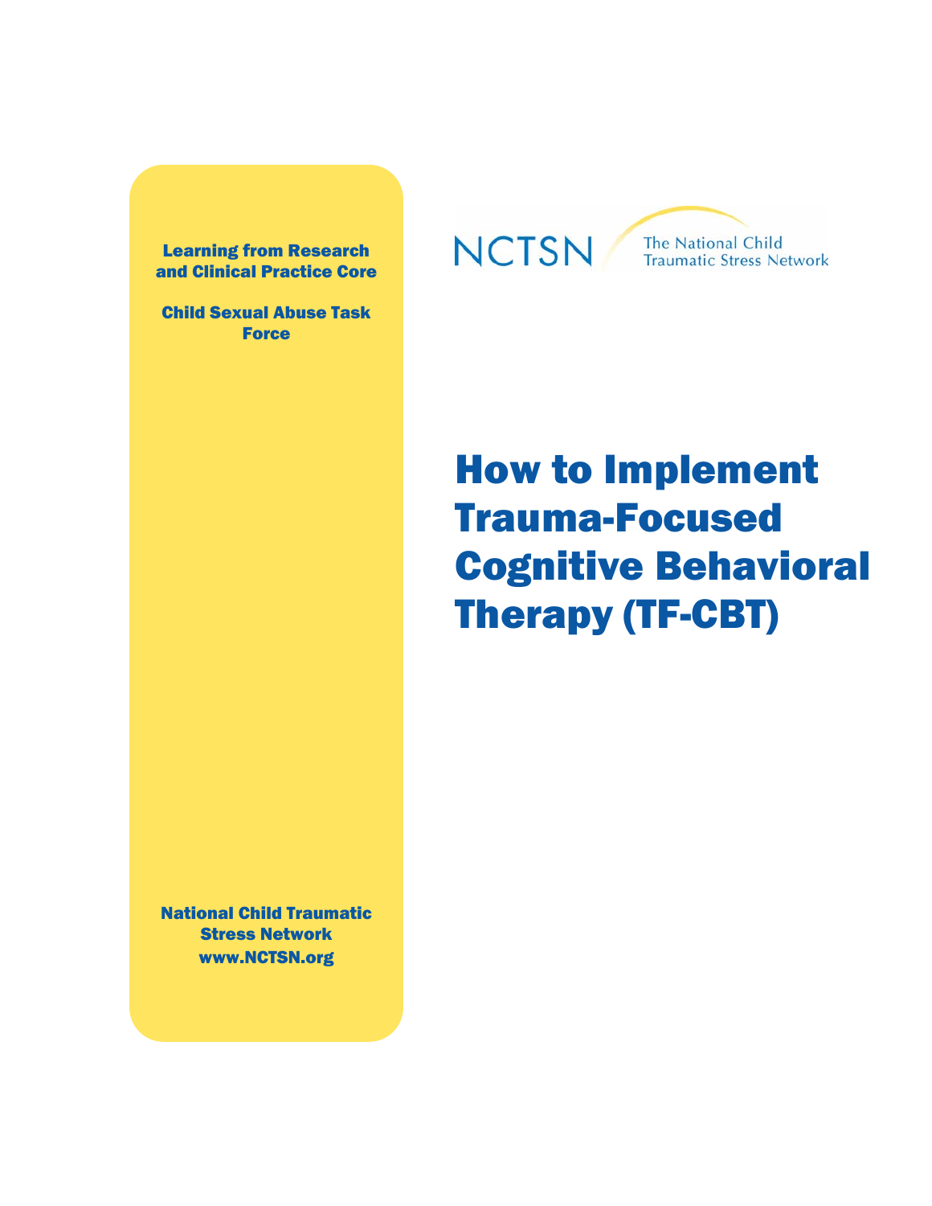Learning from Research and Clinical Practice Core

Child Sexual Abuse Task Force

NCTSN The National Child Traumatic Stress Network

# How to Implement Trauma-Focused Cognitive Behavioral Therapy (TF-CBT)

National Child Traumatic Stress Network
www.NCTSN.org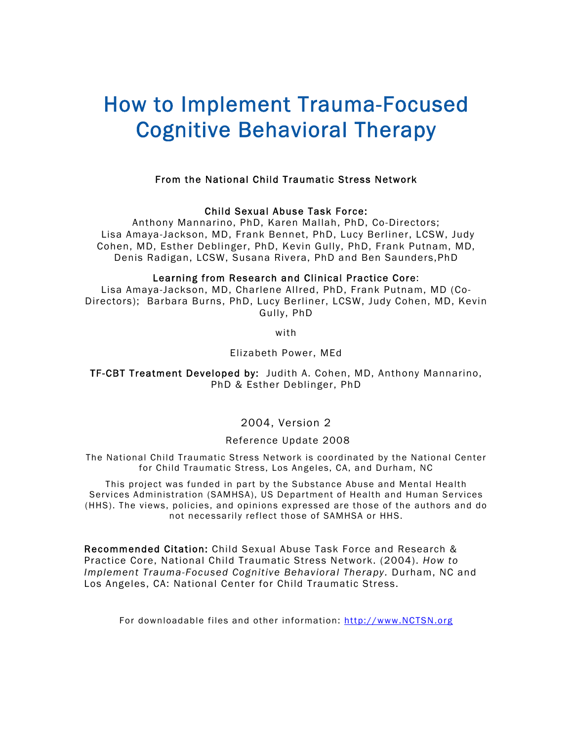# How to Implement Trauma-Focused Cognitive Behavioral Therapy

From the National Child Traumatic Stress Network

**Child Sexual Abuse Task Force:**
Anthony Mannarino, PhD, Karen Mallah, PhD, Co-Directors;
Lisa Amaya-Jackson, MD, Frank Bennet, PhD, Lucy Berliner, LCSW, Judy Cohen, MD, Esther Deblinger, PhD, Kevin Gully, PhD, Frank Putnam, MD, Denis Radigan, LCSW, Susana Rivera, PhD and Ben Saunders,PhD

**Learning from Research and Clinical Practice Core:**
Lisa Amaya-Jackson, MD, Charlene Allred, PhD, Frank Putnam, MD (Co-Directors); Barbara Burns, PhD, Lucy Berliner, LCSW, Judy Cohen, MD, Kevin Gully, PhD

with

Elizabeth Power, MEd

**TF-CBT Treatment Developed by:** Judith A. Cohen, MD, Anthony Mannarino, PhD & Esther Deblinger, PhD

2004, Version 2

Reference Update 2008

The National Child Traumatic Stress Network is coordinated by the National Center for Child Traumatic Stress, Los Angeles, CA, and Durham, NC

This project was funded in part by the Substance Abuse and Mental Health Services Administration (SAMHSA), US Department of Health and Human Services (HHS). The views, policies, and opinions expressed are those of the authors and do not necessarily reflect those of SAMHSA or HHS.

**Recommended Citation:** Child Sexual Abuse Task Force and Research & Practice Core, National Child Traumatic Stress Network. (2004). *How to Implement Trauma-Focused Cognitive Behavioral Therapy.* Durham, NC and Los Angeles, CA: National Center for Child Traumatic Stress.

For downloadable files and other information: http://www.NCTSN.org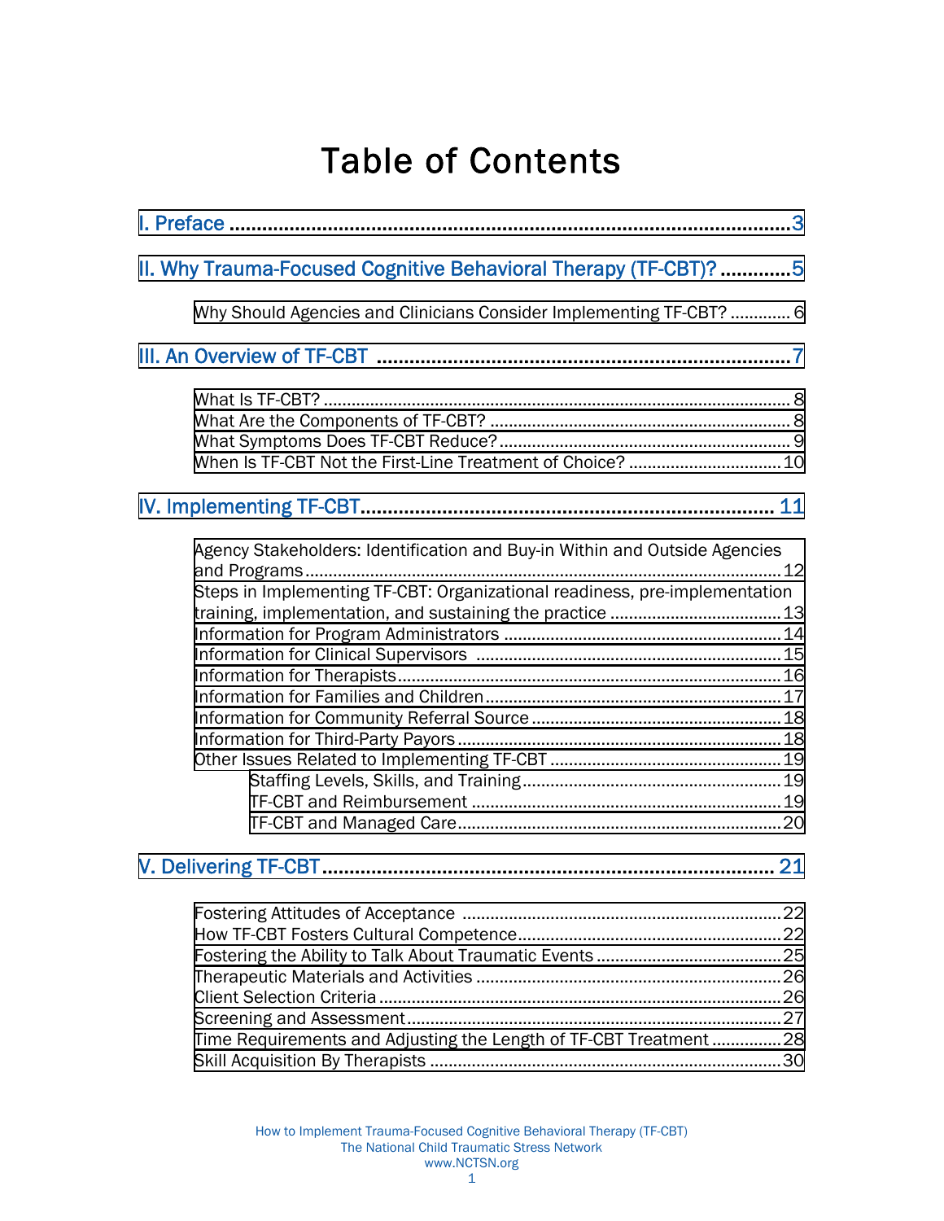# Table of Contents

I. Preface ....................................................................................................3

II. Why Trauma-Focused Cognitive Behavioral Therapy (TF-CBT)? ............5

- Why Should Agencies and Clinicians Consider Implementing TF-CBT? ............. 6

III. An Overview of TF-CBT ...........................................................................7

- What Is TF-CBT? ......................................................................................... 8
- What Are the Components of TF-CBT? ........................................................ 8
- What Symptoms Does TF-CBT Reduce? ....................................................... 9
- When Is TF-CBT Not the First-Line Treatment of Choice? ............................. 10

IV. Implementing TF-CBT.......................................................................... 11

- Agency Stakeholders: Identification and Buy-in Within and Outside Agencies and Programs ..................................................................................................... 12
- Steps in Implementing TF-CBT: Organizational readiness, pre-implementation training, implementation, and sustaining the practice ..................................... 13
- Information for Program Administrators ........................................................ 14
- Information for Clinical Supervisors ............................................................. 15
- Information for Therapists ............................................................................ 16
- Information for Families and Children .......................................................... 17
- Information for Community Referral Source ................................................. 18
- Information for Third-Party Payors ................................................................ 18
- Other Issues Related to Implementing TF-CBT .............................................. 19
  - Staffing Levels, Skills, and Training ........................................................ 19
  - TF-CBT and Reimbursement .................................................................. 19
  - TF-CBT and Managed Care..................................................................... 20

V. Delivering TF-CBT................................................................................. 21

- Fostering Attitudes of Acceptance ................................................................ 22
- How TF-CBT Fosters Cultural Competence.................................................... 22
- Fostering the Ability to Talk About Traumatic Events ..................................... 25
- Therapeutic Materials and Activities ............................................................. 26
- Client Selection Criteria ............................................................................... 26
- Screening and Assessment ........................................................................... 27
- Time Requirements and Adjusting the Length of TF-CBT Treatment ............... 28
- Skill Acquisition By Therapists ..................................................................... 30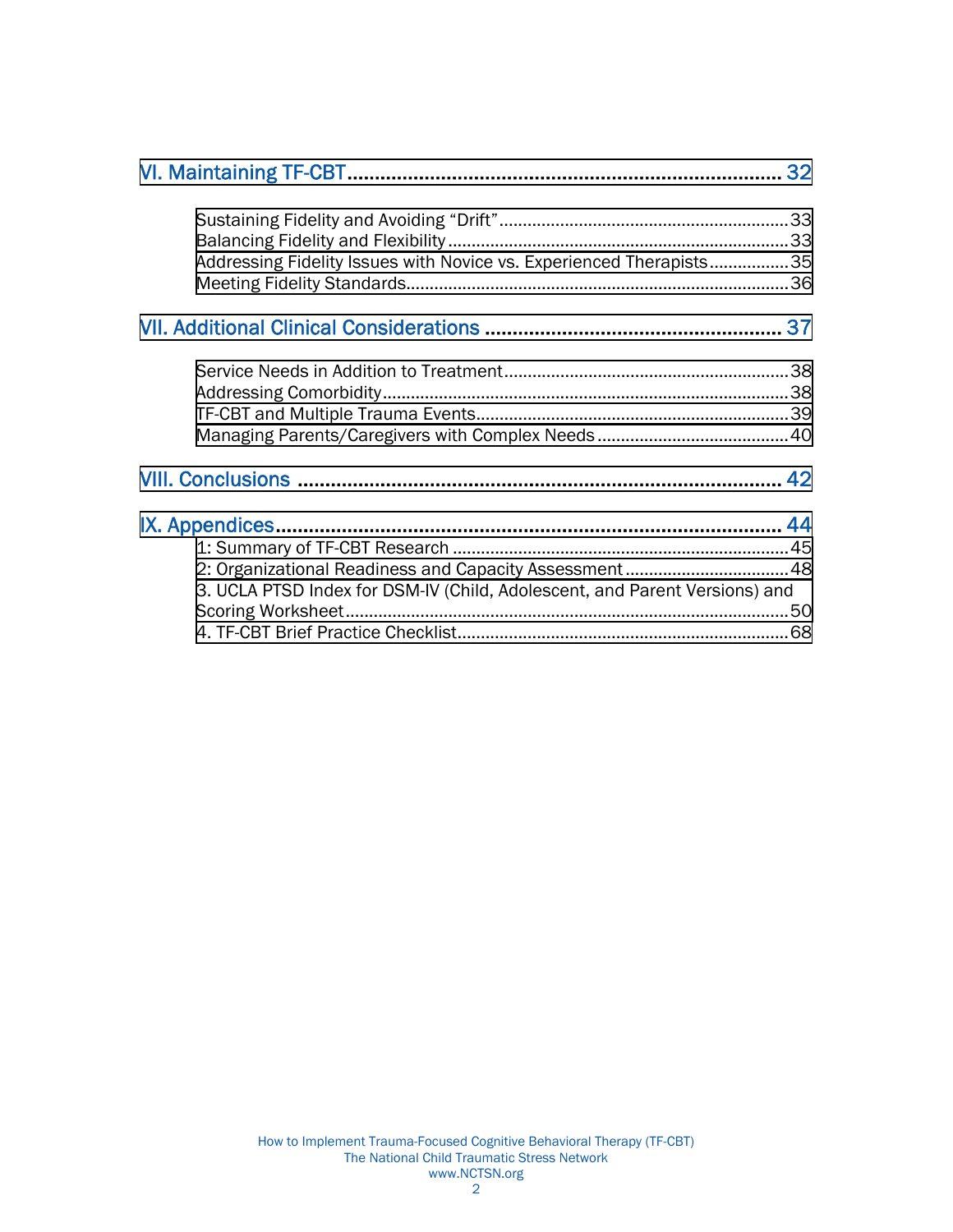VI. Maintaining TF-CBT .............................................................................. 32

Sustaining Fidelity and Avoiding "Drift" ............................................................. 33
Balancing Fidelity and Flexibility ........................................................................ 33
Addressing Fidelity Issues with Novice vs. Experienced Therapists ................. 35
Meeting Fidelity Standards ................................................................................. 36

VII. Additional Clinical Considerations ...................................................... 37

Service Needs in Addition to Treatment ............................................................ 38
Addressing Comorbidity ..................................................................................... 38
TF-CBT and Multiple Trauma Events .................................................................. 39
Managing Parents/Caregivers with Complex Needs .......................................... 40

VIII. Conclusions .......................................................................................... 42

IX. Appendices ............................................................................................. 44

1: Summary of TF-CBT Research ........................................................................ 45
2: Organizational Readiness and Capacity Assessment ................................... 48
3. UCLA PTSD Index for DSM-IV (Child, Adolescent, and Parent Versions) and Scoring Worksheet ............................................................................................. 50
4. TF-CBT Brief Practice Checklist ...................................................................... 68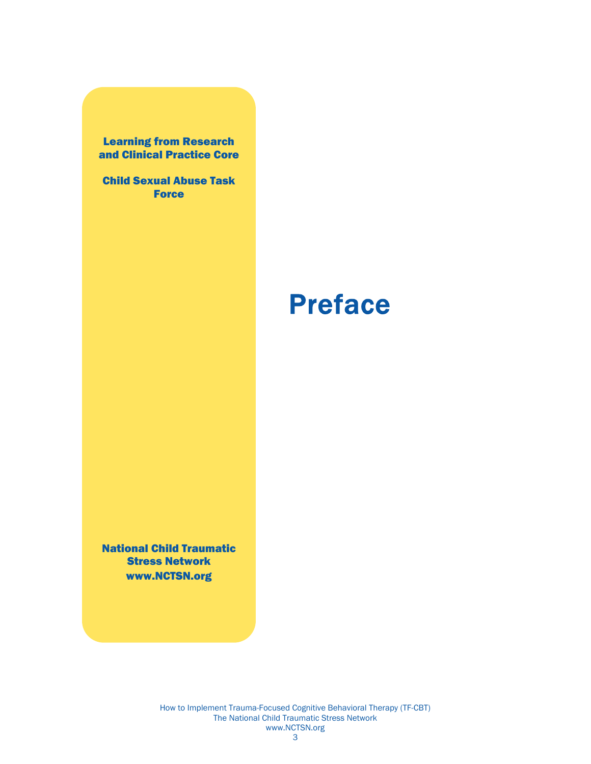**Learning from Research and Clinical Practice Core**

**Child Sexual Abuse Task Force**

**National Child Traumatic Stress Network**
**www.NCTSN.org**

# Preface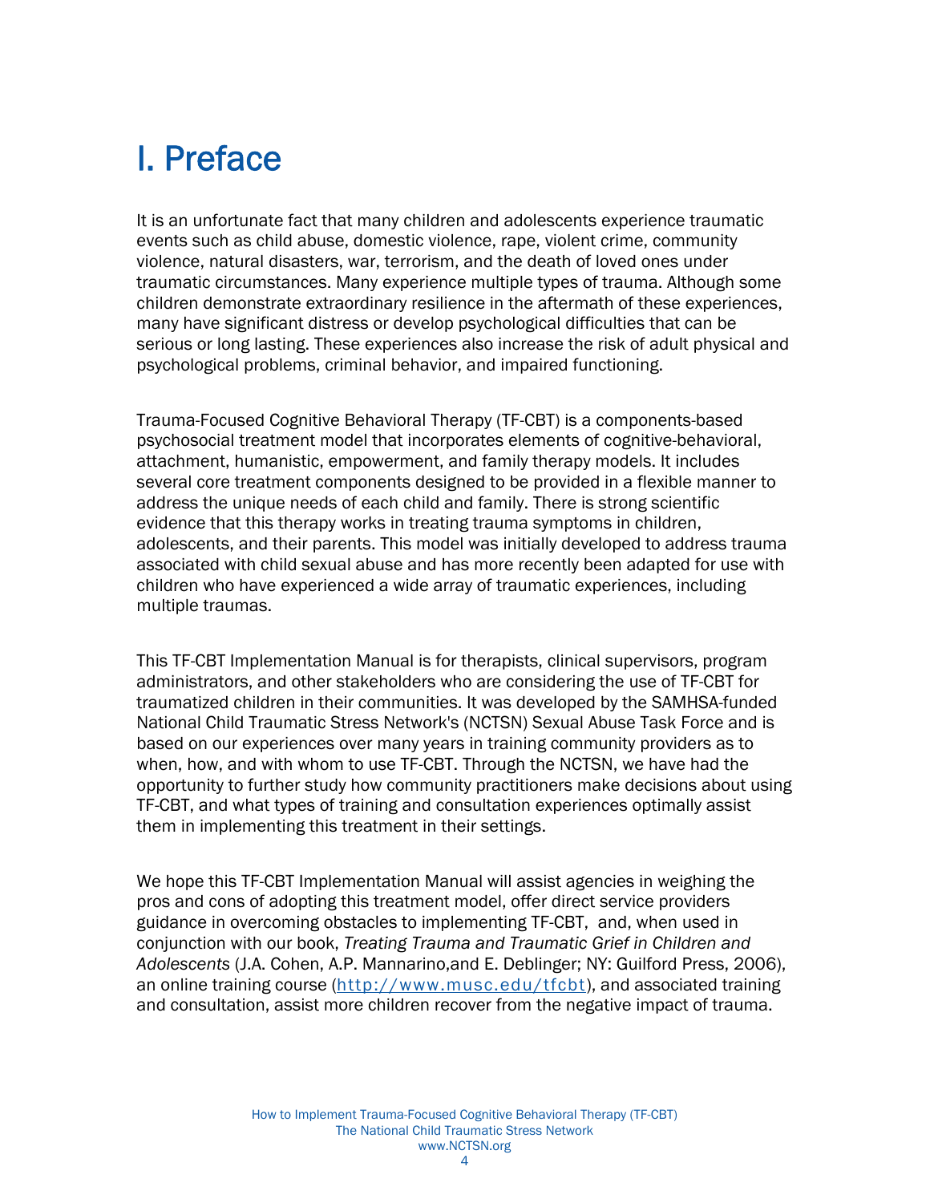# I. Preface

It is an unfortunate fact that many children and adolescents experience traumatic events such as child abuse, domestic violence, rape, violent crime, community violence, natural disasters, war, terrorism, and the death of loved ones under traumatic circumstances. Many experience multiple types of trauma. Although some children demonstrate extraordinary resilience in the aftermath of these experiences, many have significant distress or develop psychological difficulties that can be serious or long lasting. These experiences also increase the risk of adult physical and psychological problems, criminal behavior, and impaired functioning.

Trauma-Focused Cognitive Behavioral Therapy (TF-CBT) is a components-based psychosocial treatment model that incorporates elements of cognitive-behavioral, attachment, humanistic, empowerment, and family therapy models. It includes several core treatment components designed to be provided in a flexible manner to address the unique needs of each child and family. There is strong scientific evidence that this therapy works in treating trauma symptoms in children, adolescents, and their parents. This model was initially developed to address trauma associated with child sexual abuse and has more recently been adapted for use with children who have experienced a wide array of traumatic experiences, including multiple traumas.

This TF-CBT Implementation Manual is for therapists, clinical supervisors, program administrators, and other stakeholders who are considering the use of TF-CBT for traumatized children in their communities. It was developed by the SAMHSA-funded National Child Traumatic Stress Network's (NCTSN) Sexual Abuse Task Force and is based on our experiences over many years in training community providers as to when, how, and with whom to use TF-CBT. Through the NCTSN, we have had the opportunity to further study how community practitioners make decisions about using TF-CBT, and what types of training and consultation experiences optimally assist them in implementing this treatment in their settings.

We hope this TF-CBT Implementation Manual will assist agencies in weighing the pros and cons of adopting this treatment model, offer direct service providers guidance in overcoming obstacles to implementing TF-CBT, and, when used in conjunction with our book, *Treating Trauma and Traumatic Grief in Children and Adolescents* (J.A. Cohen, A.P. Mannarino,and E. Deblinger; NY: Guilford Press, 2006), an online training course (http://www.musc.edu/tfcbt), and associated training and consultation, assist more children recover from the negative impact of trauma.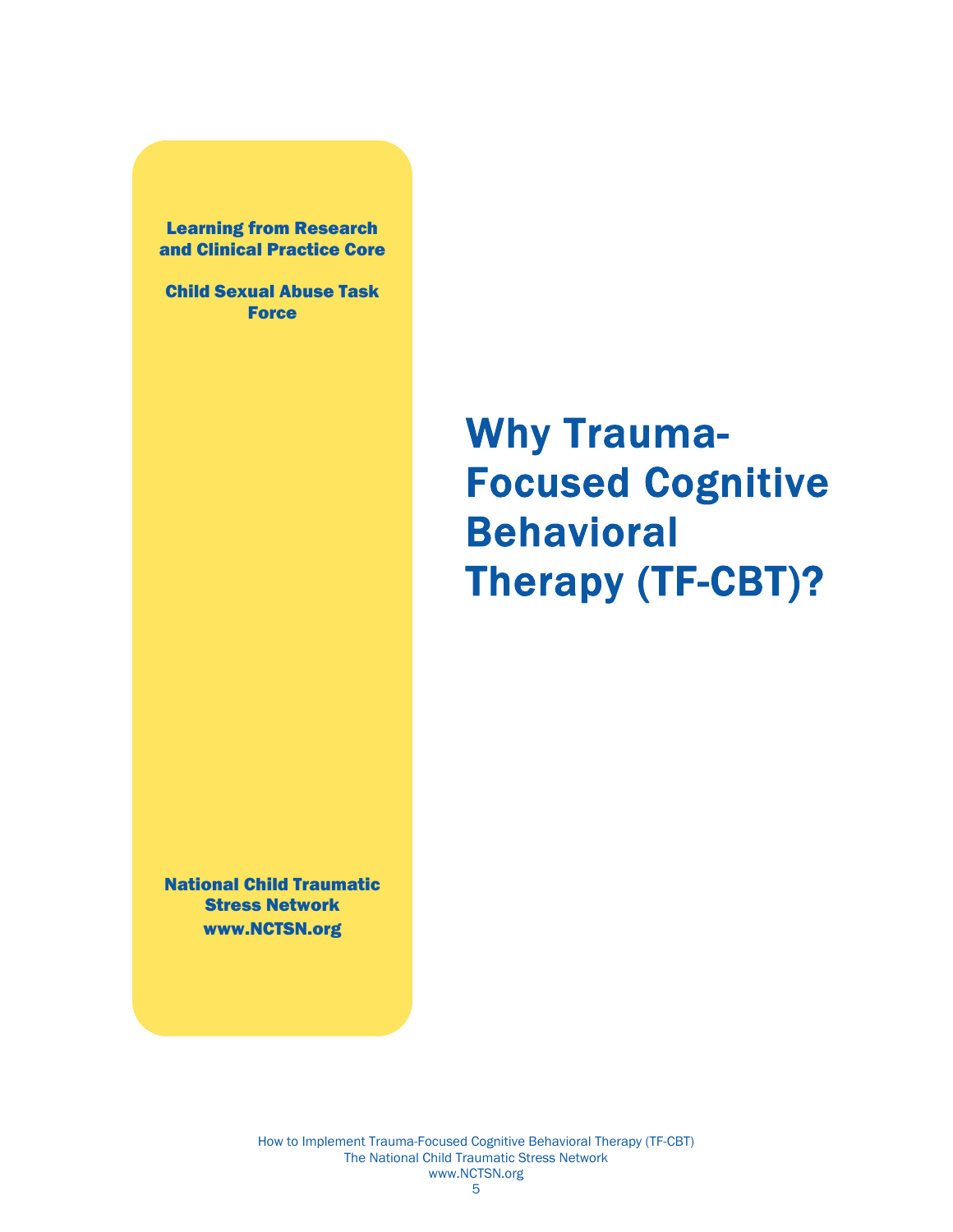**Learning from Research and Clinical Practice Core**

**Child Sexual Abuse Task Force**

**National Child Traumatic Stress Network**
**www.NCTSN.org**

# Why Trauma-Focused Cognitive Behavioral Therapy (TF-CBT)?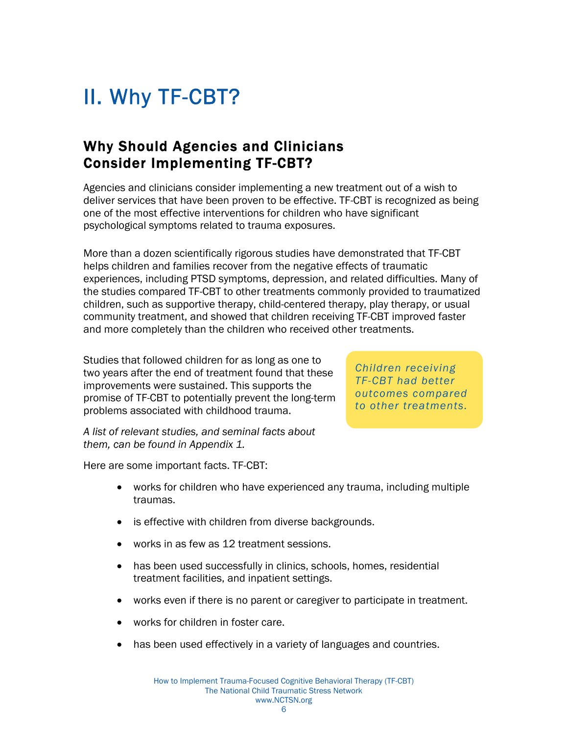# II. Why TF-CBT?

## Why Should Agencies and Clinicians Consider Implementing TF-CBT?

Agencies and clinicians consider implementing a new treatment out of a wish to deliver services that have been proven to be effective. TF-CBT is recognized as being one of the most effective interventions for children who have significant psychological symptoms related to trauma exposures.

More than a dozen scientifically rigorous studies have demonstrated that TF-CBT helps children and families recover from the negative effects of traumatic experiences, including PTSD symptoms, depression, and related difficulties. Many of the studies compared TF-CBT to other treatments commonly provided to traumatized children, such as supportive therapy, child-centered therapy, play therapy, or usual community treatment, and showed that children receiving TF-CBT improved faster and more completely than the children who received other treatments.

Studies that followed children for as long as one to two years after the end of treatment found that these improvements were sustained. This supports the promise of TF-CBT to potentially prevent the long-term problems associated with childhood trauma.

*Children receiving TF-CBT had better outcomes compared to other treatments.*

*A list of relevant studies, and seminal facts about them, can be found in Appendix 1.*

Here are some important facts. TF-CBT:

- works for children who have experienced any trauma, including multiple traumas.
- is effective with children from diverse backgrounds.
- works in as few as 12 treatment sessions.
- has been used successfully in clinics, schools, homes, residential treatment facilities, and inpatient settings.
- works even if there is no parent or caregiver to participate in treatment.
- works for children in foster care.
- has been used effectively in a variety of languages and countries.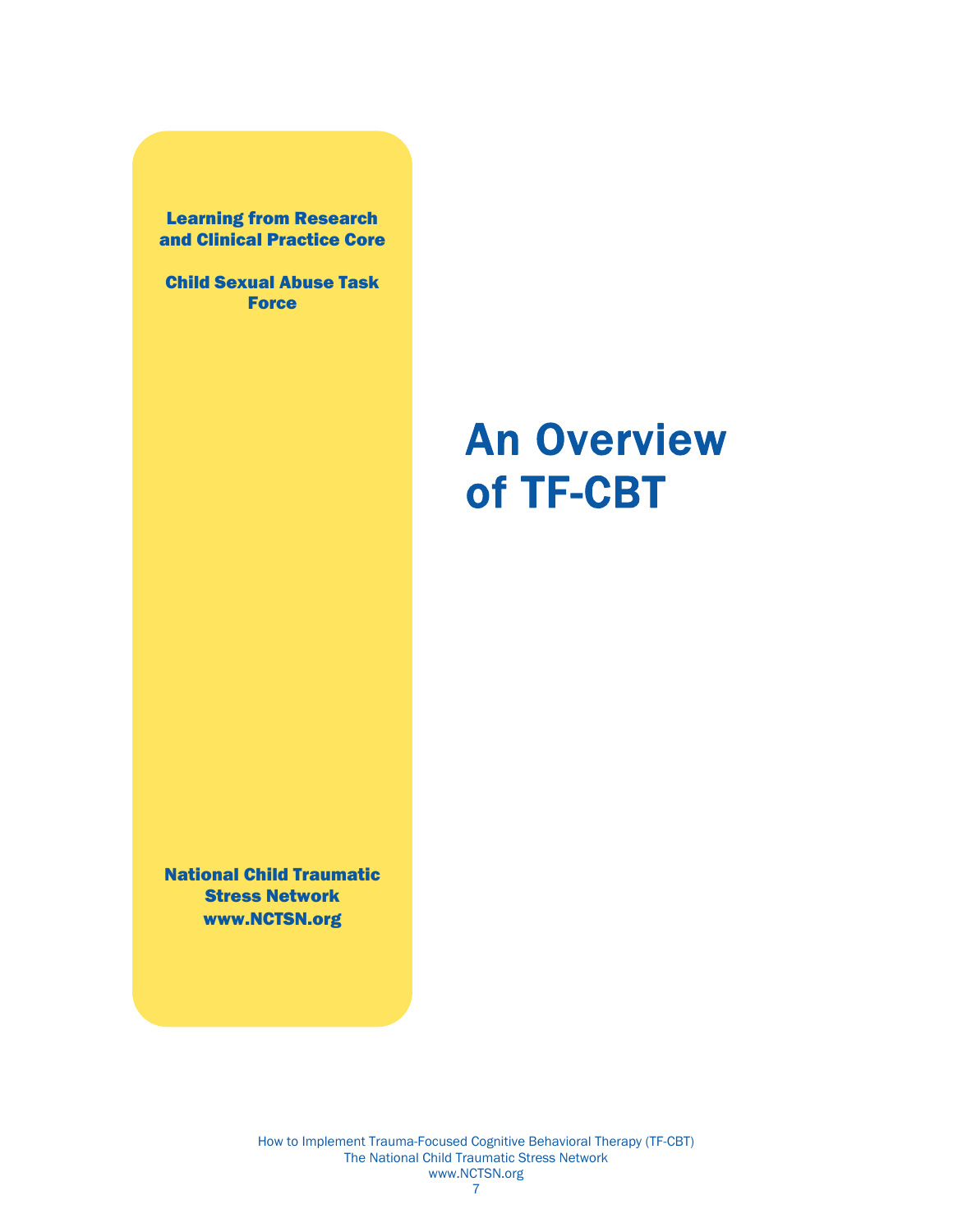**Learning from Research and Clinical Practice Core**

**Child Sexual Abuse Task Force**

# An Overview of TF-CBT

**National Child Traumatic Stress Network**
**www.NCTSN.org**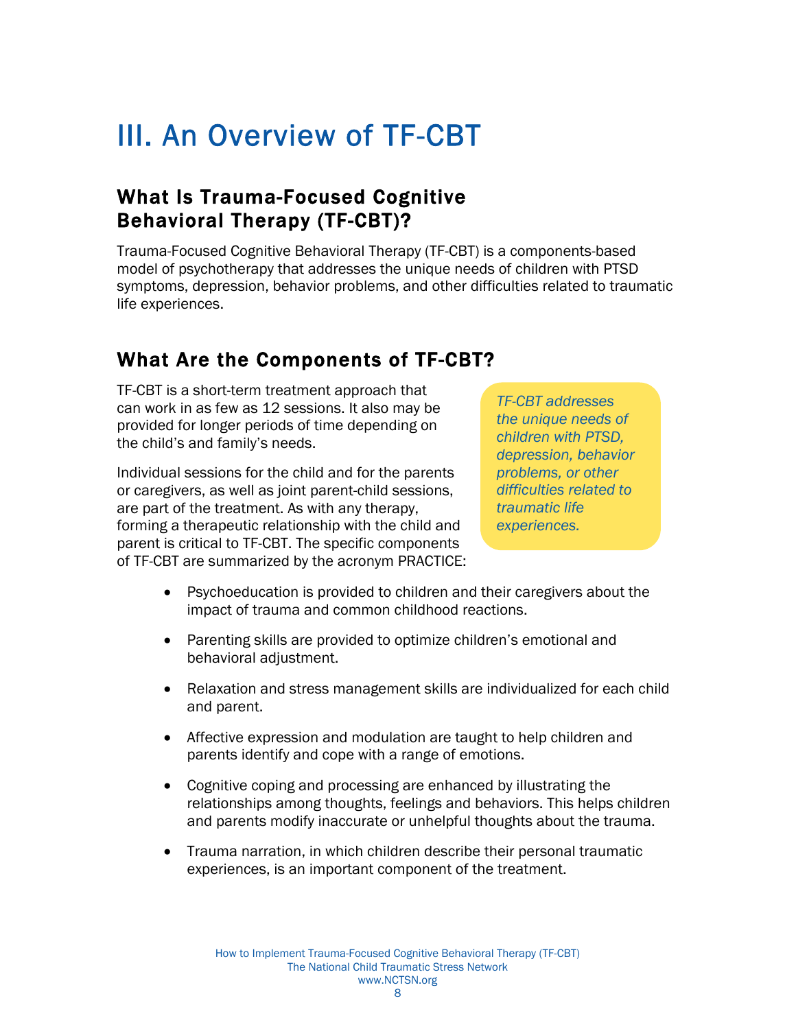# III. An Overview of TF-CBT

## What Is Trauma-Focused Cognitive Behavioral Therapy (TF-CBT)?

Trauma-Focused Cognitive Behavioral Therapy (TF-CBT) is a components-based model of psychotherapy that addresses the unique needs of children with PTSD symptoms, depression, behavior problems, and other difficulties related to traumatic life experiences.

## What Are the Components of TF-CBT?

TF-CBT is a short-term treatment approach that can work in as few as 12 sessions. It also may be provided for longer periods of time depending on the child's and family's needs.

*TF-CBT addresses the unique needs of children with PTSD, depression, behavior problems, or other difficulties related to traumatic life experiences.*

Individual sessions for the child and for the parents or caregivers, as well as joint parent-child sessions, are part of the treatment. As with any therapy, forming a therapeutic relationship with the child and parent is critical to TF-CBT. The specific components of TF-CBT are summarized by the acronym PRACTICE:

- Psychoeducation is provided to children and their caregivers about the impact of trauma and common childhood reactions.
- Parenting skills are provided to optimize children's emotional and behavioral adjustment.
- Relaxation and stress management skills are individualized for each child and parent.
- Affective expression and modulation are taught to help children and parents identify and cope with a range of emotions.
- Cognitive coping and processing are enhanced by illustrating the relationships among thoughts, feelings and behaviors. This helps children and parents modify inaccurate or unhelpful thoughts about the trauma.
- Trauma narration, in which children describe their personal traumatic experiences, is an important component of the treatment.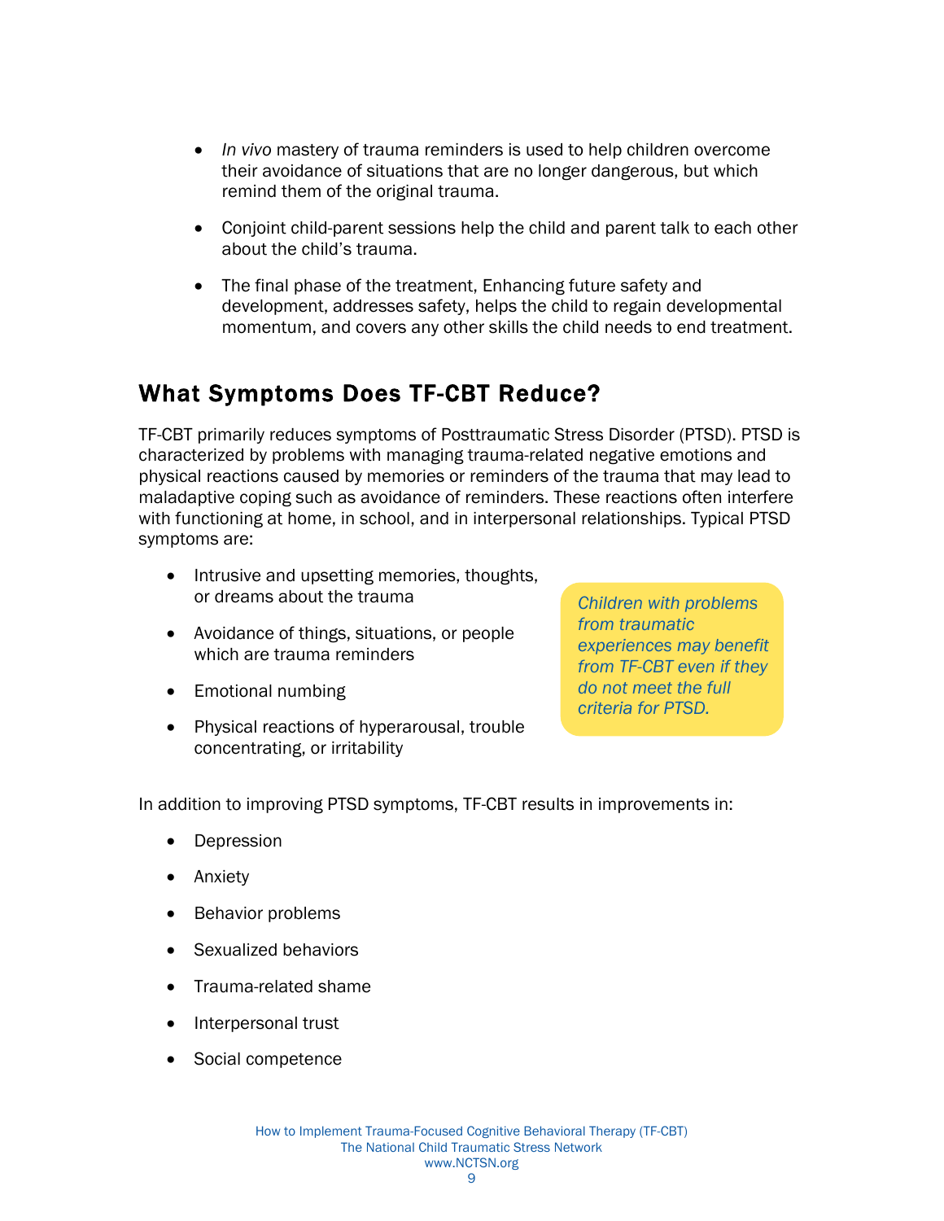- *In vivo* mastery of trauma reminders is used to help children overcome their avoidance of situations that are no longer dangerous, but which remind them of the original trauma.
- Conjoint child-parent sessions help the child and parent talk to each other about the child's trauma.
- The final phase of the treatment, Enhancing future safety and development, addresses safety, helps the child to regain developmental momentum, and covers any other skills the child needs to end treatment.

## What Symptoms Does TF-CBT Reduce?

TF-CBT primarily reduces symptoms of Posttraumatic Stress Disorder (PTSD). PTSD is characterized by problems with managing trauma-related negative emotions and physical reactions caused by memories or reminders of the trauma that may lead to maladaptive coping such as avoidance of reminders. These reactions often interfere with functioning at home, in school, and in interpersonal relationships. Typical PTSD symptoms are:

- Intrusive and upsetting memories, thoughts, or dreams about the trauma
- Avoidance of things, situations, or people which are trauma reminders
- Emotional numbing
- Physical reactions of hyperarousal, trouble concentrating, or irritability

*Children with problems from traumatic experiences may benefit from TF-CBT even if they do not meet the full criteria for PTSD.*

In addition to improving PTSD symptoms, TF-CBT results in improvements in:

- Depression
- Anxiety
- Behavior problems
- Sexualized behaviors
- Trauma-related shame
- Interpersonal trust
- Social competence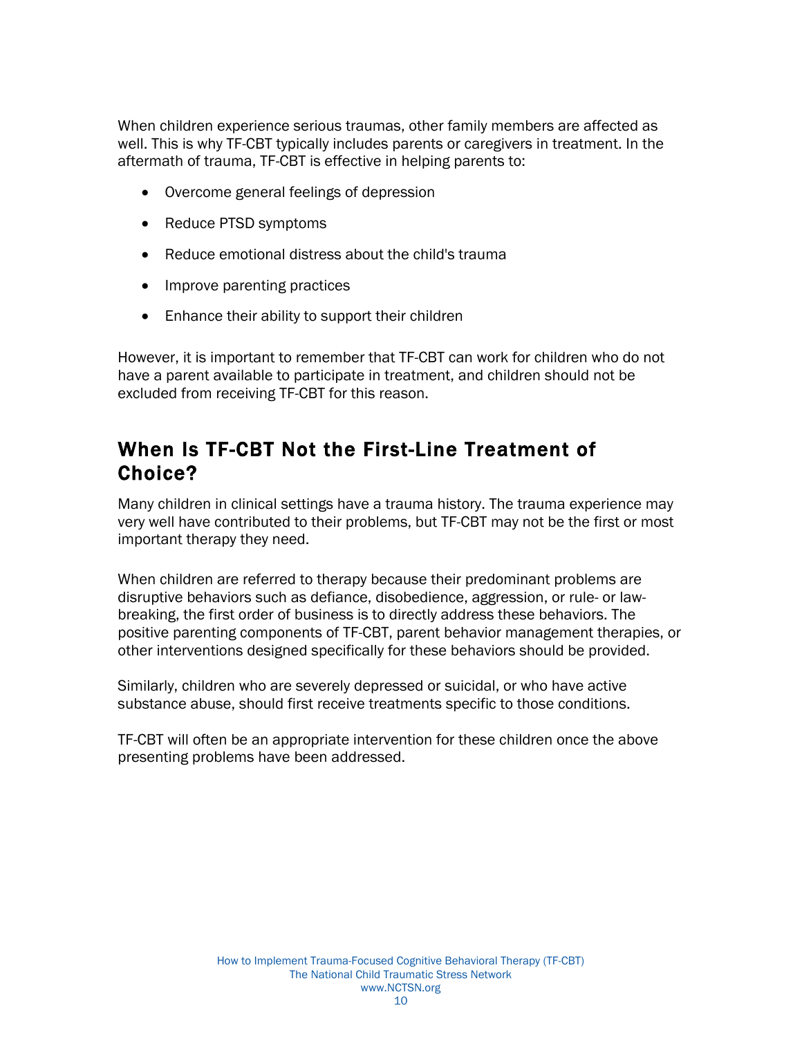When children experience serious traumas, other family members are affected as well. This is why TF-CBT typically includes parents or caregivers in treatment. In the aftermath of trauma, TF-CBT is effective in helping parents to:

- Overcome general feelings of depression
- Reduce PTSD symptoms
- Reduce emotional distress about the child's trauma
- Improve parenting practices
- Enhance their ability to support their children

However, it is important to remember that TF-CBT can work for children who do not have a parent available to participate in treatment, and children should not be excluded from receiving TF-CBT for this reason.

## When Is TF-CBT Not the First-Line Treatment of Choice?

Many children in clinical settings have a trauma history. The trauma experience may very well have contributed to their problems, but TF-CBT may not be the first or most important therapy they need.

When children are referred to therapy because their predominant problems are disruptive behaviors such as defiance, disobedience, aggression, or rule- or law-breaking, the first order of business is to directly address these behaviors. The positive parenting components of TF-CBT, parent behavior management therapies, or other interventions designed specifically for these behaviors should be provided.

Similarly, children who are severely depressed or suicidal, or who have active substance abuse, should first receive treatments specific to those conditions.

TF-CBT will often be an appropriate intervention for these children once the above presenting problems have been addressed.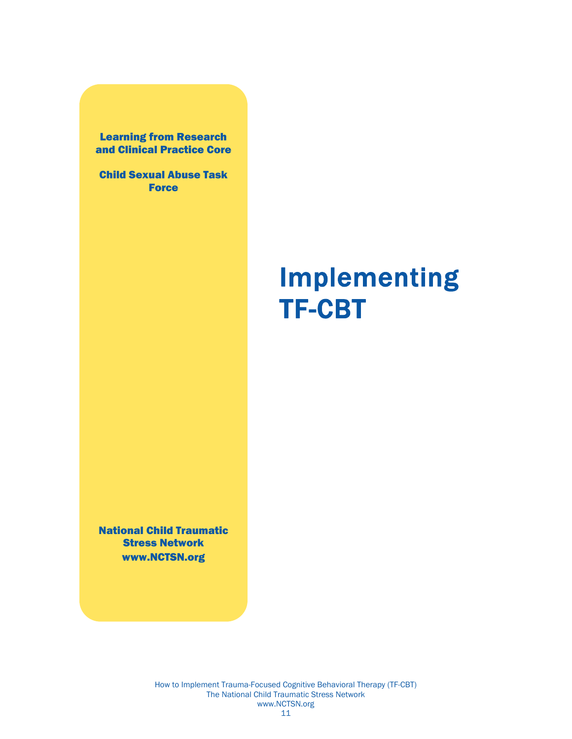**Learning from Research and Clinical Practice Core**

**Child Sexual Abuse Task Force**

# Implementing TF-CBT

**National Child Traumatic Stress Network**
**www.NCTSN.org**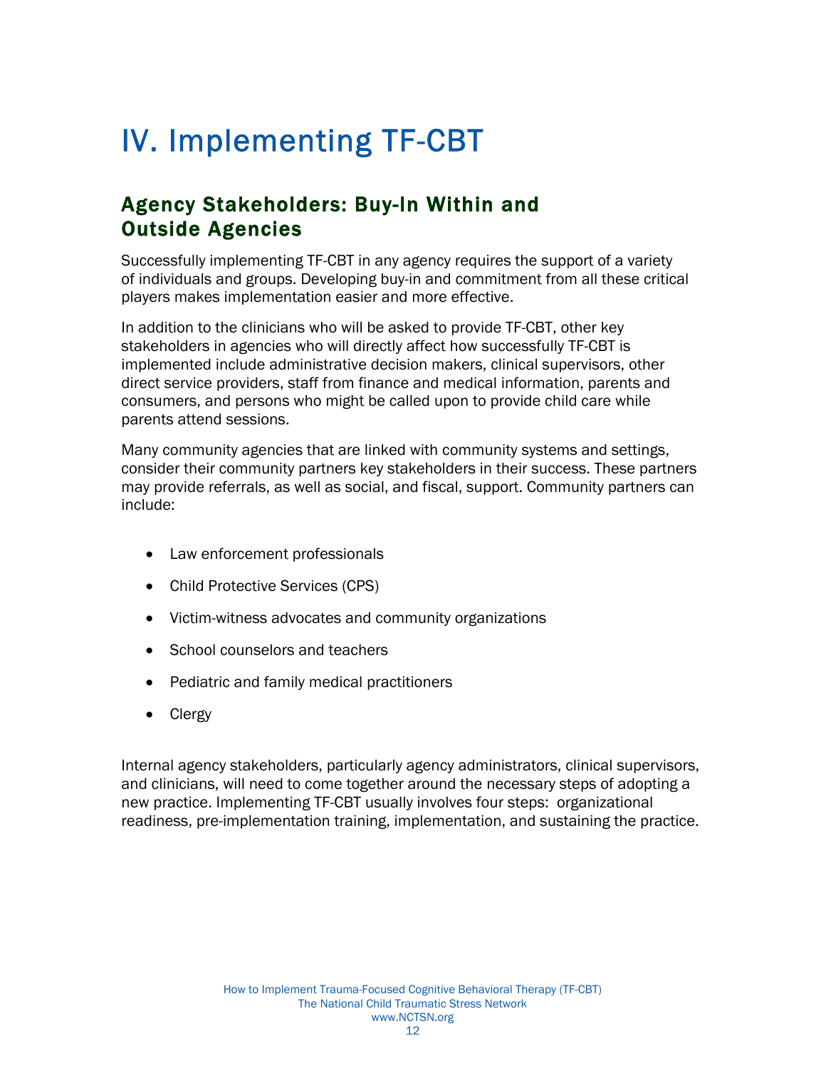# IV. Implementing TF-CBT

## Agency Stakeholders: Buy-In Within and Outside Agencies

Successfully implementing TF-CBT in any agency requires the support of a variety of individuals and groups. Developing buy-in and commitment from all these critical players makes implementation easier and more effective.

In addition to the clinicians who will be asked to provide TF-CBT, other key stakeholders in agencies who will directly affect how successfully TF-CBT is implemented include administrative decision makers, clinical supervisors, other direct service providers, staff from finance and medical information, parents and consumers, and persons who might be called upon to provide child care while parents attend sessions.

Many community agencies that are linked with community systems and settings, consider their community partners key stakeholders in their success. These partners may provide referrals, as well as social, and fiscal, support. Community partners can include:

- Law enforcement professionals
- Child Protective Services (CPS)
- Victim-witness advocates and community organizations
- School counselors and teachers
- Pediatric and family medical practitioners
- Clergy

Internal agency stakeholders, particularly agency administrators, clinical supervisors, and clinicians, will need to come together around the necessary steps of adopting a new practice. Implementing TF-CBT usually involves four steps: organizational readiness, pre-implementation training, implementation, and sustaining the practice.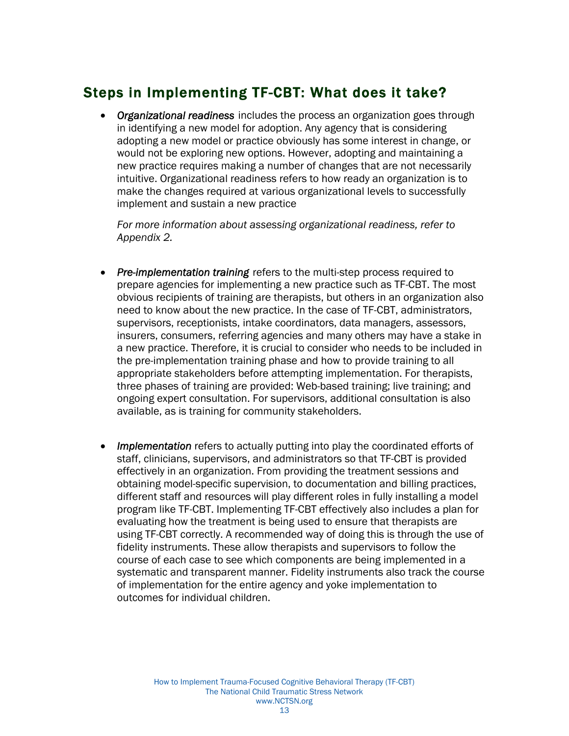## Steps in Implementing TF-CBT: What does it take?

- *Organizational readiness* includes the process an organization goes through in identifying a new model for adoption. Any agency that is considering adopting a new model or practice obviously has some interest in change, or would not be exploring new options. However, adopting and maintaining a new practice requires making a number of changes that are not necessarily intuitive. Organizational readiness refers to how ready an organization is to make the changes required at various organizational levels to successfully implement and sustain a new practice

  *For more information about assessing organizational readiness, refer to Appendix 2.*

- *Pre-implementation training* refers to the multi-step process required to prepare agencies for implementing a new practice such as TF-CBT. The most obvious recipients of training are therapists, but others in an organization also need to know about the new practice. In the case of TF-CBT, administrators, supervisors, receptionists, intake coordinators, data managers, assessors, insurers, consumers, referring agencies and many others may have a stake in a new practice. Therefore, it is crucial to consider who needs to be included in the pre-implementation training phase and how to provide training to all appropriate stakeholders before attempting implementation. For therapists, three phases of training are provided: Web-based training; live training; and ongoing expert consultation. For supervisors, additional consultation is also available, as is training for community stakeholders.

- *Implementation* refers to actually putting into play the coordinated efforts of staff, clinicians, supervisors, and administrators so that TF-CBT is provided effectively in an organization. From providing the treatment sessions and obtaining model-specific supervision, to documentation and billing practices, different staff and resources will play different roles in fully installing a model program like TF-CBT. Implementing TF-CBT effectively also includes a plan for evaluating how the treatment is being used to ensure that therapists are using TF-CBT correctly. A recommended way of doing this is through the use of fidelity instruments. These allow therapists and supervisors to follow the course of each case to see which components are being implemented in a systematic and transparent manner. Fidelity instruments also track the course of implementation for the entire agency and yoke implementation to outcomes for individual children.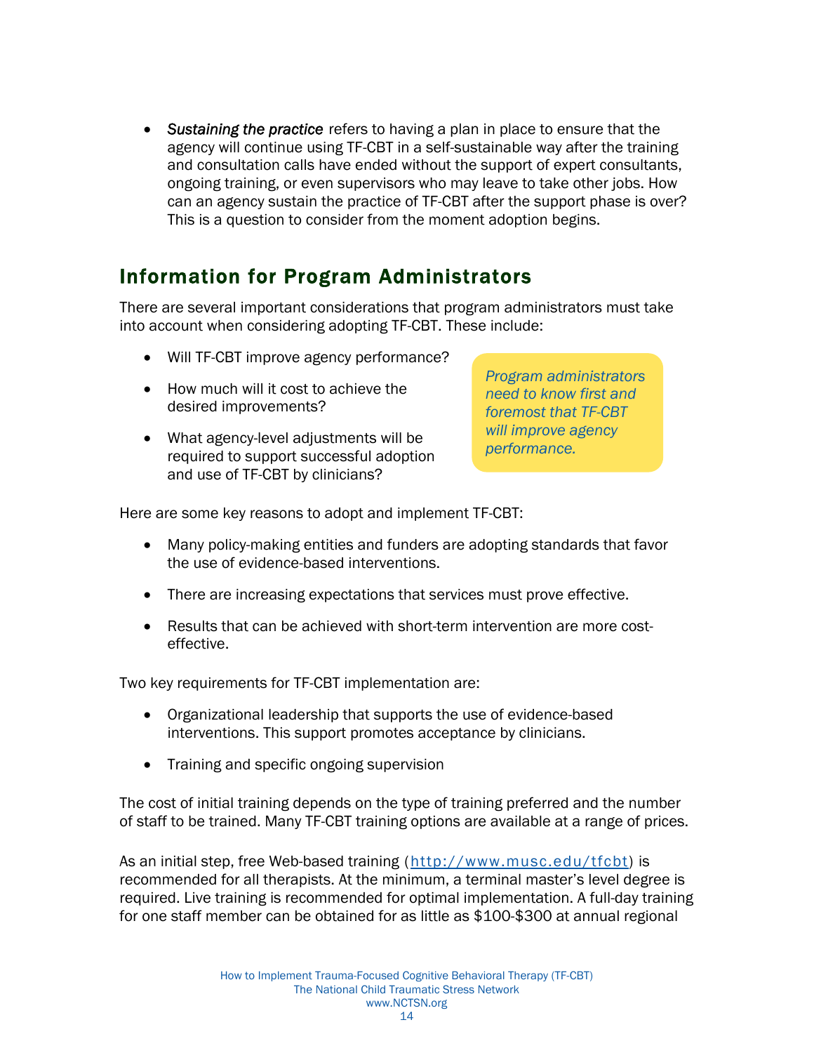- *Sustaining the practice* refers to having a plan in place to ensure that the agency will continue using TF-CBT in a self-sustainable way after the training and consultation calls have ended without the support of expert consultants, ongoing training, or even supervisors who may leave to take other jobs. How can an agency sustain the practice of TF-CBT after the support phase is over? This is a question to consider from the moment adoption begins.

## Information for Program Administrators

There are several important considerations that program administrators must take into account when considering adopting TF-CBT. These include:

- Will TF-CBT improve agency performance?
- How much will it cost to achieve the desired improvements?
- What agency-level adjustments will be required to support successful adoption and use of TF-CBT by clinicians?

*Program administrators need to know first and foremost that TF-CBT will improve agency performance.*

Here are some key reasons to adopt and implement TF-CBT:

- Many policy-making entities and funders are adopting standards that favor the use of evidence-based interventions.
- There are increasing expectations that services must prove effective.
- Results that can be achieved with short-term intervention are more cost-effective.

Two key requirements for TF-CBT implementation are:

- Organizational leadership that supports the use of evidence-based interventions. This support promotes acceptance by clinicians.
- Training and specific ongoing supervision

The cost of initial training depends on the type of training preferred and the number of staff to be trained. Many TF-CBT training options are available at a range of prices.

As an initial step, free Web-based training (http://www.musc.edu/tfcbt) is recommended for all therapists. At the minimum, a terminal master's level degree is required. Live training is recommended for optimal implementation. A full-day training for one staff member can be obtained for as little as $100-$300 at annual regional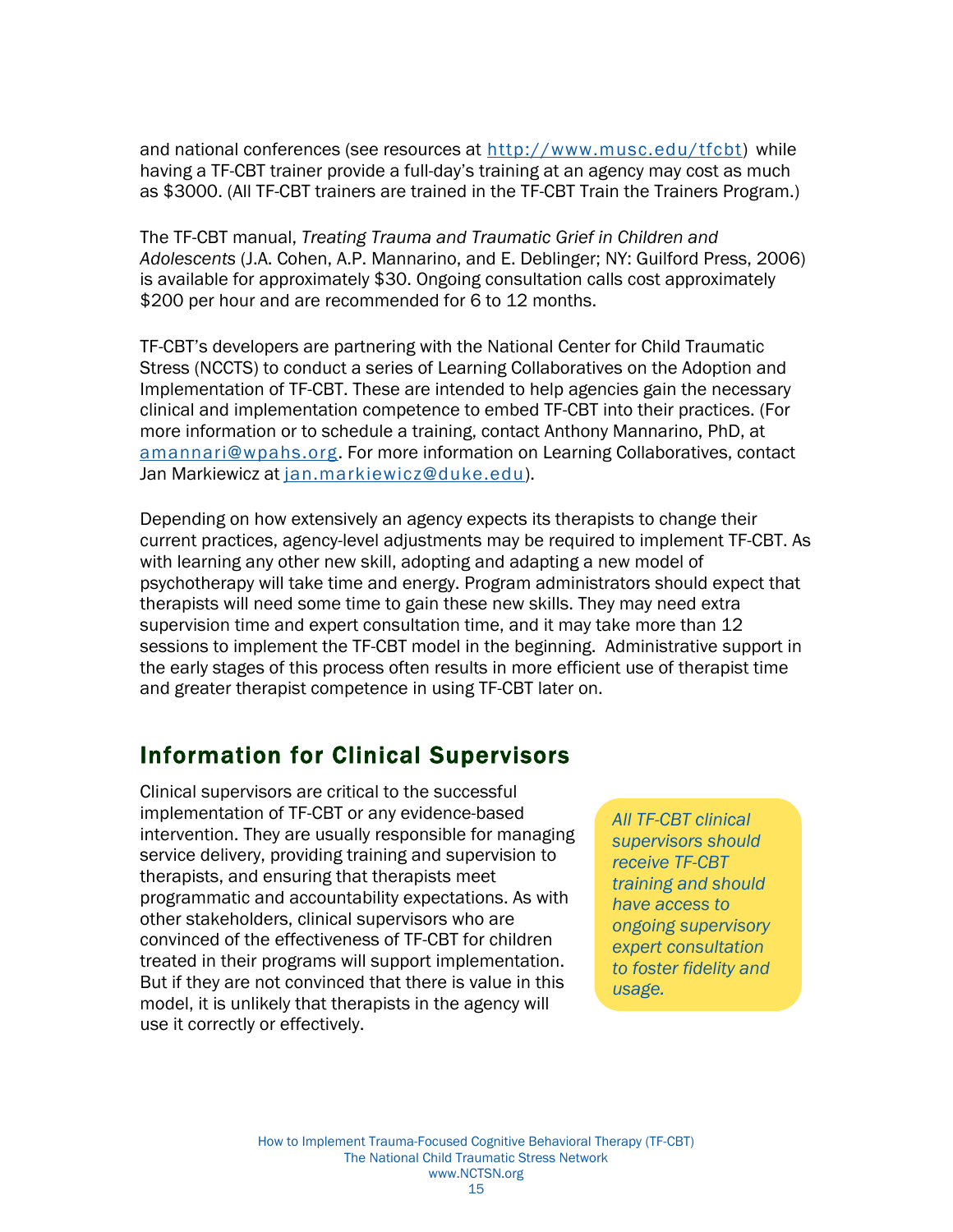and national conferences (see resources at http://www.musc.edu/tfcbt) while having a TF-CBT trainer provide a full-day's training at an agency may cost as much as $3000. (All TF-CBT trainers are trained in the TF-CBT Train the Trainers Program.)

The TF-CBT manual, *Treating Trauma and Traumatic Grief in Children and Adolescents* (J.A. Cohen, A.P. Mannarino, and E. Deblinger; NY: Guilford Press, 2006) is available for approximately $30. Ongoing consultation calls cost approximately $200 per hour and are recommended for 6 to 12 months.

TF-CBT's developers are partnering with the National Center for Child Traumatic Stress (NCCTS) to conduct a series of Learning Collaboratives on the Adoption and Implementation of TF-CBT. These are intended to help agencies gain the necessary clinical and implementation competence to embed TF-CBT into their practices. (For more information or to schedule a training, contact Anthony Mannarino, PhD, at amannari@wpahs.org. For more information on Learning Collaboratives, contact Jan Markiewicz at jan.markiewicz@duke.edu).

Depending on how extensively an agency expects its therapists to change their current practices, agency-level adjustments may be required to implement TF-CBT. As with learning any other new skill, adopting and adapting a new model of psychotherapy will take time and energy. Program administrators should expect that therapists will need some time to gain these new skills. They may need extra supervision time and expert consultation time, and it may take more than 12 sessions to implement the TF-CBT model in the beginning. Administrative support in the early stages of this process often results in more efficient use of therapist time and greater therapist competence in using TF-CBT later on.

## Information for Clinical Supervisors

Clinical supervisors are critical to the successful implementation of TF-CBT or any evidence-based intervention. They are usually responsible for managing service delivery, providing training and supervision to therapists, and ensuring that therapists meet programmatic and accountability expectations. As with other stakeholders, clinical supervisors who are convinced of the effectiveness of TF-CBT for children treated in their programs will support implementation. But if they are not convinced that there is value in this model, it is unlikely that therapists in the agency will use it correctly or effectively.

*All TF-CBT clinical supervisors should receive TF-CBT training and should have access to ongoing supervisory expert consultation to foster fidelity and usage.*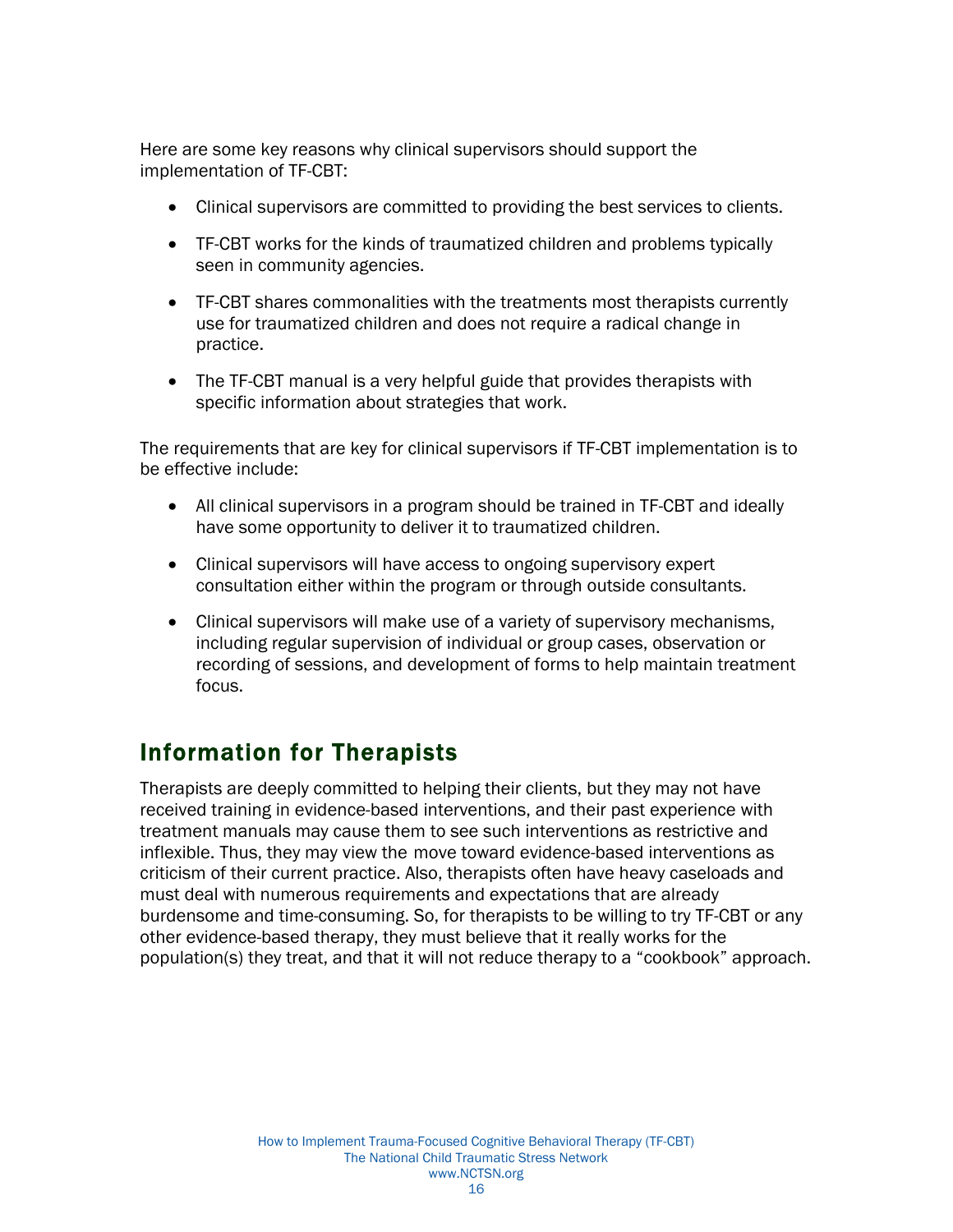Here are some key reasons why clinical supervisors should support the implementation of TF-CBT:

- Clinical supervisors are committed to providing the best services to clients.
- TF-CBT works for the kinds of traumatized children and problems typically seen in community agencies.
- TF-CBT shares commonalities with the treatments most therapists currently use for traumatized children and does not require a radical change in practice.
- The TF-CBT manual is a very helpful guide that provides therapists with specific information about strategies that work.

The requirements that are key for clinical supervisors if TF-CBT implementation is to be effective include:

- All clinical supervisors in a program should be trained in TF-CBT and ideally have some opportunity to deliver it to traumatized children.
- Clinical supervisors will have access to ongoing supervisory expert consultation either within the program or through outside consultants.
- Clinical supervisors will make use of a variety of supervisory mechanisms, including regular supervision of individual or group cases, observation or recording of sessions, and development of forms to help maintain treatment focus.

## Information for Therapists

Therapists are deeply committed to helping their clients, but they may not have received training in evidence-based interventions, and their past experience with treatment manuals may cause them to see such interventions as restrictive and inflexible. Thus, they may view the move toward evidence-based interventions as criticism of their current practice. Also, therapists often have heavy caseloads and must deal with numerous requirements and expectations that are already burdensome and time-consuming. So, for therapists to be willing to try TF-CBT or any other evidence-based therapy, they must believe that it really works for the population(s) they treat, and that it will not reduce therapy to a "cookbook" approach.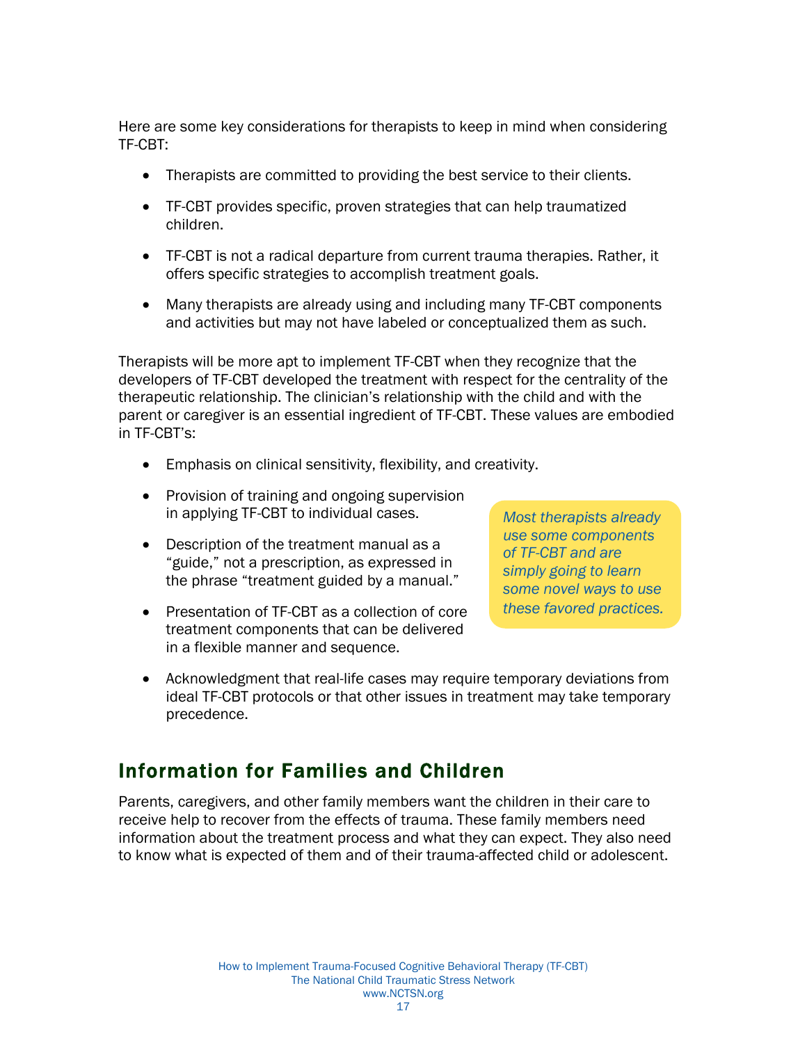Here are some key considerations for therapists to keep in mind when considering TF-CBT:

- Therapists are committed to providing the best service to their clients.
- TF-CBT provides specific, proven strategies that can help traumatized children.
- TF-CBT is not a radical departure from current trauma therapies. Rather, it offers specific strategies to accomplish treatment goals.
- Many therapists are already using and including many TF-CBT components and activities but may not have labeled or conceptualized them as such.

Therapists will be more apt to implement TF-CBT when they recognize that the developers of TF-CBT developed the treatment with respect for the centrality of the therapeutic relationship. The clinician's relationship with the child and with the parent or caregiver is an essential ingredient of TF-CBT. These values are embodied in TF-CBT's:

- Emphasis on clinical sensitivity, flexibility, and creativity.
- Provision of training and ongoing supervision in applying TF-CBT to individual cases.
- Description of the treatment manual as a "guide," not a prescription, as expressed in the phrase "treatment guided by a manual."
- Presentation of TF-CBT as a collection of core treatment components that can be delivered in a flexible manner and sequence.
- Acknowledgment that real-life cases may require temporary deviations from ideal TF-CBT protocols or that other issues in treatment may take temporary precedence.

*Most therapists already use some components of TF-CBT and are simply going to learn some novel ways to use these favored practices.*

## Information for Families and Children

Parents, caregivers, and other family members want the children in their care to receive help to recover from the effects of trauma. These family members need information about the treatment process and what they can expect. They also need to know what is expected of them and of their trauma-affected child or adolescent.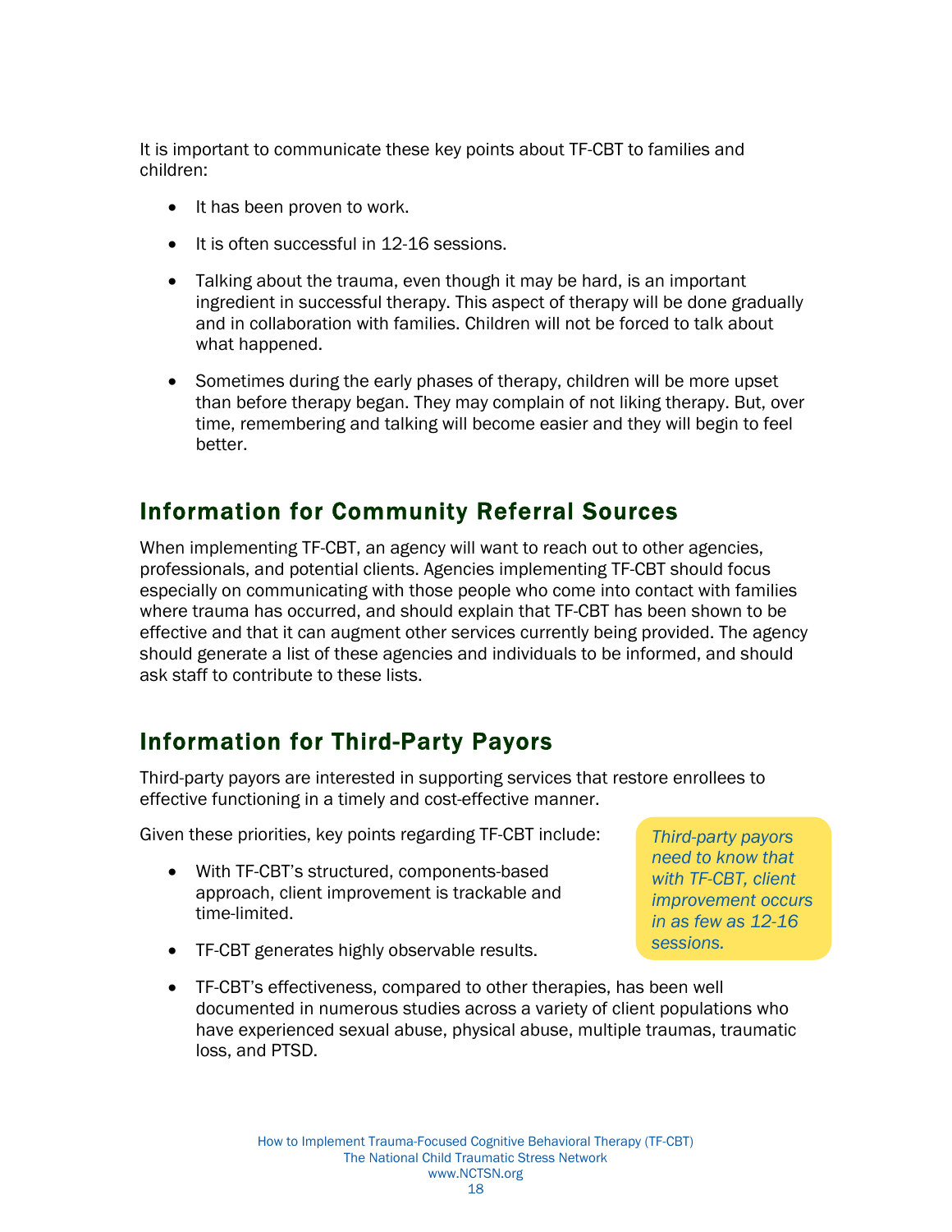It is important to communicate these key points about TF-CBT to families and children:

- It has been proven to work.
- It is often successful in 12-16 sessions.
- Talking about the trauma, even though it may be hard, is an important ingredient in successful therapy. This aspect of therapy will be done gradually and in collaboration with families. Children will not be forced to talk about what happened.
- Sometimes during the early phases of therapy, children will be more upset than before therapy began. They may complain of not liking therapy. But, over time, remembering and talking will become easier and they will begin to feel better.

## Information for Community Referral Sources

When implementing TF-CBT, an agency will want to reach out to other agencies, professionals, and potential clients. Agencies implementing TF-CBT should focus especially on communicating with those people who come into contact with families where trauma has occurred, and should explain that TF-CBT has been shown to be effective and that it can augment other services currently being provided. The agency should generate a list of these agencies and individuals to be informed, and should ask staff to contribute to these lists.

## Information for Third-Party Payors

Third-party payors are interested in supporting services that restore enrollees to effective functioning in a timely and cost-effective manner.

Given these priorities, key points regarding TF-CBT include:

- With TF-CBT's structured, components-based approach, client improvement is trackable and time-limited.
- TF-CBT generates highly observable results.
- TF-CBT's effectiveness, compared to other therapies, has been well documented in numerous studies across a variety of client populations who have experienced sexual abuse, physical abuse, multiple traumas, traumatic loss, and PTSD.

*Third-party payors need to know that with TF-CBT, client improvement occurs in as few as 12-16 sessions.*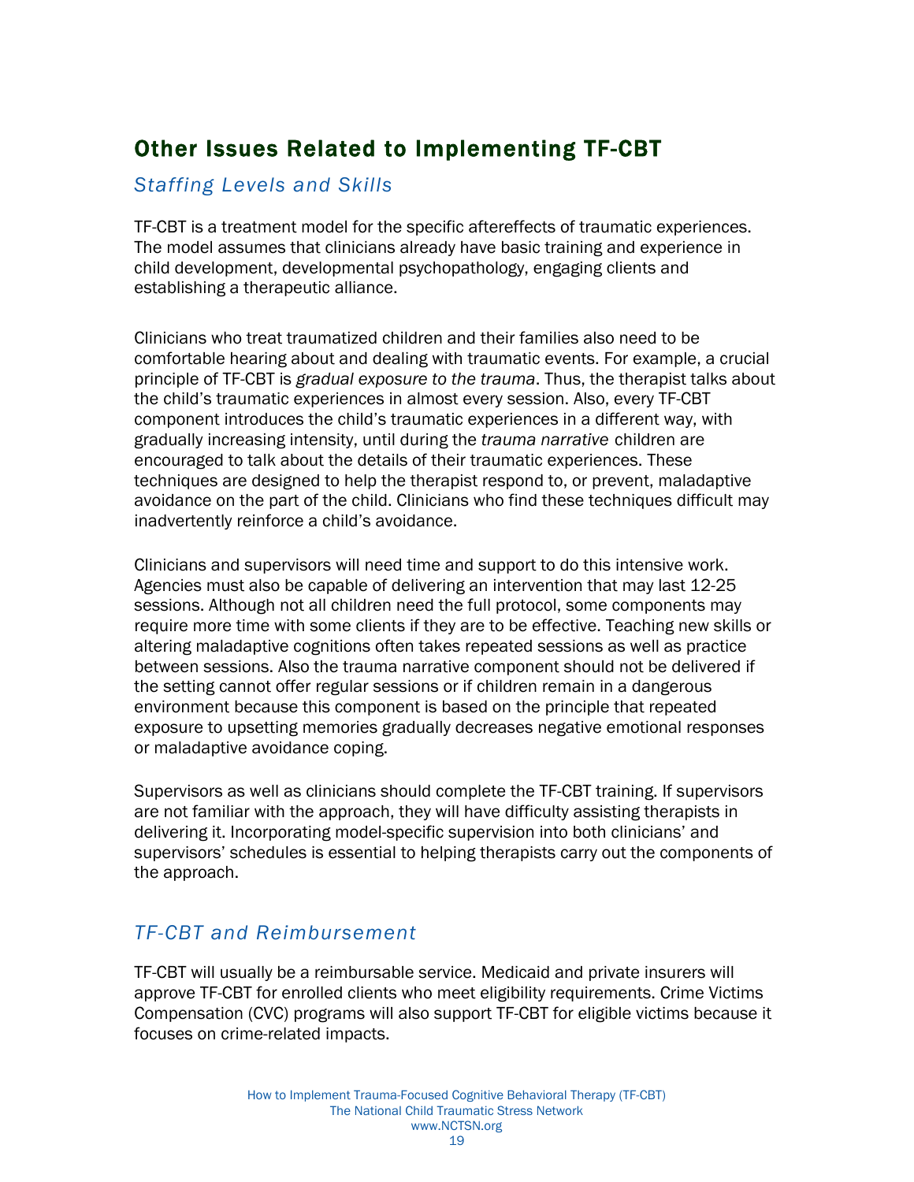## Other Issues Related to Implementing TF-CBT

### *Staffing Levels and Skills*

TF-CBT is a treatment model for the specific aftereffects of traumatic experiences. The model assumes that clinicians already have basic training and experience in child development, developmental psychopathology, engaging clients and establishing a therapeutic alliance.

Clinicians who treat traumatized children and their families also need to be comfortable hearing about and dealing with traumatic events. For example, a crucial principle of TF-CBT is *gradual exposure to the trauma*. Thus, the therapist talks about the child's traumatic experiences in almost every session. Also, every TF-CBT component introduces the child's traumatic experiences in a different way, with gradually increasing intensity, until during the *trauma narrative* children are encouraged to talk about the details of their traumatic experiences. These techniques are designed to help the therapist respond to, or prevent, maladaptive avoidance on the part of the child. Clinicians who find these techniques difficult may inadvertently reinforce a child's avoidance.

Clinicians and supervisors will need time and support to do this intensive work. Agencies must also be capable of delivering an intervention that may last 12-25 sessions. Although not all children need the full protocol, some components may require more time with some clients if they are to be effective. Teaching new skills or altering maladaptive cognitions often takes repeated sessions as well as practice between sessions. Also the trauma narrative component should not be delivered if the setting cannot offer regular sessions or if children remain in a dangerous environment because this component is based on the principle that repeated exposure to upsetting memories gradually decreases negative emotional responses or maladaptive avoidance coping.

Supervisors as well as clinicians should complete the TF-CBT training. If supervisors are not familiar with the approach, they will have difficulty assisting therapists in delivering it. Incorporating model-specific supervision into both clinicians' and supervisors' schedules is essential to helping therapists carry out the components of the approach.

### *TF-CBT and Reimbursement*

TF-CBT will usually be a reimbursable service. Medicaid and private insurers will approve TF-CBT for enrolled clients who meet eligibility requirements. Crime Victims Compensation (CVC) programs will also support TF-CBT for eligible victims because it focuses on crime-related impacts.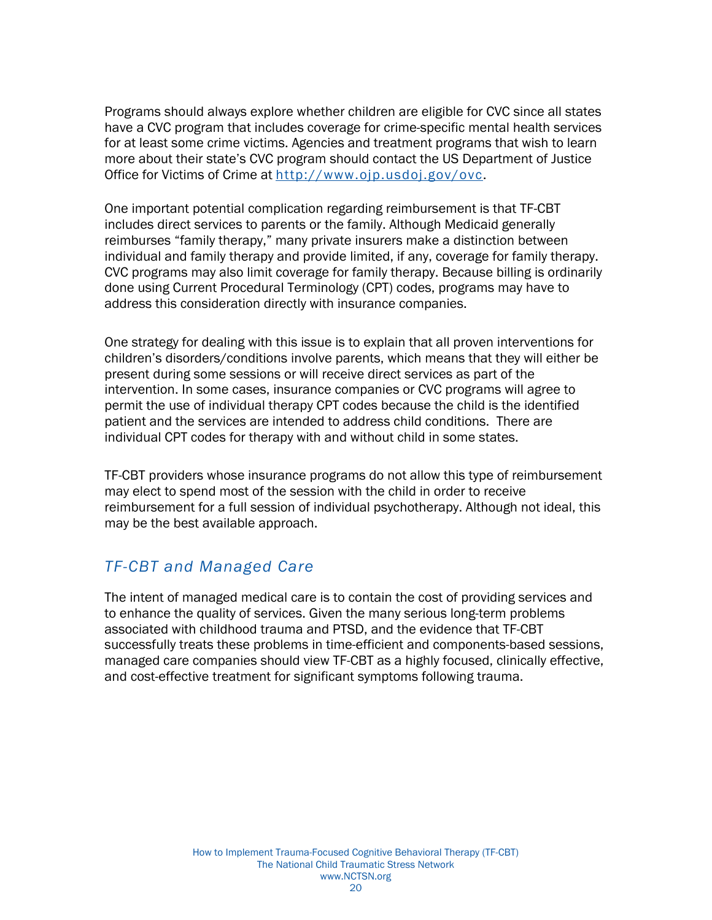Programs should always explore whether children are eligible for CVC since all states have a CVC program that includes coverage for crime-specific mental health services for at least some crime victims. Agencies and treatment programs that wish to learn more about their state's CVC program should contact the US Department of Justice Office for Victims of Crime at [http://www.ojp.usdoj.gov/ovc](http://www.ojp.usdoj.gov/ovc).

One important potential complication regarding reimbursement is that TF-CBT includes direct services to parents or the family. Although Medicaid generally reimburses "family therapy," many private insurers make a distinction between individual and family therapy and provide limited, if any, coverage for family therapy. CVC programs may also limit coverage for family therapy. Because billing is ordinarily done using Current Procedural Terminology (CPT) codes, programs may have to address this consideration directly with insurance companies.

One strategy for dealing with this issue is to explain that all proven interventions for children's disorders/conditions involve parents, which means that they will either be present during some sessions or will receive direct services as part of the intervention. In some cases, insurance companies or CVC programs will agree to permit the use of individual therapy CPT codes because the child is the identified patient and the services are intended to address child conditions. There are individual CPT codes for therapy with and without child in some states.

TF-CBT providers whose insurance programs do not allow this type of reimbursement may elect to spend most of the session with the child in order to receive reimbursement for a full session of individual psychotherapy. Although not ideal, this may be the best available approach.

## *TF-CBT and Managed Care*

The intent of managed medical care is to contain the cost of providing services and to enhance the quality of services. Given the many serious long-term problems associated with childhood trauma and PTSD, and the evidence that TF-CBT successfully treats these problems in time-efficient and components-based sessions, managed care companies should view TF-CBT as a highly focused, clinically effective, and cost-effective treatment for significant symptoms following trauma.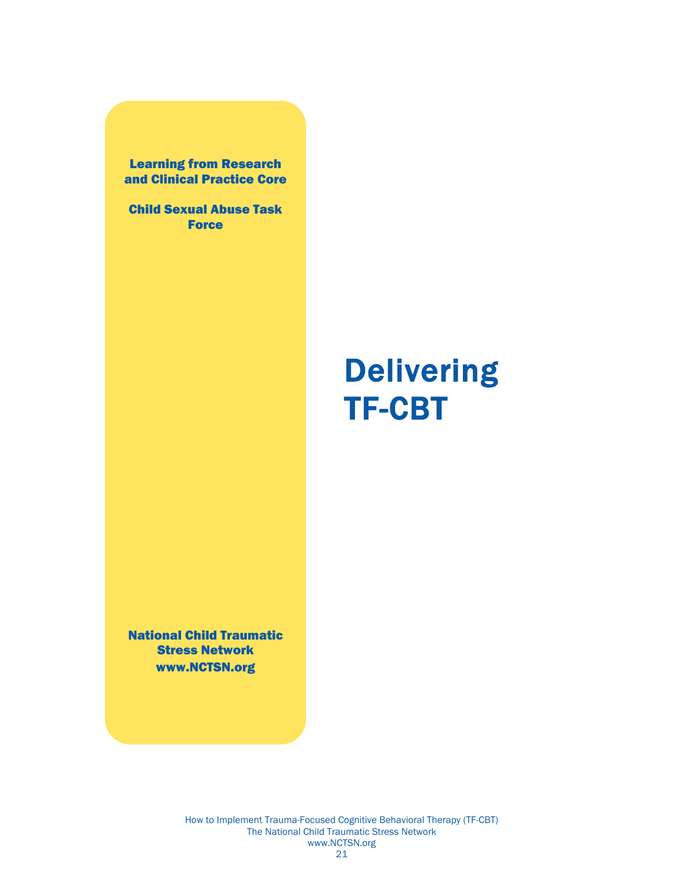Learning from Research and Clinical Practice Core

Child Sexual Abuse Task Force

# Delivering TF-CBT

National Child Traumatic Stress Network
www.NCTSN.org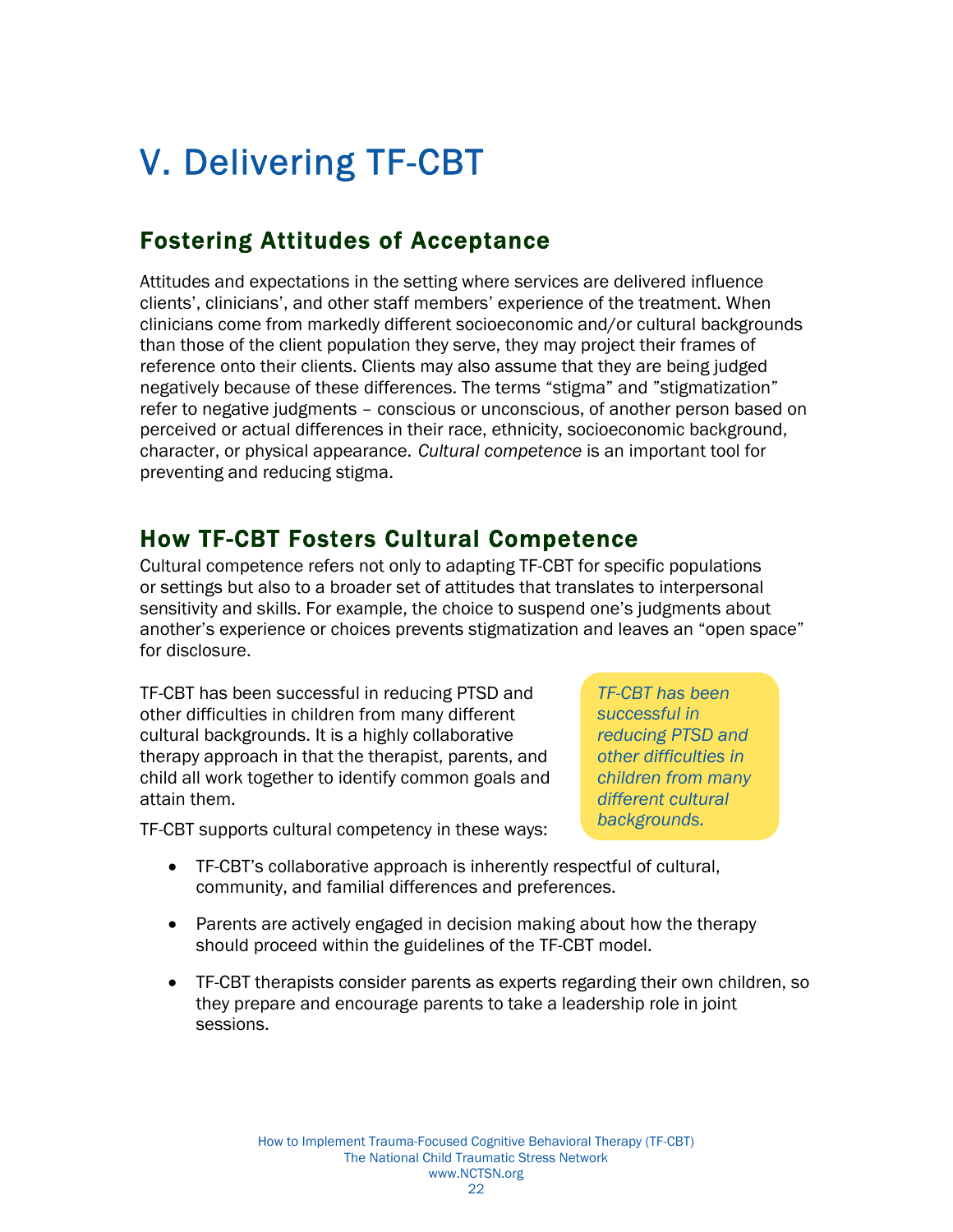# V. Delivering TF-CBT

## Fostering Attitudes of Acceptance

Attitudes and expectations in the setting where services are delivered influence clients', clinicians', and other staff members' experience of the treatment. When clinicians come from markedly different socioeconomic and/or cultural backgrounds than those of the client population they serve, they may project their frames of reference onto their clients. Clients may also assume that they are being judged negatively because of these differences. The terms "stigma" and "stigmatization" refer to negative judgments – conscious or unconscious, of another person based on perceived or actual differences in their race, ethnicity, socioeconomic background, character, or physical appearance. *Cultural competence* is an important tool for preventing and reducing stigma.

## How TF-CBT Fosters Cultural Competence

Cultural competence refers not only to adapting TF-CBT for specific populations or settings but also to a broader set of attitudes that translates to interpersonal sensitivity and skills. For example, the choice to suspend one's judgments about another's experience or choices prevents stigmatization and leaves an "open space" for disclosure.

TF-CBT has been successful in reducing PTSD and other difficulties in children from many different cultural backgrounds. It is a highly collaborative therapy approach in that the therapist, parents, and child all work together to identify common goals and attain them.

*TF-CBT has been successful in reducing PTSD and other difficulties in children from many different cultural backgrounds.*

TF-CBT supports cultural competency in these ways:

- TF-CBT's collaborative approach is inherently respectful of cultural, community, and familial differences and preferences.
- Parents are actively engaged in decision making about how the therapy should proceed within the guidelines of the TF-CBT model.
- TF-CBT therapists consider parents as experts regarding their own children, so they prepare and encourage parents to take a leadership role in joint sessions.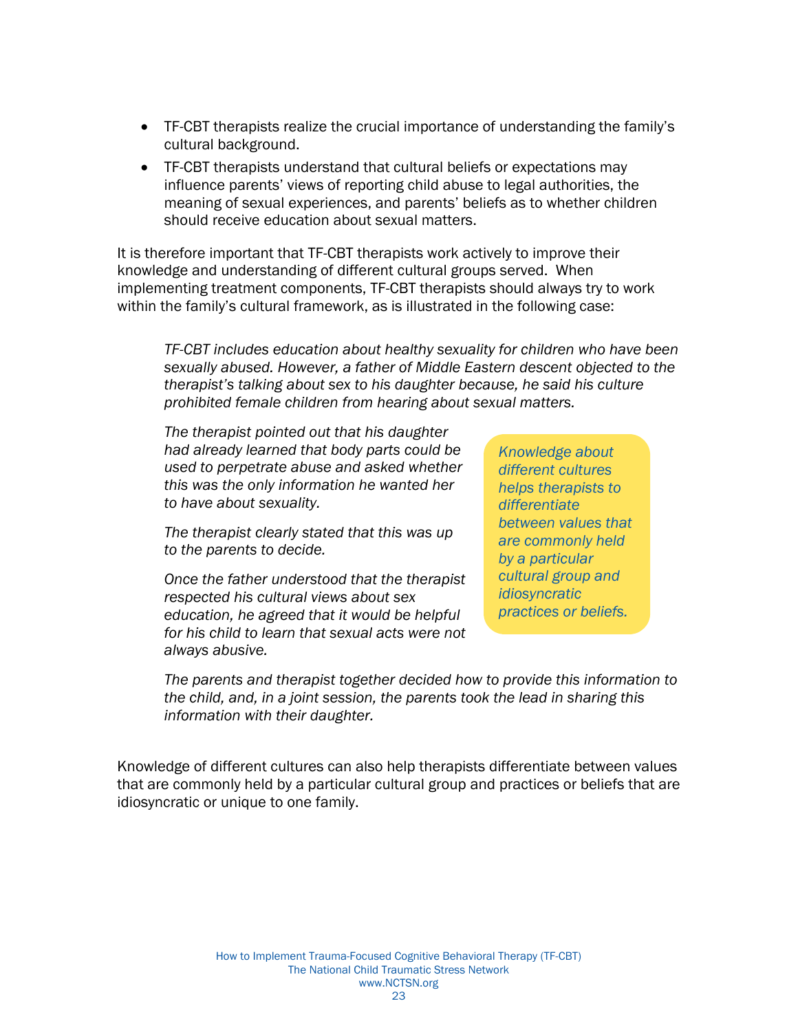- TF-CBT therapists realize the crucial importance of understanding the family's cultural background.
- TF-CBT therapists understand that cultural beliefs or expectations may influence parents' views of reporting child abuse to legal authorities, the meaning of sexual experiences, and parents' beliefs as to whether children should receive education about sexual matters.

It is therefore important that TF-CBT therapists work actively to improve their knowledge and understanding of different cultural groups served. When implementing treatment components, TF-CBT therapists should always try to work within the family's cultural framework, as is illustrated in the following case:

> *TF-CBT includes education about healthy sexuality for children who have been sexually abused. However, a father of Middle Eastern descent objected to the therapist's talking about sex to his daughter because, he said his culture prohibited female children from hearing about sexual matters.*
>
> *The therapist pointed out that his daughter had already learned that body parts could be used to perpetrate abuse and asked whether this was the only information he wanted her to have about sexuality.*
>
> *The therapist clearly stated that this was up to the parents to decide.*
>
> *Once the father understood that the therapist respected his cultural views about sex education, he agreed that it would be helpful for his child to learn that sexual acts were not always abusive.*
>
> *The parents and therapist together decided how to provide this information to the child, and, in a joint session, the parents took the lead in sharing this information with their daughter.*

*Knowledge about different cultures helps therapists to differentiate between values that are commonly held by a particular cultural group and idiosyncratic practices or beliefs.*

Knowledge of different cultures can also help therapists differentiate between values that are commonly held by a particular cultural group and practices or beliefs that are idiosyncratic or unique to one family.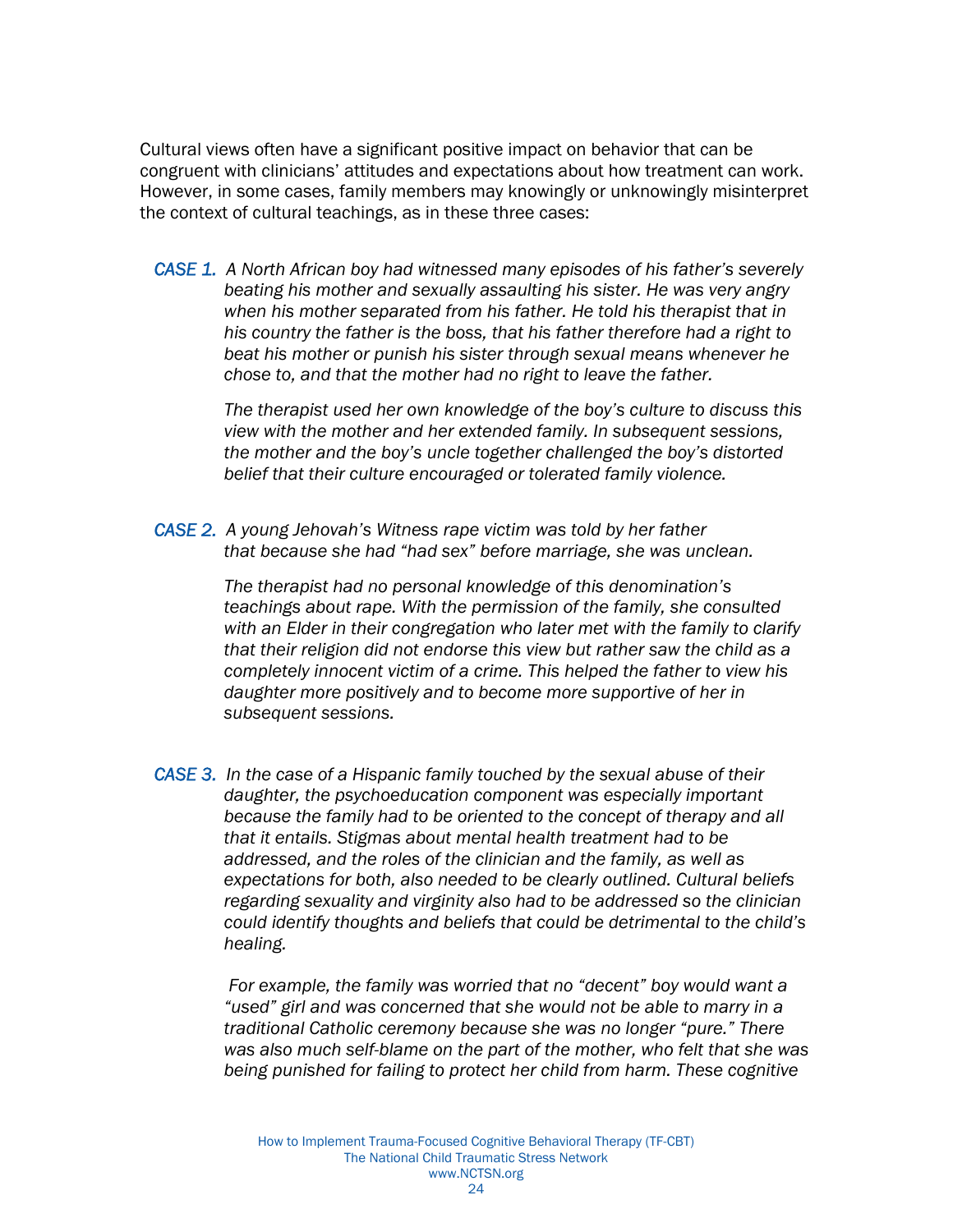Cultural views often have a significant positive impact on behavior that can be congruent with clinicians' attitudes and expectations about how treatment can work. However, in some cases, family members may knowingly or unknowingly misinterpret the context of cultural teachings, as in these three cases:

*CASE 1.* *A North African boy had witnessed many episodes of his father's severely beating his mother and sexually assaulting his sister. He was very angry when his mother separated from his father. He told his therapist that in his country the father is the boss, that his father therefore had a right to beat his mother or punish his sister through sexual means whenever he chose to, and that the mother had no right to leave the father.*

*The therapist used her own knowledge of the boy's culture to discuss this view with the mother and her extended family. In subsequent sessions, the mother and the boy's uncle together challenged the boy's distorted belief that their culture encouraged or tolerated family violence.*

*CASE 2.* *A young Jehovah's Witness rape victim was told by her father that because she had "had sex" before marriage, she was unclean.*

*The therapist had no personal knowledge of this denomination's teachings about rape. With the permission of the family, she consulted with an Elder in their congregation who later met with the family to clarify that their religion did not endorse this view but rather saw the child as a completely innocent victim of a crime. This helped the father to view his daughter more positively and to become more supportive of her in subsequent sessions.*

*CASE 3.* *In the case of a Hispanic family touched by the sexual abuse of their daughter, the psychoeducation component was especially important because the family had to be oriented to the concept of therapy and all that it entails. Stigmas about mental health treatment had to be addressed, and the roles of the clinician and the family, as well as expectations for both, also needed to be clearly outlined. Cultural beliefs regarding sexuality and virginity also had to be addressed so the clinician could identify thoughts and beliefs that could be detrimental to the child's healing.*

*For example, the family was worried that no "decent" boy would want a "used" girl and was concerned that she would not be able to marry in a traditional Catholic ceremony because she was no longer "pure." There was also much self-blame on the part of the mother, who felt that she was being punished for failing to protect her child from harm. These cognitive*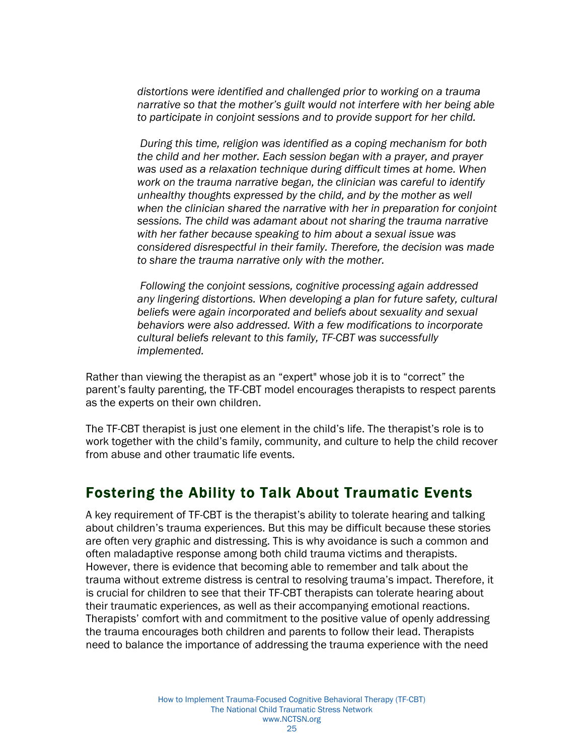*distortions were identified and challenged prior to working on a trauma narrative so that the mother's guilt would not interfere with her being able to participate in conjoint sessions and to provide support for her child.*

*During this time, religion was identified as a coping mechanism for both the child and her mother. Each session began with a prayer, and prayer was used as a relaxation technique during difficult times at home. When work on the trauma narrative began, the clinician was careful to identify unhealthy thoughts expressed by the child, and by the mother as well when the clinician shared the narrative with her in preparation for conjoint sessions. The child was adamant about not sharing the trauma narrative with her father because speaking to him about a sexual issue was considered disrespectful in their family. Therefore, the decision was made to share the trauma narrative only with the mother.*

*Following the conjoint sessions, cognitive processing again addressed any lingering distortions. When developing a plan for future safety, cultural beliefs were again incorporated and beliefs about sexuality and sexual behaviors were also addressed. With a few modifications to incorporate cultural beliefs relevant to this family, TF-CBT was successfully implemented.*

Rather than viewing the therapist as an "expert" whose job it is to "correct" the parent's faulty parenting, the TF-CBT model encourages therapists to respect parents as the experts on their own children.

The TF-CBT therapist is just one element in the child's life. The therapist's role is to work together with the child's family, community, and culture to help the child recover from abuse and other traumatic life events.

## Fostering the Ability to Talk About Traumatic Events

A key requirement of TF-CBT is the therapist's ability to tolerate hearing and talking about children's trauma experiences. But this may be difficult because these stories are often very graphic and distressing. This is why avoidance is such a common and often maladaptive response among both child trauma victims and therapists. However, there is evidence that becoming able to remember and talk about the trauma without extreme distress is central to resolving trauma's impact. Therefore, it is crucial for children to see that their TF-CBT therapists can tolerate hearing about their traumatic experiences, as well as their accompanying emotional reactions. Therapists' comfort with and commitment to the positive value of openly addressing the trauma encourages both children and parents to follow their lead. Therapists need to balance the importance of addressing the trauma experience with the need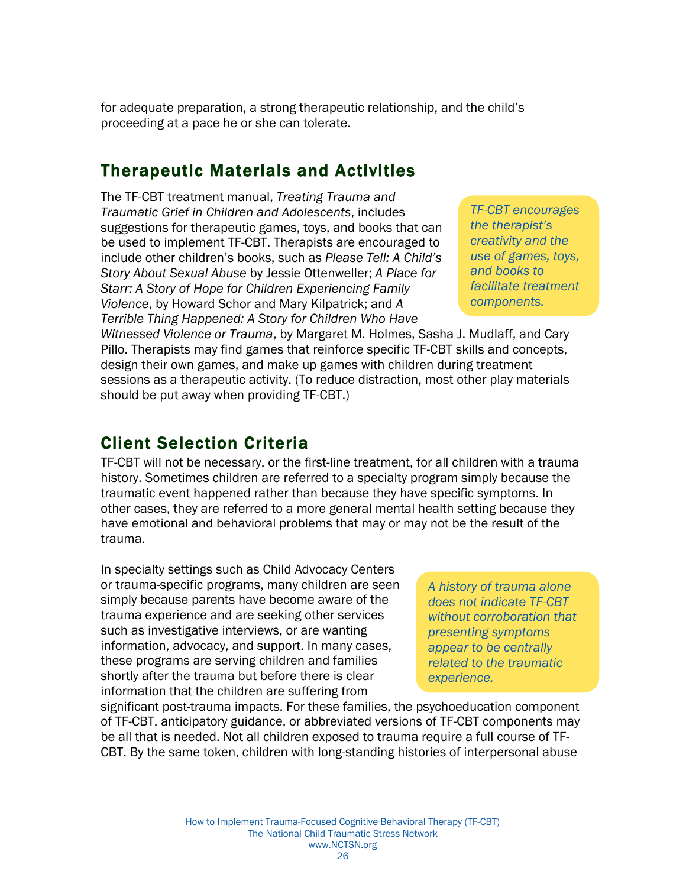for adequate preparation, a strong therapeutic relationship, and the child's proceeding at a pace he or she can tolerate.

## Therapeutic Materials and Activities

The TF-CBT treatment manual, *Treating Trauma and Traumatic Grief in Children and Adolescents*, includes suggestions for therapeutic games, toys, and books that can be used to implement TF-CBT. Therapists are encouraged to include other children's books, such as *Please Tell: A Child's Story About Sexual Abuse* by Jessie Ottenweller; *A Place for Starr: A Story of Hope for Children Experiencing Family Violence*, by Howard Schor and Mary Kilpatrick; and *A Terrible Thing Happened: A Story for Children Who Have Witnessed Violence or Trauma*, by Margaret M. Holmes, Sasha J. Mudlaff, and Cary Pillo. Therapists may find games that reinforce specific TF-CBT skills and concepts, design their own games, and make up games with children during treatment sessions as a therapeutic activity. (To reduce distraction, most other play materials should be put away when providing TF-CBT.)

*TF-CBT encourages the therapist's creativity and the use of games, toys, and books to facilitate treatment components.*

## Client Selection Criteria

TF-CBT will not be necessary, or the first-line treatment, for all children with a trauma history. Sometimes children are referred to a specialty program simply because the traumatic event happened rather than because they have specific symptoms. In other cases, they are referred to a more general mental health setting because they have emotional and behavioral problems that may or may not be the result of the trauma.

In specialty settings such as Child Advocacy Centers or trauma-specific programs, many children are seen simply because parents have become aware of the trauma experience and are seeking other services such as investigative interviews, or are wanting information, advocacy, and support. In many cases, these programs are serving children and families shortly after the trauma but before there is clear information that the children are suffering from significant post-trauma impacts. For these families, the psychoeducation component of TF-CBT, anticipatory guidance, or abbreviated versions of TF-CBT components may be all that is needed. Not all children exposed to trauma require a full course of TF-CBT. By the same token, children with long-standing histories of interpersonal abuse

*A history of trauma alone does not indicate TF-CBT without corroboration that presenting symptoms appear to be centrally related to the traumatic experience.*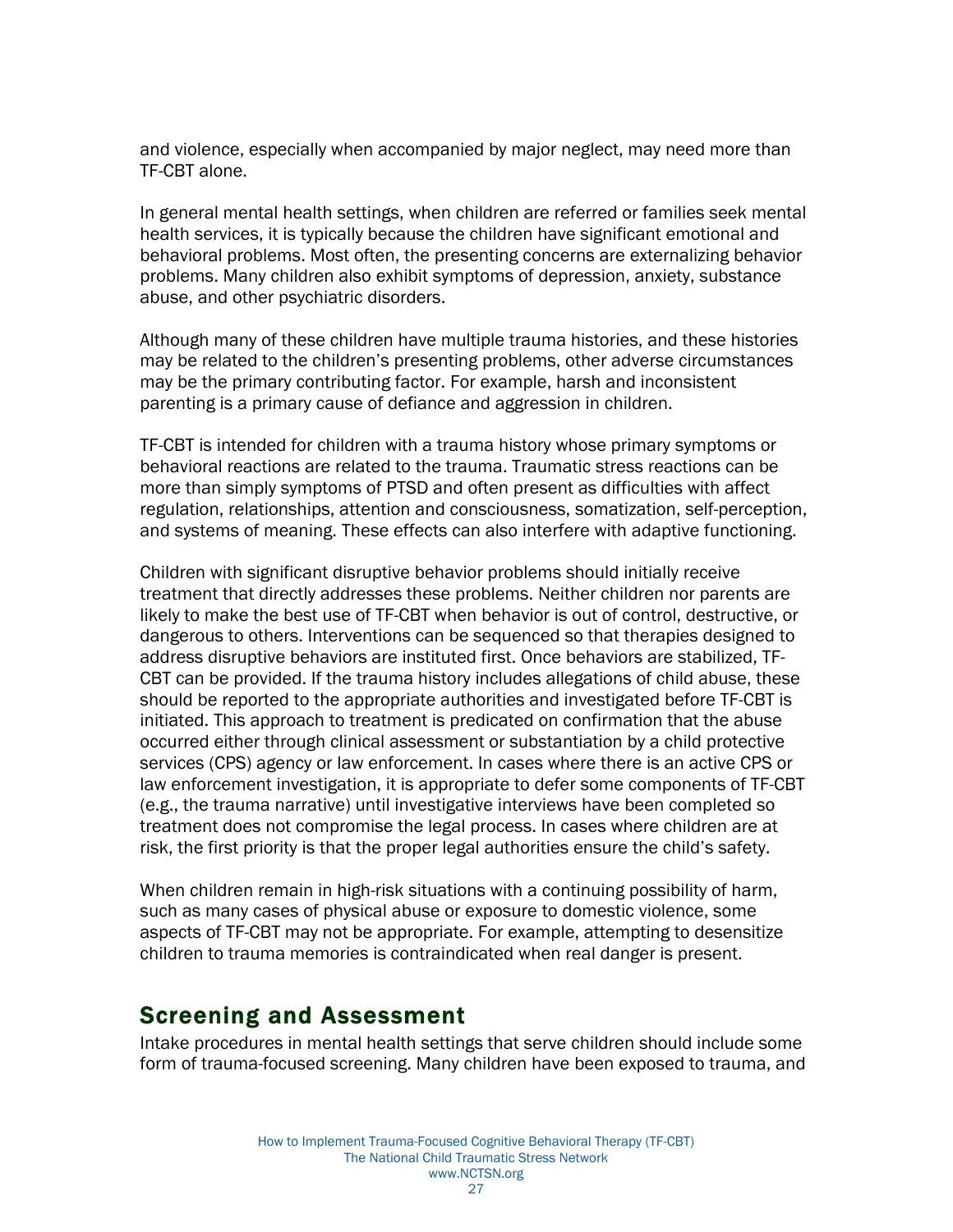and violence, especially when accompanied by major neglect, may need more than TF-CBT alone.

In general mental health settings, when children are referred or families seek mental health services, it is typically because the children have significant emotional and behavioral problems. Most often, the presenting concerns are externalizing behavior problems. Many children also exhibit symptoms of depression, anxiety, substance abuse, and other psychiatric disorders.

Although many of these children have multiple trauma histories, and these histories may be related to the children's presenting problems, other adverse circumstances may be the primary contributing factor. For example, harsh and inconsistent parenting is a primary cause of defiance and aggression in children.

TF-CBT is intended for children with a trauma history whose primary symptoms or behavioral reactions are related to the trauma. Traumatic stress reactions can be more than simply symptoms of PTSD and often present as difficulties with affect regulation, relationships, attention and consciousness, somatization, self-perception, and systems of meaning. These effects can also interfere with adaptive functioning.

Children with significant disruptive behavior problems should initially receive treatment that directly addresses these problems. Neither children nor parents are likely to make the best use of TF-CBT when behavior is out of control, destructive, or dangerous to others. Interventions can be sequenced so that therapies designed to address disruptive behaviors are instituted first. Once behaviors are stabilized, TF-CBT can be provided. If the trauma history includes allegations of child abuse, these should be reported to the appropriate authorities and investigated before TF-CBT is initiated. This approach to treatment is predicated on confirmation that the abuse occurred either through clinical assessment or substantiation by a child protective services (CPS) agency or law enforcement. In cases where there is an active CPS or law enforcement investigation, it is appropriate to defer some components of TF-CBT (e.g., the trauma narrative) until investigative interviews have been completed so treatment does not compromise the legal process. In cases where children are at risk, the first priority is that the proper legal authorities ensure the child's safety.

When children remain in high-risk situations with a continuing possibility of harm, such as many cases of physical abuse or exposure to domestic violence, some aspects of TF-CBT may not be appropriate. For example, attempting to desensitize children to trauma memories is contraindicated when real danger is present.

## Screening and Assessment

Intake procedures in mental health settings that serve children should include some form of trauma-focused screening. Many children have been exposed to trauma, and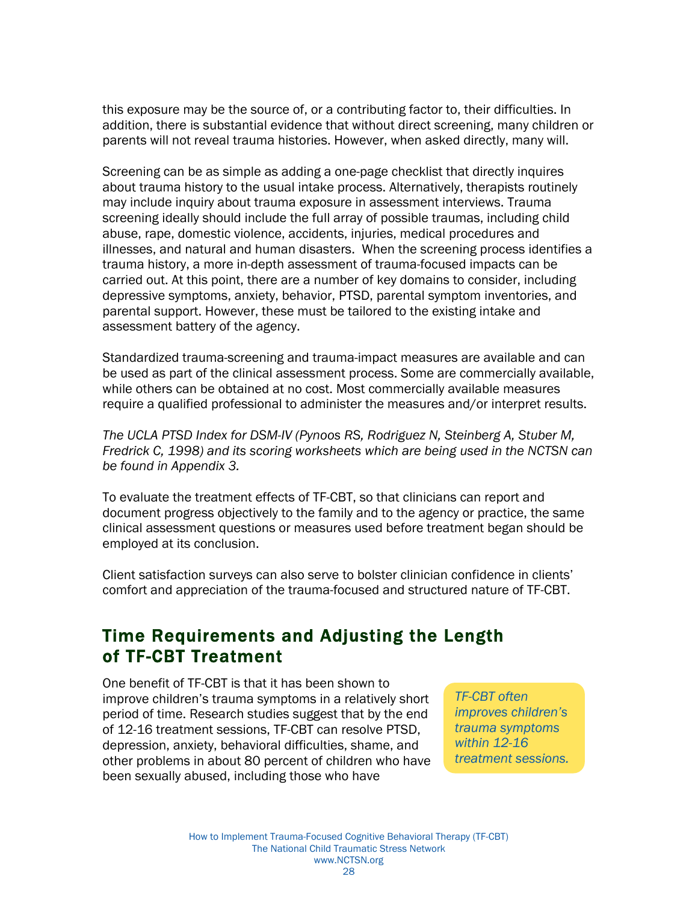this exposure may be the source of, or a contributing factor to, their difficulties. In addition, there is substantial evidence that without direct screening, many children or parents will not reveal trauma histories. However, when asked directly, many will.

Screening can be as simple as adding a one-page checklist that directly inquires about trauma history to the usual intake process. Alternatively, therapists routinely may include inquiry about trauma exposure in assessment interviews. Trauma screening ideally should include the full array of possible traumas, including child abuse, rape, domestic violence, accidents, injuries, medical procedures and illnesses, and natural and human disasters. When the screening process identifies a trauma history, a more in-depth assessment of trauma-focused impacts can be carried out. At this point, there are a number of key domains to consider, including depressive symptoms, anxiety, behavior, PTSD, parental symptom inventories, and parental support. However, these must be tailored to the existing intake and assessment battery of the agency.

Standardized trauma-screening and trauma-impact measures are available and can be used as part of the clinical assessment process. Some are commercially available, while others can be obtained at no cost. Most commercially available measures require a qualified professional to administer the measures and/or interpret results.

*The UCLA PTSD Index for DSM-IV (Pynoos RS, Rodriguez N, Steinberg A, Stuber M, Fredrick C, 1998) and its scoring worksheets which are being used in the NCTSN can be found in Appendix 3.*

To evaluate the treatment effects of TF-CBT, so that clinicians can report and document progress objectively to the family and to the agency or practice, the same clinical assessment questions or measures used before treatment began should be employed at its conclusion.

Client satisfaction surveys can also serve to bolster clinician confidence in clients' comfort and appreciation of the trauma-focused and structured nature of TF-CBT.

## Time Requirements and Adjusting the Length of TF-CBT Treatment

One benefit of TF-CBT is that it has been shown to improve children's trauma symptoms in a relatively short period of time. Research studies suggest that by the end of 12-16 treatment sessions, TF-CBT can resolve PTSD, depression, anxiety, behavioral difficulties, shame, and other problems in about 80 percent of children who have been sexually abused, including those who have

*TF-CBT often improves children's trauma symptoms within 12-16 treatment sessions.*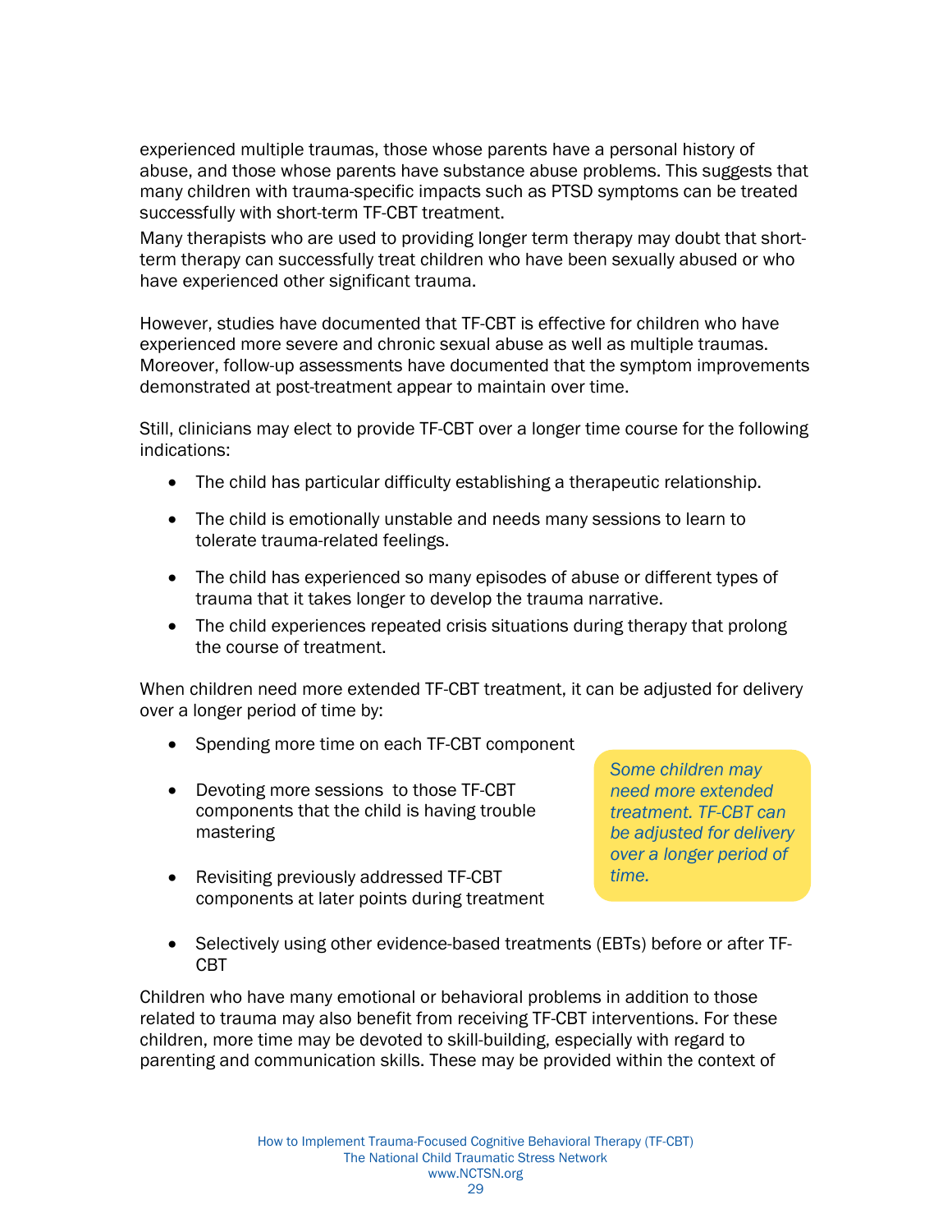experienced multiple traumas, those whose parents have a personal history of abuse, and those whose parents have substance abuse problems. This suggests that many children with trauma-specific impacts such as PTSD symptoms can be treated successfully with short-term TF-CBT treatment.

Many therapists who are used to providing longer term therapy may doubt that short-term therapy can successfully treat children who have been sexually abused or who have experienced other significant trauma.

However, studies have documented that TF-CBT is effective for children who have experienced more severe and chronic sexual abuse as well as multiple traumas. Moreover, follow-up assessments have documented that the symptom improvements demonstrated at post-treatment appear to maintain over time.

Still, clinicians may elect to provide TF-CBT over a longer time course for the following indications:

- The child has particular difficulty establishing a therapeutic relationship.
- The child is emotionally unstable and needs many sessions to learn to tolerate trauma-related feelings.
- The child has experienced so many episodes of abuse or different types of trauma that it takes longer to develop the trauma narrative.
- The child experiences repeated crisis situations during therapy that prolong the course of treatment.

When children need more extended TF-CBT treatment, it can be adjusted for delivery over a longer period of time by:

- Spending more time on each TF-CBT component
- Devoting more sessions to those TF-CBT components that the child is having trouble mastering
- Revisiting previously addressed TF-CBT components at later points during treatment
- Selectively using other evidence-based treatments (EBTs) before or after TF-CBT

*Some children may need more extended treatment. TF-CBT can be adjusted for delivery over a longer period of time.*

Children who have many emotional or behavioral problems in addition to those related to trauma may also benefit from receiving TF-CBT interventions. For these children, more time may be devoted to skill-building, especially with regard to parenting and communication skills. These may be provided within the context of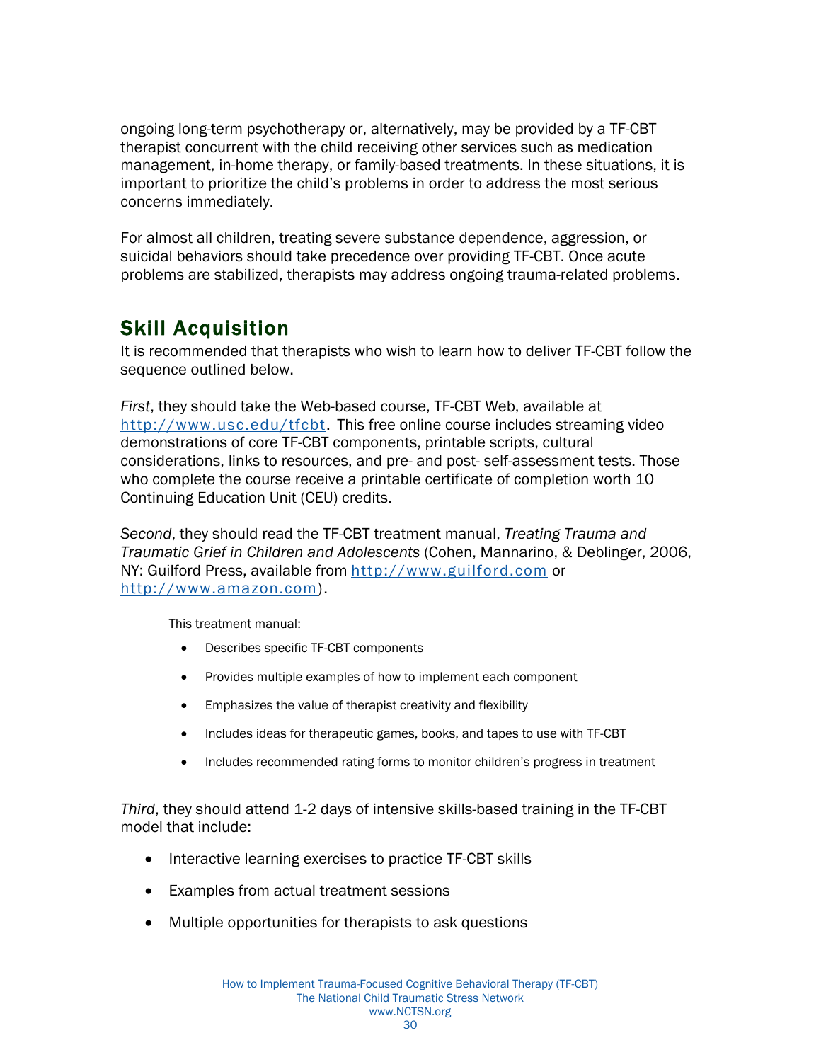ongoing long-term psychotherapy or, alternatively, may be provided by a TF-CBT therapist concurrent with the child receiving other services such as medication management, in-home therapy, or family-based treatments. In these situations, it is important to prioritize the child's problems in order to address the most serious concerns immediately.

For almost all children, treating severe substance dependence, aggression, or suicidal behaviors should take precedence over providing TF-CBT. Once acute problems are stabilized, therapists may address ongoing trauma-related problems.

## Skill Acquisition

It is recommended that therapists who wish to learn how to deliver TF-CBT follow the sequence outlined below.

*First*, they should take the Web-based course, TF-CBT Web, available at http://www.usc.edu/tfcbt. This free online course includes streaming video demonstrations of core TF-CBT components, printable scripts, cultural considerations, links to resources, and pre- and post- self-assessment tests. Those who complete the course receive a printable certificate of completion worth 10 Continuing Education Unit (CEU) credits.

*Second*, they should read the TF-CBT treatment manual, *Treating Trauma and Traumatic Grief in Children and Adolescents* (Cohen, Mannarino, & Deblinger, 2006, NY: Guilford Press, available from http://www.guilford.com or http://www.amazon.com).

This treatment manual:

- Describes specific TF-CBT components
- Provides multiple examples of how to implement each component
- Emphasizes the value of therapist creativity and flexibility
- Includes ideas for therapeutic games, books, and tapes to use with TF-CBT
- Includes recommended rating forms to monitor children's progress in treatment

*Third*, they should attend 1-2 days of intensive skills-based training in the TF-CBT model that include:

- Interactive learning exercises to practice TF-CBT skills
- Examples from actual treatment sessions
- Multiple opportunities for therapists to ask questions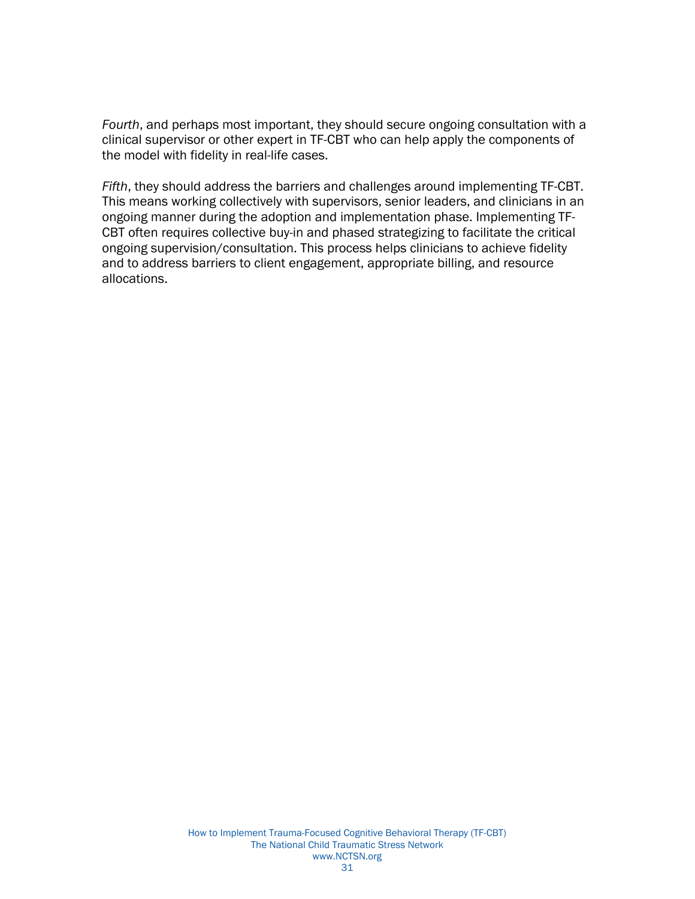*Fourth*, and perhaps most important, they should secure ongoing consultation with a clinical supervisor or other expert in TF-CBT who can help apply the components of the model with fidelity in real-life cases.

*Fifth*, they should address the barriers and challenges around implementing TF-CBT. This means working collectively with supervisors, senior leaders, and clinicians in an ongoing manner during the adoption and implementation phase. Implementing TF-CBT often requires collective buy-in and phased strategizing to facilitate the critical ongoing supervision/consultation. This process helps clinicians to achieve fidelity and to address barriers to client engagement, appropriate billing, and resource allocations.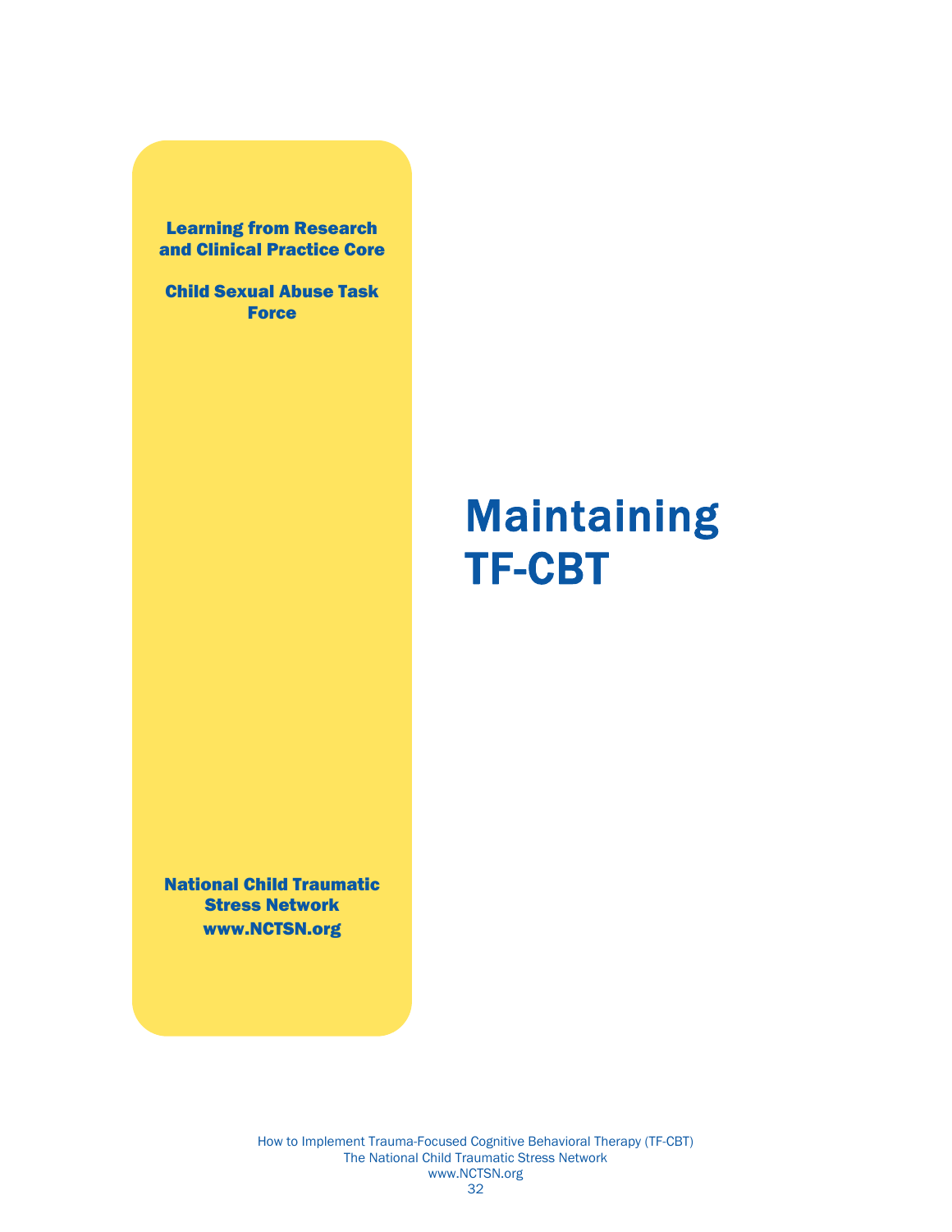Learning from Research and Clinical Practice Core

Child Sexual Abuse Task Force

National Child Traumatic Stress Network
www.NCTSN.org

# Maintaining TF-CBT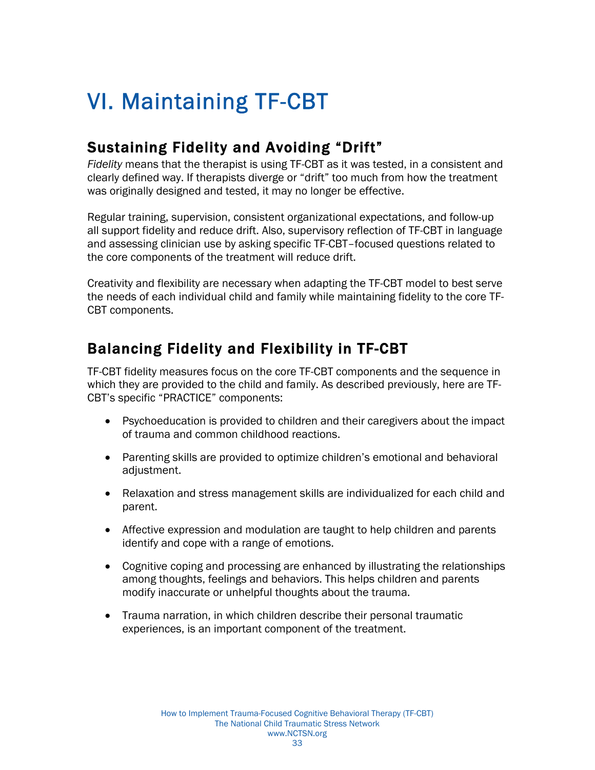# VI. Maintaining TF-CBT

## Sustaining Fidelity and Avoiding "Drift"

*Fidelity* means that the therapist is using TF-CBT as it was tested, in a consistent and clearly defined way. If therapists diverge or "drift" too much from how the treatment was originally designed and tested, it may no longer be effective.

Regular training, supervision, consistent organizational expectations, and follow-up all support fidelity and reduce drift. Also, supervisory reflection of TF-CBT in language and assessing clinician use by asking specific TF-CBT–focused questions related to the core components of the treatment will reduce drift.

Creativity and flexibility are necessary when adapting the TF-CBT model to best serve the needs of each individual child and family while maintaining fidelity to the core TF-CBT components.

## Balancing Fidelity and Flexibility in TF-CBT

TF-CBT fidelity measures focus on the core TF-CBT components and the sequence in which they are provided to the child and family. As described previously, here are TF-CBT's specific "PRACTICE" components:

- Psychoeducation is provided to children and their caregivers about the impact of trauma and common childhood reactions.
- Parenting skills are provided to optimize children's emotional and behavioral adjustment.
- Relaxation and stress management skills are individualized for each child and parent.
- Affective expression and modulation are taught to help children and parents identify and cope with a range of emotions.
- Cognitive coping and processing are enhanced by illustrating the relationships among thoughts, feelings and behaviors. This helps children and parents modify inaccurate or unhelpful thoughts about the trauma.
- Trauma narration, in which children describe their personal traumatic experiences, is an important component of the treatment.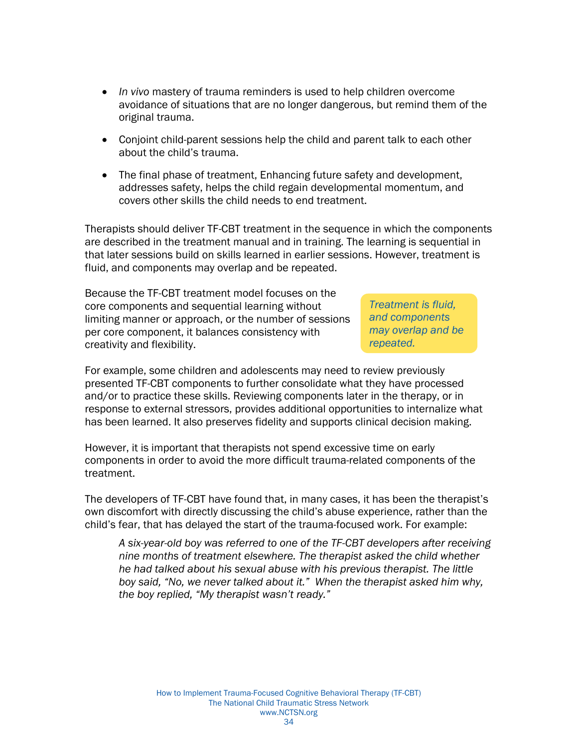- *In vivo* mastery of trauma reminders is used to help children overcome avoidance of situations that are no longer dangerous, but remind them of the original trauma.
- Conjoint child-parent sessions help the child and parent talk to each other about the child's trauma.
- The final phase of treatment, Enhancing future safety and development, addresses safety, helps the child regain developmental momentum, and covers other skills the child needs to end treatment.

Therapists should deliver TF-CBT treatment in the sequence in which the components are described in the treatment manual and in training. The learning is sequential in that later sessions build on skills learned in earlier sessions. However, treatment is fluid, and components may overlap and be repeated.

Because the TF-CBT treatment model focuses on the core components and sequential learning without limiting manner or approach, or the number of sessions per core component, it balances consistency with creativity and flexibility.

> *Treatment is fluid, and components may overlap and be repeated.*

For example, some children and adolescents may need to review previously presented TF-CBT components to further consolidate what they have processed and/or to practice these skills. Reviewing components later in the therapy, or in response to external stressors, provides additional opportunities to internalize what has been learned. It also preserves fidelity and supports clinical decision making.

However, it is important that therapists not spend excessive time on early components in order to avoid the more difficult trauma-related components of the treatment.

The developers of TF-CBT have found that, in many cases, it has been the therapist's own discomfort with directly discussing the child's abuse experience, rather than the child's fear, that has delayed the start of the trauma-focused work. For example:

> *A six-year-old boy was referred to one of the TF-CBT developers after receiving nine months of treatment elsewhere. The therapist asked the child whether he had talked about his sexual abuse with his previous therapist. The little boy said, "No, we never talked about it." When the therapist asked him why, the boy replied, "My therapist wasn't ready."*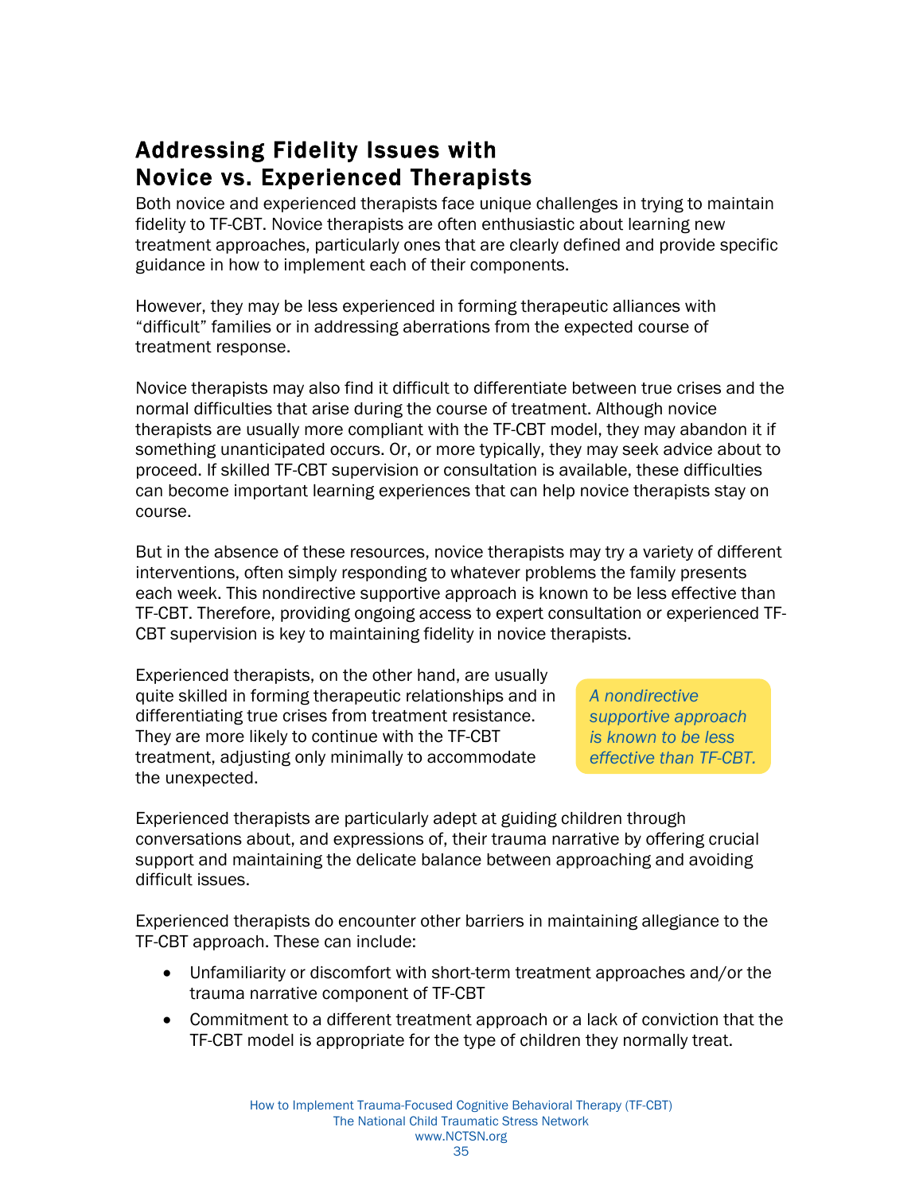## Addressing Fidelity Issues with Novice vs. Experienced Therapists

Both novice and experienced therapists face unique challenges in trying to maintain fidelity to TF-CBT. Novice therapists are often enthusiastic about learning new treatment approaches, particularly ones that are clearly defined and provide specific guidance in how to implement each of their components.

However, they may be less experienced in forming therapeutic alliances with "difficult" families or in addressing aberrations from the expected course of treatment response.

Novice therapists may also find it difficult to differentiate between true crises and the normal difficulties that arise during the course of treatment. Although novice therapists are usually more compliant with the TF-CBT model, they may abandon it if something unanticipated occurs. Or, or more typically, they may seek advice about to proceed. If skilled TF-CBT supervision or consultation is available, these difficulties can become important learning experiences that can help novice therapists stay on course.

But in the absence of these resources, novice therapists may try a variety of different interventions, often simply responding to whatever problems the family presents each week. This nondirective supportive approach is known to be less effective than TF-CBT. Therefore, providing ongoing access to expert consultation or experienced TF-CBT supervision is key to maintaining fidelity in novice therapists.

Experienced therapists, on the other hand, are usually quite skilled in forming therapeutic relationships and in differentiating true crises from treatment resistance. They are more likely to continue with the TF-CBT treatment, adjusting only minimally to accommodate the unexpected.

*A nondirective supportive approach is known to be less effective than TF-CBT.*

Experienced therapists are particularly adept at guiding children through conversations about, and expressions of, their trauma narrative by offering crucial support and maintaining the delicate balance between approaching and avoiding difficult issues.

Experienced therapists do encounter other barriers in maintaining allegiance to the TF-CBT approach. These can include:

- Unfamiliarity or discomfort with short-term treatment approaches and/or the trauma narrative component of TF-CBT
- Commitment to a different treatment approach or a lack of conviction that the TF-CBT model is appropriate for the type of children they normally treat.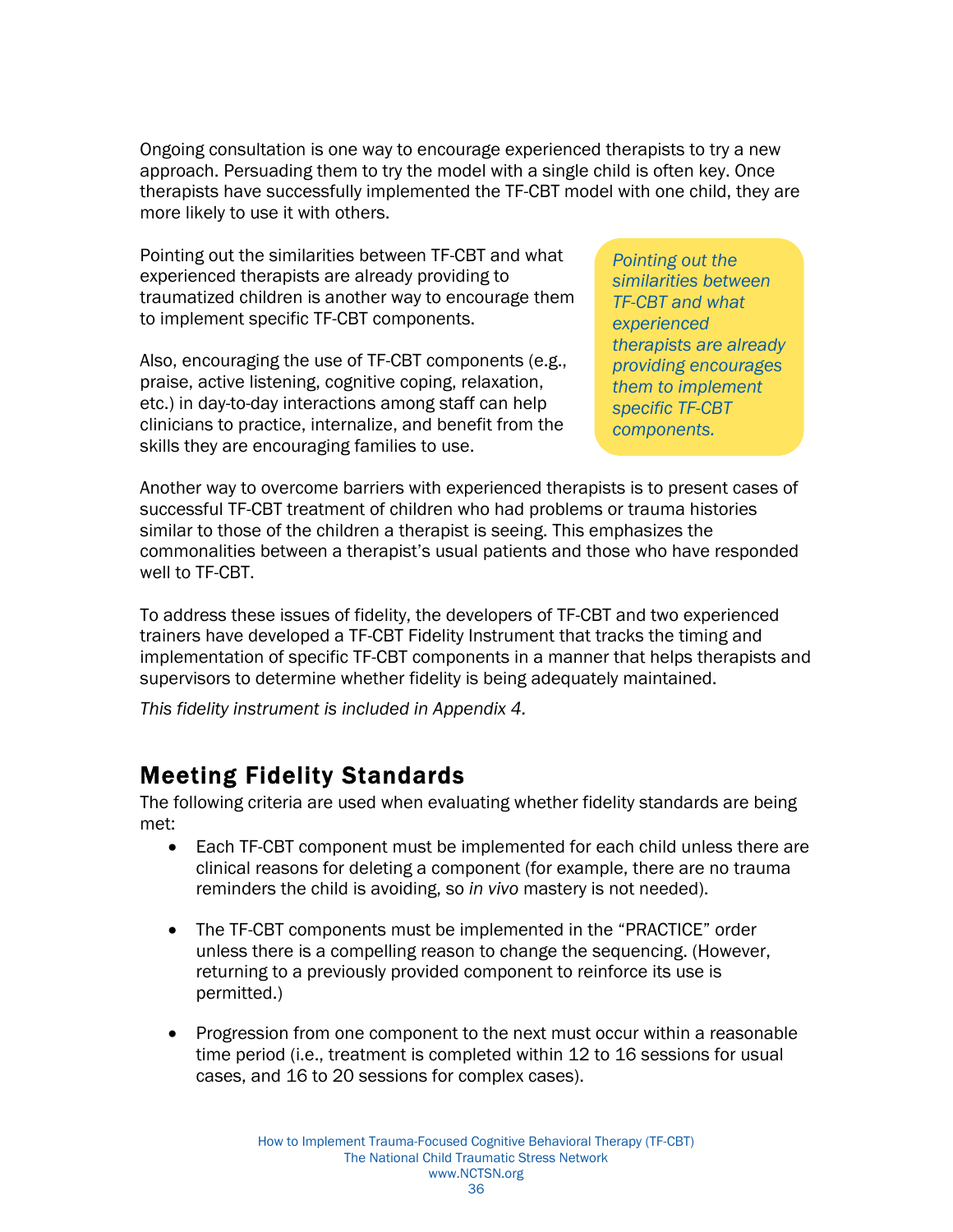Ongoing consultation is one way to encourage experienced therapists to try a new approach. Persuading them to try the model with a single child is often key. Once therapists have successfully implemented the TF-CBT model with one child, they are more likely to use it with others.

Pointing out the similarities between TF-CBT and what experienced therapists are already providing to traumatized children is another way to encourage them to implement specific TF-CBT components.

> *Pointing out the similarities between TF-CBT and what experienced therapists are already providing encourages them to implement specific TF-CBT components.*

Also, encouraging the use of TF-CBT components (e.g., praise, active listening, cognitive coping, relaxation, etc.) in day-to-day interactions among staff can help clinicians to practice, internalize, and benefit from the skills they are encouraging families to use.

Another way to overcome barriers with experienced therapists is to present cases of successful TF-CBT treatment of children who had problems or trauma histories similar to those of the children a therapist is seeing. This emphasizes the commonalities between a therapist's usual patients and those who have responded well to TF-CBT.

To address these issues of fidelity, the developers of TF-CBT and two experienced trainers have developed a TF-CBT Fidelity Instrument that tracks the timing and implementation of specific TF-CBT components in a manner that helps therapists and supervisors to determine whether fidelity is being adequately maintained.

*This fidelity instrument is included in Appendix 4.*

## Meeting Fidelity Standards

The following criteria are used when evaluating whether fidelity standards are being met:

- Each TF-CBT component must be implemented for each child unless there are clinical reasons for deleting a component (for example, there are no trauma reminders the child is avoiding, so *in vivo* mastery is not needed).

- The TF-CBT components must be implemented in the "PRACTICE" order unless there is a compelling reason to change the sequencing. (However, returning to a previously provided component to reinforce its use is permitted.)

- Progression from one component to the next must occur within a reasonable time period (i.e., treatment is completed within 12 to 16 sessions for usual cases, and 16 to 20 sessions for complex cases).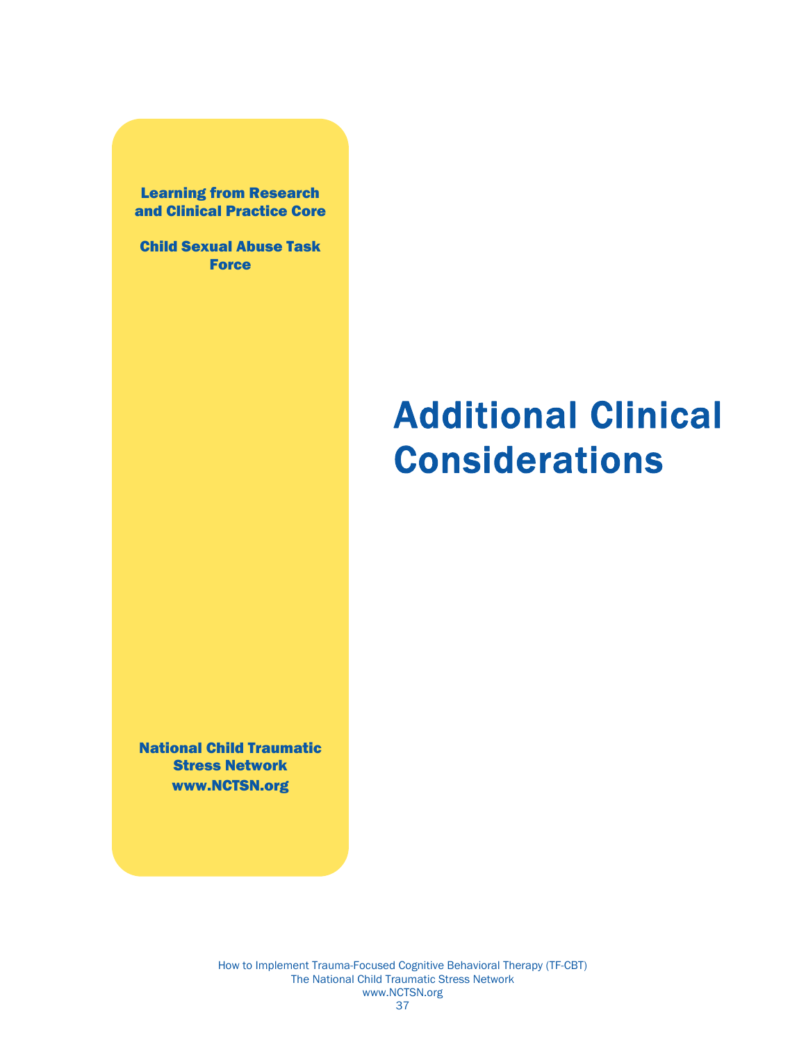**Learning from Research and Clinical Practice Core**

**Child Sexual Abuse Task Force**

# Additional Clinical Considerations

**National Child Traumatic Stress Network**
**www.NCTSN.org**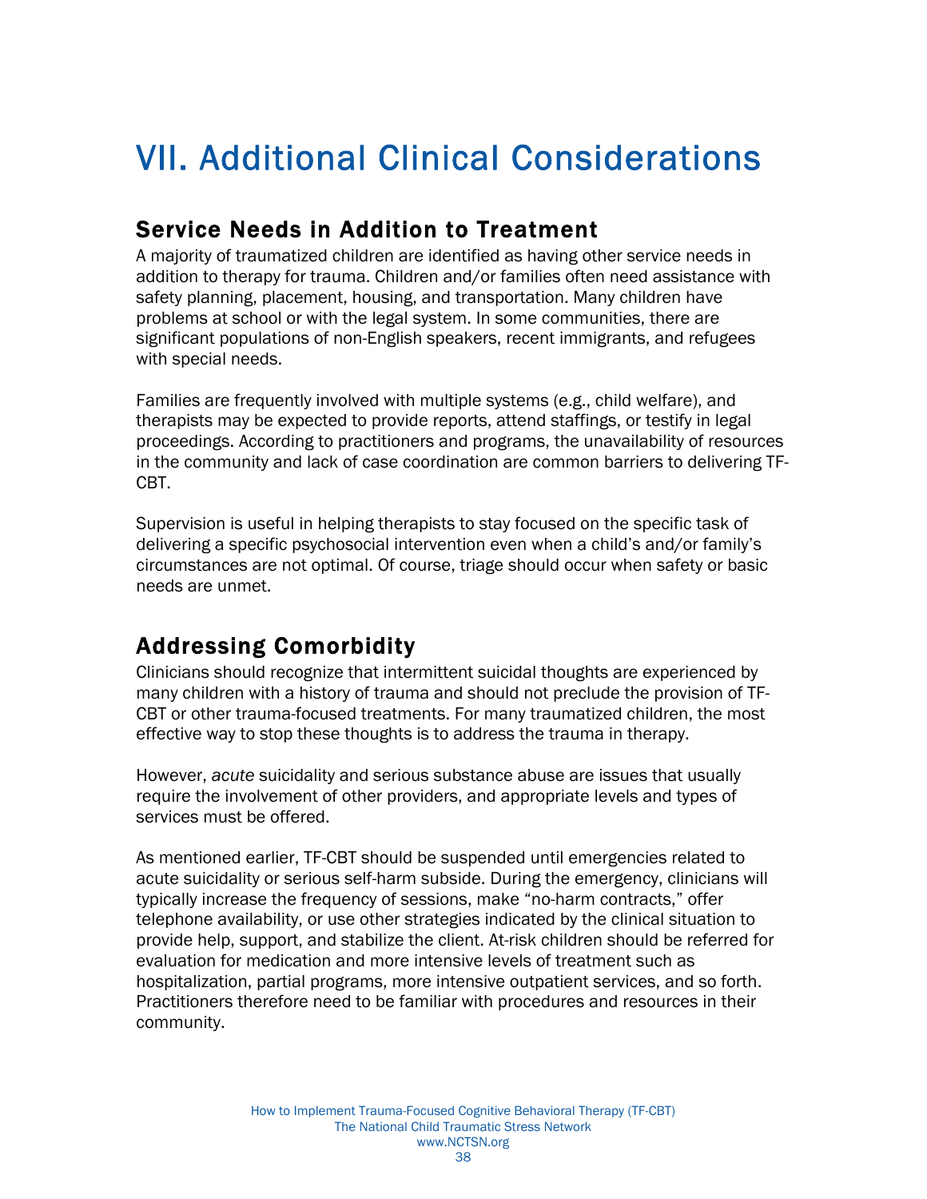# VII. Additional Clinical Considerations

## Service Needs in Addition to Treatment

A majority of traumatized children are identified as having other service needs in addition to therapy for trauma. Children and/or families often need assistance with safety planning, placement, housing, and transportation. Many children have problems at school or with the legal system. In some communities, there are significant populations of non-English speakers, recent immigrants, and refugees with special needs.

Families are frequently involved with multiple systems (e.g., child welfare), and therapists may be expected to provide reports, attend staffings, or testify in legal proceedings. According to practitioners and programs, the unavailability of resources in the community and lack of case coordination are common barriers to delivering TF-CBT.

Supervision is useful in helping therapists to stay focused on the specific task of delivering a specific psychosocial intervention even when a child's and/or family's circumstances are not optimal. Of course, triage should occur when safety or basic needs are unmet.

## Addressing Comorbidity

Clinicians should recognize that intermittent suicidal thoughts are experienced by many children with a history of trauma and should not preclude the provision of TF-CBT or other trauma-focused treatments. For many traumatized children, the most effective way to stop these thoughts is to address the trauma in therapy.

However, *acute* suicidality and serious substance abuse are issues that usually require the involvement of other providers, and appropriate levels and types of services must be offered.

As mentioned earlier, TF-CBT should be suspended until emergencies related to acute suicidality or serious self-harm subside. During the emergency, clinicians will typically increase the frequency of sessions, make "no-harm contracts," offer telephone availability, or use other strategies indicated by the clinical situation to provide help, support, and stabilize the client. At-risk children should be referred for evaluation for medication and more intensive levels of treatment such as hospitalization, partial programs, more intensive outpatient services, and so forth. Practitioners therefore need to be familiar with procedures and resources in their community.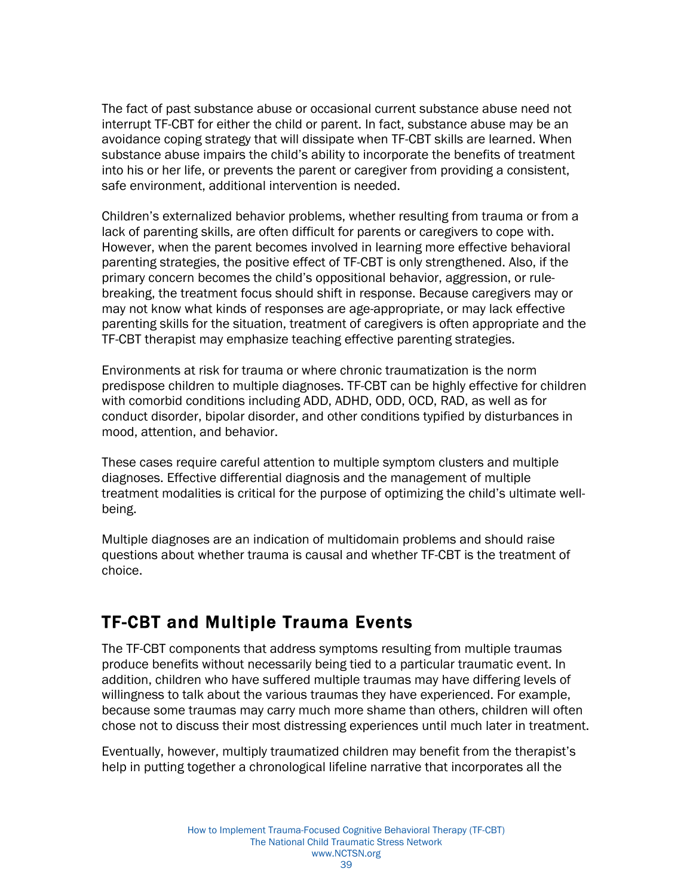The fact of past substance abuse or occasional current substance abuse need not interrupt TF-CBT for either the child or parent. In fact, substance abuse may be an avoidance coping strategy that will dissipate when TF-CBT skills are learned. When substance abuse impairs the child's ability to incorporate the benefits of treatment into his or her life, or prevents the parent or caregiver from providing a consistent, safe environment, additional intervention is needed.

Children's externalized behavior problems, whether resulting from trauma or from a lack of parenting skills, are often difficult for parents or caregivers to cope with. However, when the parent becomes involved in learning more effective behavioral parenting strategies, the positive effect of TF-CBT is only strengthened. Also, if the primary concern becomes the child's oppositional behavior, aggression, or rule-breaking, the treatment focus should shift in response. Because caregivers may or may not know what kinds of responses are age-appropriate, or may lack effective parenting skills for the situation, treatment of caregivers is often appropriate and the TF-CBT therapist may emphasize teaching effective parenting strategies.

Environments at risk for trauma or where chronic traumatization is the norm predispose children to multiple diagnoses. TF-CBT can be highly effective for children with comorbid conditions including ADD, ADHD, ODD, OCD, RAD, as well as for conduct disorder, bipolar disorder, and other conditions typified by disturbances in mood, attention, and behavior.

These cases require careful attention to multiple symptom clusters and multiple diagnoses. Effective differential diagnosis and the management of multiple treatment modalities is critical for the purpose of optimizing the child's ultimate well-being.

Multiple diagnoses are an indication of multidomain problems and should raise questions about whether trauma is causal and whether TF-CBT is the treatment of choice.

## TF-CBT and Multiple Trauma Events

The TF-CBT components that address symptoms resulting from multiple traumas produce benefits without necessarily being tied to a particular traumatic event. In addition, children who have suffered multiple traumas may have differing levels of willingness to talk about the various traumas they have experienced. For example, because some traumas may carry much more shame than others, children will often chose not to discuss their most distressing experiences until much later in treatment.

Eventually, however, multiply traumatized children may benefit from the therapist's help in putting together a chronological lifeline narrative that incorporates all the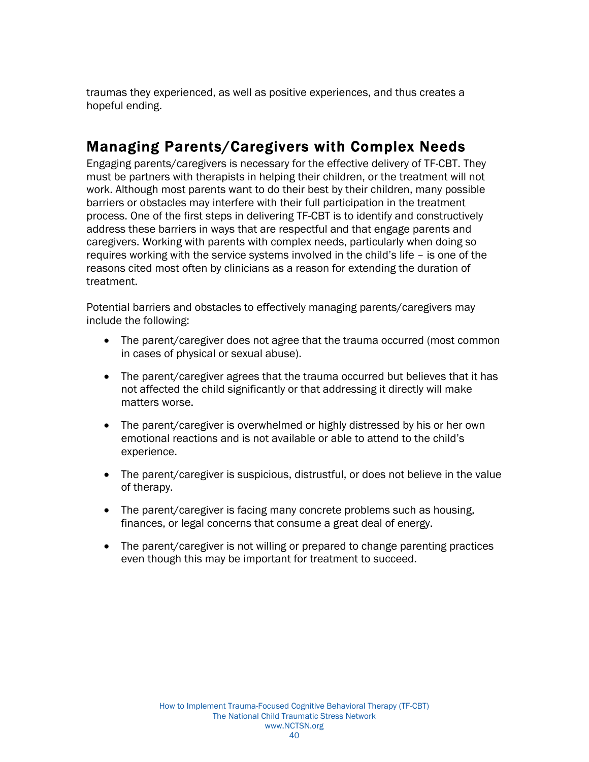traumas they experienced, as well as positive experiences, and thus creates a hopeful ending.

## Managing Parents/Caregivers with Complex Needs

Engaging parents/caregivers is necessary for the effective delivery of TF-CBT. They must be partners with therapists in helping their children, or the treatment will not work. Although most parents want to do their best by their children, many possible barriers or obstacles may interfere with their full participation in the treatment process. One of the first steps in delivering TF-CBT is to identify and constructively address these barriers in ways that are respectful and that engage parents and caregivers. Working with parents with complex needs, particularly when doing so requires working with the service systems involved in the child's life – is one of the reasons cited most often by clinicians as a reason for extending the duration of treatment.

Potential barriers and obstacles to effectively managing parents/caregivers may include the following:

- The parent/caregiver does not agree that the trauma occurred (most common in cases of physical or sexual abuse).
- The parent/caregiver agrees that the trauma occurred but believes that it has not affected the child significantly or that addressing it directly will make matters worse.
- The parent/caregiver is overwhelmed or highly distressed by his or her own emotional reactions and is not available or able to attend to the child's experience.
- The parent/caregiver is suspicious, distrustful, or does not believe in the value of therapy.
- The parent/caregiver is facing many concrete problems such as housing, finances, or legal concerns that consume a great deal of energy.
- The parent/caregiver is not willing or prepared to change parenting practices even though this may be important for treatment to succeed.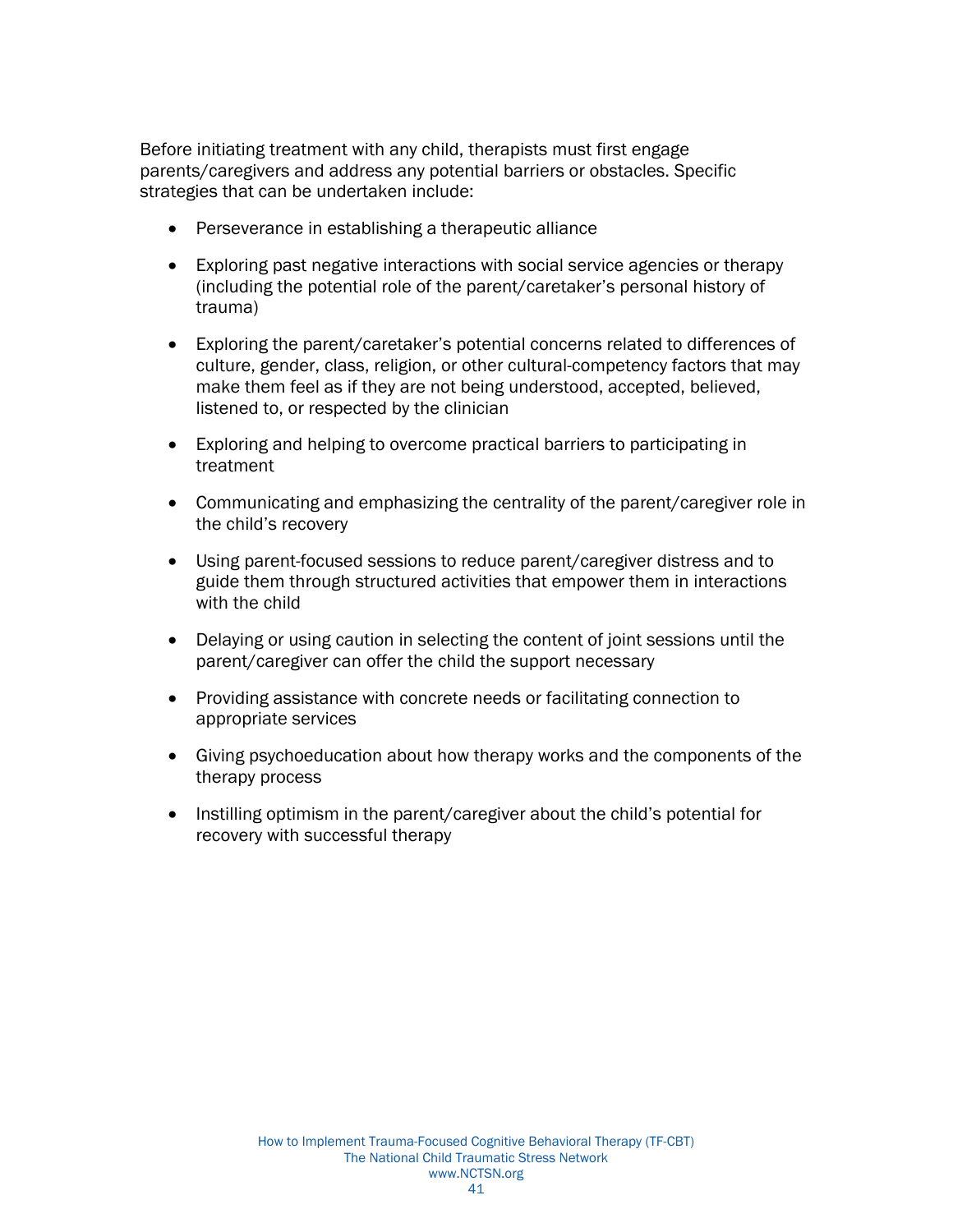Before initiating treatment with any child, therapists must first engage parents/caregivers and address any potential barriers or obstacles. Specific strategies that can be undertaken include:

- Perseverance in establishing a therapeutic alliance
- Exploring past negative interactions with social service agencies or therapy (including the potential role of the parent/caretaker's personal history of trauma)
- Exploring the parent/caretaker's potential concerns related to differences of culture, gender, class, religion, or other cultural-competency factors that may make them feel as if they are not being understood, accepted, believed, listened to, or respected by the clinician
- Exploring and helping to overcome practical barriers to participating in treatment
- Communicating and emphasizing the centrality of the parent/caregiver role in the child's recovery
- Using parent-focused sessions to reduce parent/caregiver distress and to guide them through structured activities that empower them in interactions with the child
- Delaying or using caution in selecting the content of joint sessions until the parent/caregiver can offer the child the support necessary
- Providing assistance with concrete needs or facilitating connection to appropriate services
- Giving psychoeducation about how therapy works and the components of the therapy process
- Instilling optimism in the parent/caregiver about the child's potential for recovery with successful therapy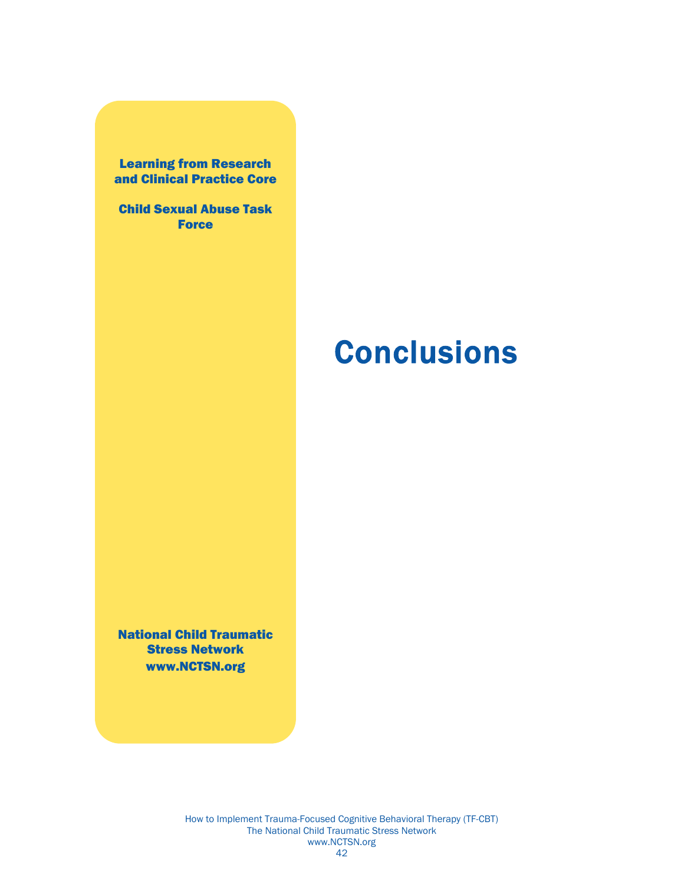**Learning from Research and Clinical Practice Core**

**Child Sexual Abuse Task Force**

**National Child Traumatic Stress Network**
**www.NCTSN.org**

# Conclusions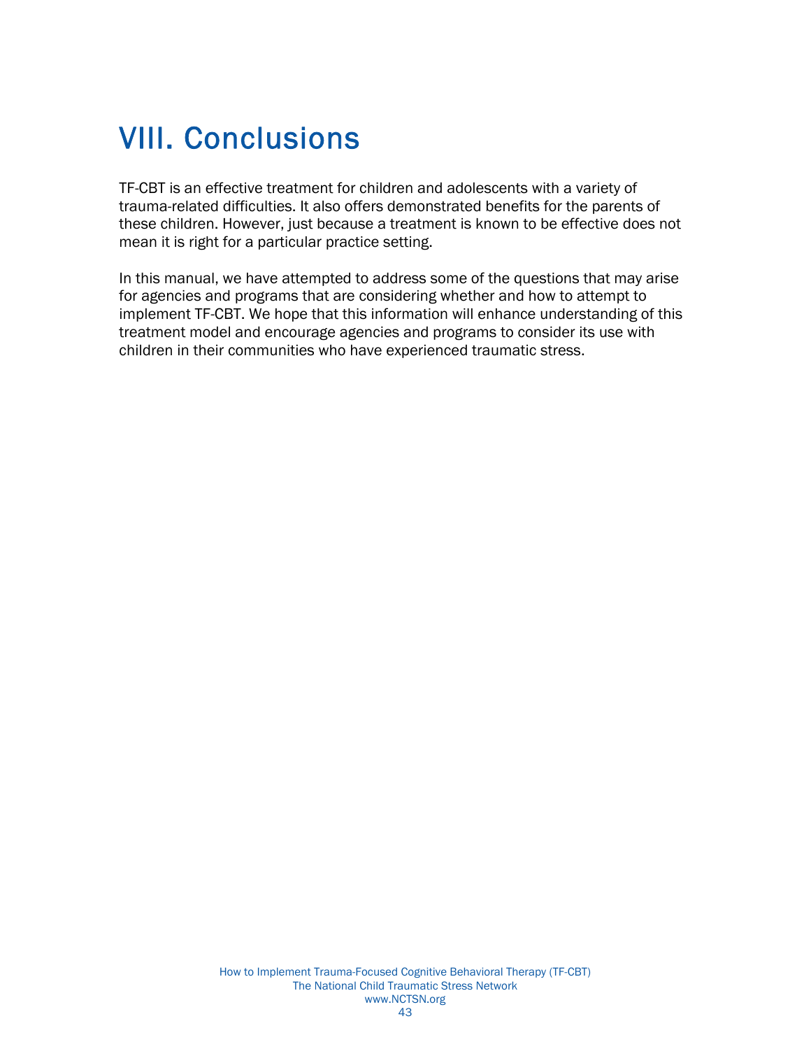# VIII. Conclusions

TF-CBT is an effective treatment for children and adolescents with a variety of trauma-related difficulties. It also offers demonstrated benefits for the parents of these children. However, just because a treatment is known to be effective does not mean it is right for a particular practice setting.

In this manual, we have attempted to address some of the questions that may arise for agencies and programs that are considering whether and how to attempt to implement TF-CBT. We hope that this information will enhance understanding of this treatment model and encourage agencies and programs to consider its use with children in their communities who have experienced traumatic stress.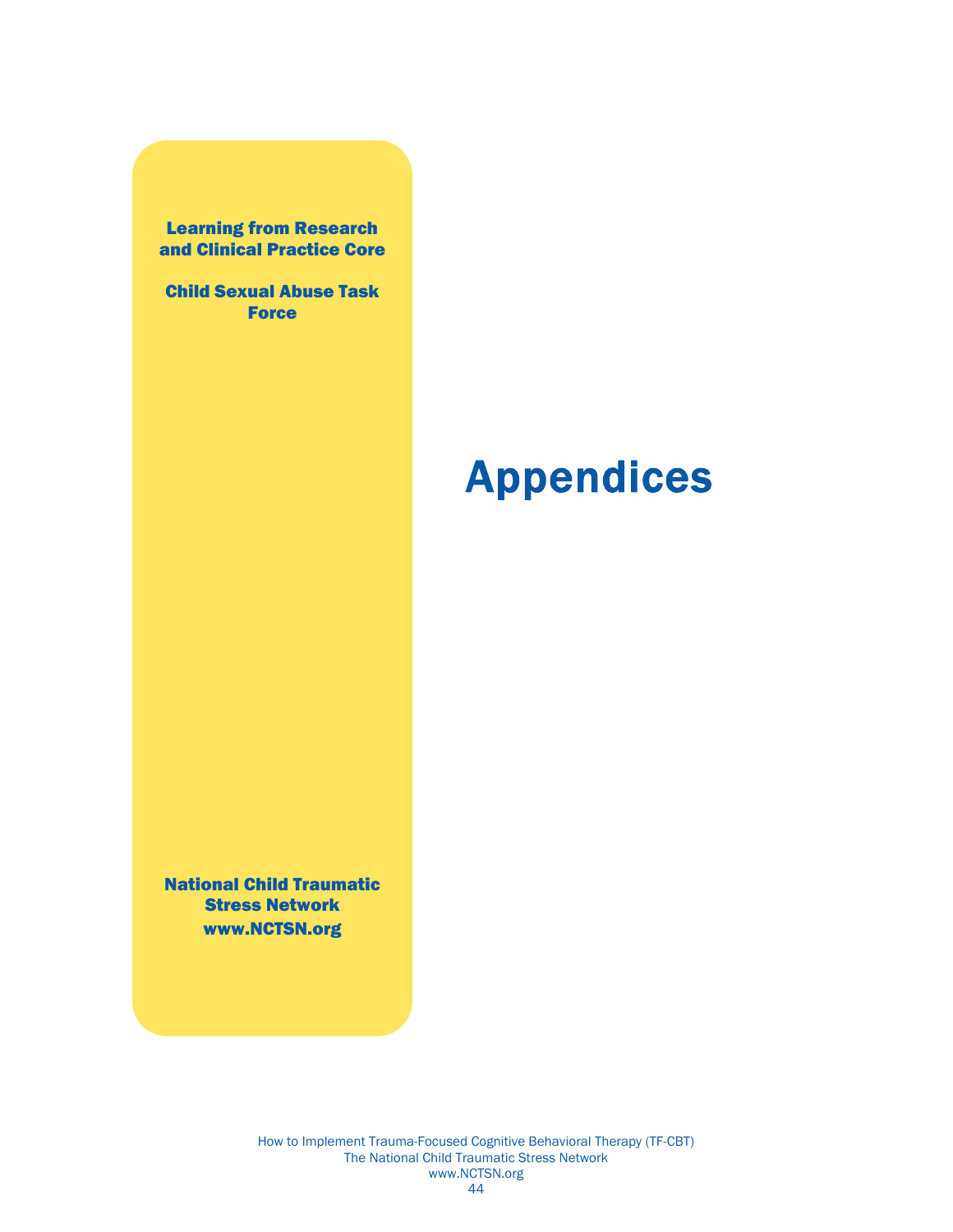Learning from Research and Clinical Practice Core

Child Sexual Abuse Task Force

National Child Traumatic Stress Network
www.NCTSN.org

# Appendices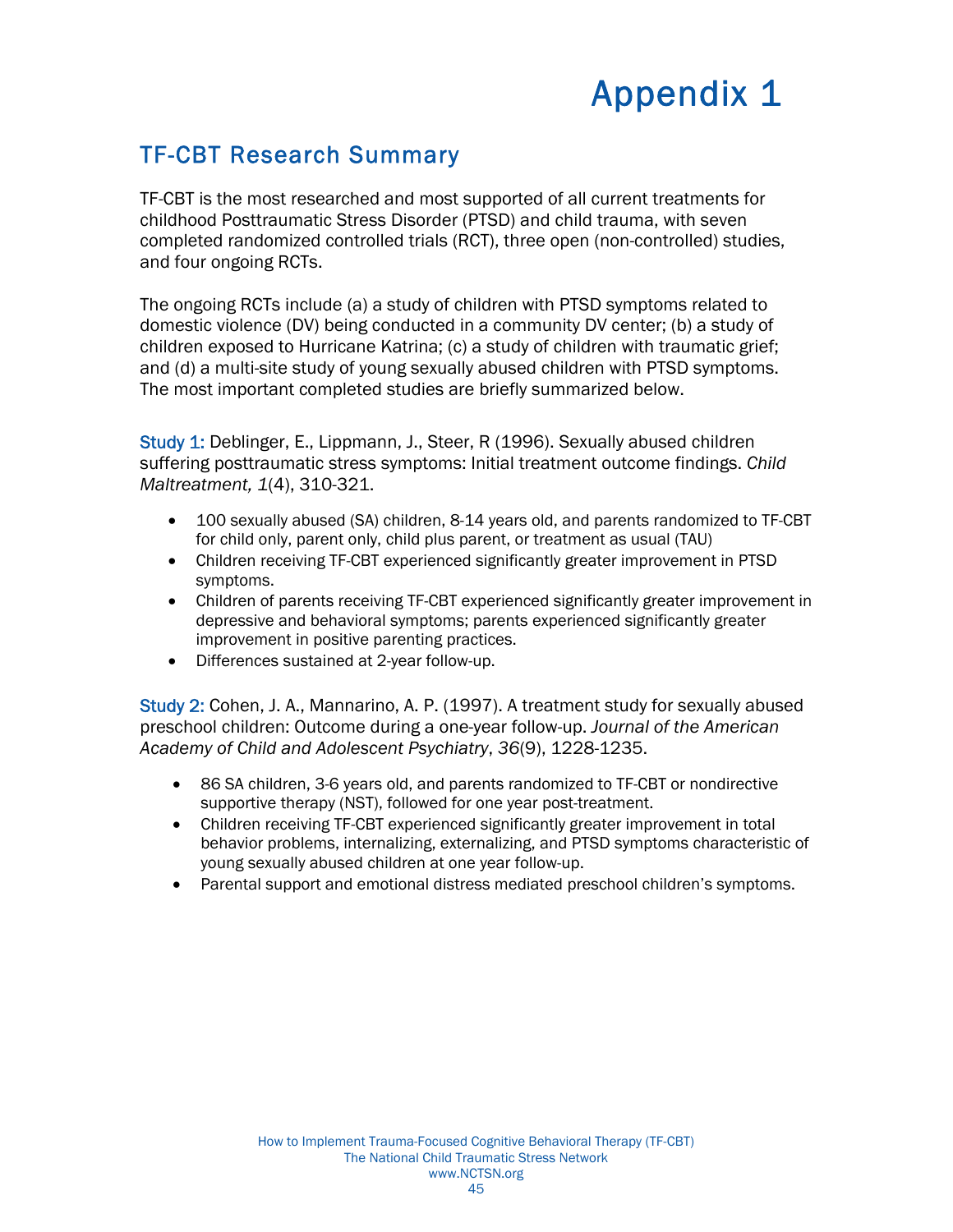# Appendix 1

## TF-CBT Research Summary

TF-CBT is the most researched and most supported of all current treatments for childhood Posttraumatic Stress Disorder (PTSD) and child trauma, with seven completed randomized controlled trials (RCT), three open (non-controlled) studies, and four ongoing RCTs.

The ongoing RCTs include (a) a study of children with PTSD symptoms related to domestic violence (DV) being conducted in a community DV center; (b) a study of children exposed to Hurricane Katrina; (c) a study of children with traumatic grief; and (d) a multi-site study of young sexually abused children with PTSD symptoms. The most important completed studies are briefly summarized below.

Study 1: Deblinger, E., Lippmann, J., Steer, R (1996). Sexually abused children suffering posttraumatic stress symptoms: Initial treatment outcome findings. *Child Maltreatment, 1*(4), 310-321.

- 100 sexually abused (SA) children, 8-14 years old, and parents randomized to TF-CBT for child only, parent only, child plus parent, or treatment as usual (TAU)
- Children receiving TF-CBT experienced significantly greater improvement in PTSD symptoms.
- Children of parents receiving TF-CBT experienced significantly greater improvement in depressive and behavioral symptoms; parents experienced significantly greater improvement in positive parenting practices.
- Differences sustained at 2-year follow-up.

Study 2: Cohen, J. A., Mannarino, A. P. (1997). A treatment study for sexually abused preschool children: Outcome during a one-year follow-up. *Journal of the American Academy of Child and Adolescent Psychiatry*, *36*(9), 1228-1235.

- 86 SA children, 3-6 years old, and parents randomized to TF-CBT or nondirective supportive therapy (NST), followed for one year post-treatment.
- Children receiving TF-CBT experienced significantly greater improvement in total behavior problems, internalizing, externalizing, and PTSD symptoms characteristic of young sexually abused children at one year follow-up.
- Parental support and emotional distress mediated preschool children's symptoms.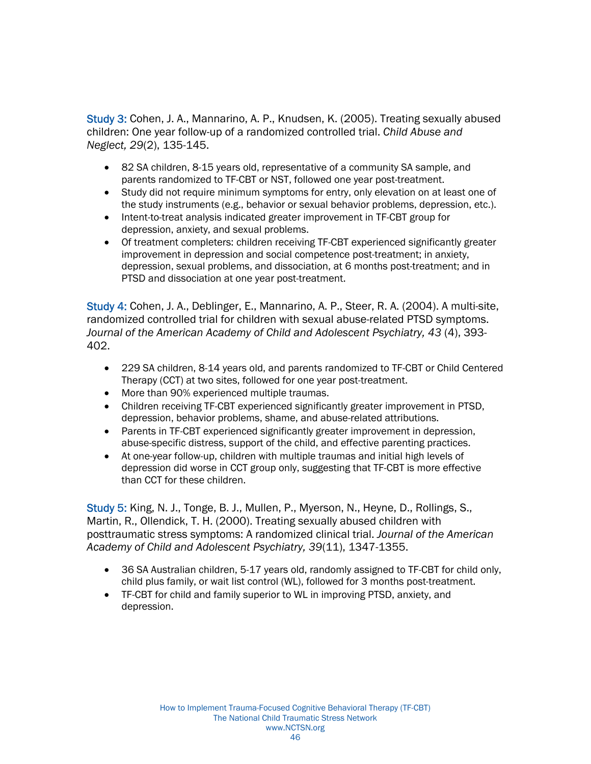Study 3: Cohen, J. A., Mannarino, A. P., Knudsen, K. (2005). Treating sexually abused children: One year follow-up of a randomized controlled trial. *Child Abuse and Neglect, 29*(2), 135-145.

- 82 SA children, 8-15 years old, representative of a community SA sample, and parents randomized to TF-CBT or NST, followed one year post-treatment.
- Study did not require minimum symptoms for entry, only elevation on at least one of the study instruments (e.g., behavior or sexual behavior problems, depression, etc.).
- Intent-to-treat analysis indicated greater improvement in TF-CBT group for depression, anxiety, and sexual problems.
- Of treatment completers: children receiving TF-CBT experienced significantly greater improvement in depression and social competence post-treatment; in anxiety, depression, sexual problems, and dissociation, at 6 months post-treatment; and in PTSD and dissociation at one year post-treatment.

Study 4: Cohen, J. A., Deblinger, E., Mannarino, A. P., Steer, R. A. (2004). A multi-site, randomized controlled trial for children with sexual abuse-related PTSD symptoms. *Journal of the American Academy of Child and Adolescent Psychiatry, 43* (4), 393-402.

- 229 SA children, 8-14 years old, and parents randomized to TF-CBT or Child Centered Therapy (CCT) at two sites, followed for one year post-treatment.
- More than 90% experienced multiple traumas.
- Children receiving TF-CBT experienced significantly greater improvement in PTSD, depression, behavior problems, shame, and abuse-related attributions.
- Parents in TF-CBT experienced significantly greater improvement in depression, abuse-specific distress, support of the child, and effective parenting practices.
- At one-year follow-up, children with multiple traumas and initial high levels of depression did worse in CCT group only, suggesting that TF-CBT is more effective than CCT for these children.

Study 5: King, N. J., Tonge, B. J., Mullen, P., Myerson, N., Heyne, D., Rollings, S., Martin, R., Ollendick, T. H. (2000). Treating sexually abused children with posttraumatic stress symptoms: A randomized clinical trial. *Journal of the American Academy of Child and Adolescent Psychiatry, 39*(11), 1347-1355.

- 36 SA Australian children, 5-17 years old, randomly assigned to TF-CBT for child only, child plus family, or wait list control (WL), followed for 3 months post-treatment.
- TF-CBT for child and family superior to WL in improving PTSD, anxiety, and depression.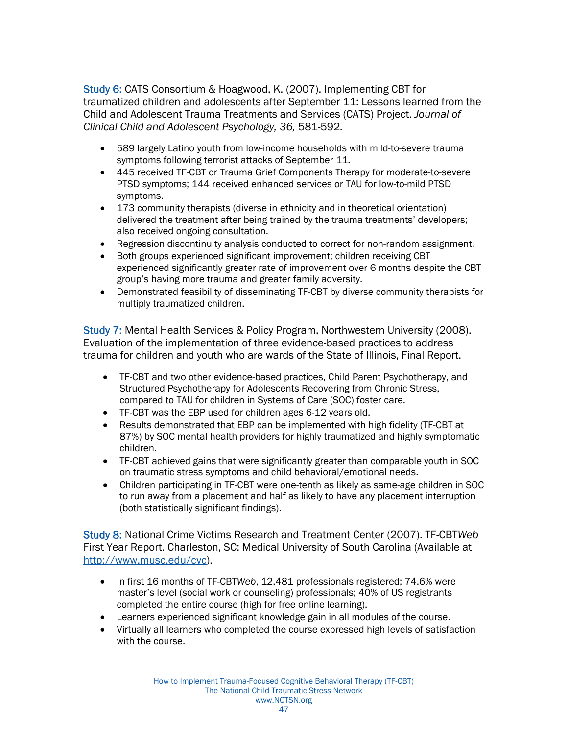Study 6: CATS Consortium & Hoagwood, K. (2007). Implementing CBT for traumatized children and adolescents after September 11: Lessons learned from the Child and Adolescent Trauma Treatments and Services (CATS) Project. *Journal of Clinical Child and Adolescent Psychology, 36,* 581-592.

- 589 largely Latino youth from low-income households with mild-to-severe trauma symptoms following terrorist attacks of September 11.
- 445 received TF-CBT or Trauma Grief Components Therapy for moderate-to-severe PTSD symptoms; 144 received enhanced services or TAU for low-to-mild PTSD symptoms.
- 173 community therapists (diverse in ethnicity and in theoretical orientation) delivered the treatment after being trained by the trauma treatments' developers; also received ongoing consultation.
- Regression discontinuity analysis conducted to correct for non-random assignment.
- Both groups experienced significant improvement; children receiving CBT experienced significantly greater rate of improvement over 6 months despite the CBT group's having more trauma and greater family adversity.
- Demonstrated feasibility of disseminating TF-CBT by diverse community therapists for multiply traumatized children.

Study 7: Mental Health Services & Policy Program, Northwestern University (2008). Evaluation of the implementation of three evidence-based practices to address trauma for children and youth who are wards of the State of Illinois, Final Report.

- TF-CBT and two other evidence-based practices, Child Parent Psychotherapy, and Structured Psychotherapy for Adolescents Recovering from Chronic Stress, compared to TAU for children in Systems of Care (SOC) foster care.
- TF-CBT was the EBP used for children ages 6-12 years old.
- Results demonstrated that EBP can be implemented with high fidelity (TF-CBT at 87%) by SOC mental health providers for highly traumatized and highly symptomatic children.
- TF-CBT achieved gains that were significantly greater than comparable youth in SOC on traumatic stress symptoms and child behavioral/emotional needs.
- Children participating in TF-CBT were one-tenth as likely as same-age children in SOC to run away from a placement and half as likely to have any placement interruption (both statistically significant findings).

Study 8: National Crime Victims Research and Treatment Center (2007). TF-CBT*Web* First Year Report. Charleston, SC: Medical University of South Carolina (Available at http://www.musc.edu/cvc).

- In first 16 months of TF-CBT*Web*, 12,481 professionals registered; 74.6% were master's level (social work or counseling) professionals; 40% of US registrants completed the entire course (high for free online learning).
- Learners experienced significant knowledge gain in all modules of the course.
- Virtually all learners who completed the course expressed high levels of satisfaction with the course.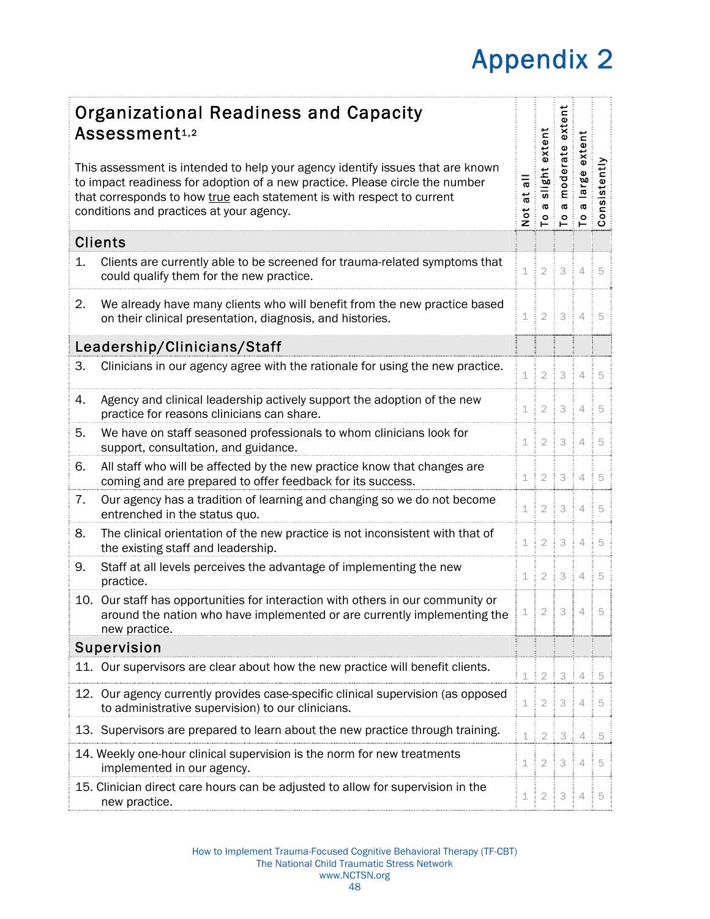# Appendix 2

| Organizational Readiness and Capacity Assessment[1,2]<br><br>This assessment is intended to help your agency identify issues that are known to impact readiness for adoption of a new practice. Please circle the number that corresponds to how true each statement is with respect to current conditions and practices at your agency. | Not at all | To a slight extent | To a moderate extent | To a large extent | Consistently |
|---|---|---|---|---|---|
| **Clients** | | | | | |
| 1. Clients are currently able to be screened for trauma-related symptoms that could qualify them for the new practice. | 1 | 2 | 3 | 4 | 5 |
| 2. We already have many clients who will benefit from the new practice based on their clinical presentation, diagnosis, and histories. | 1 | 2 | 3 | 4 | 5 |
| **Leadership/Clinicians/Staff** | | | | | |
| 3. Clinicians in our agency agree with the rationale for using the new practice. | 1 | 2 | 3 | 4 | 5 |
| 4. Agency and clinical leadership actively support the adoption of the new practice for reasons clinicians can share. | 1 | 2 | 3 | 4 | 5 |
| 5. We have on staff seasoned professionals to whom clinicians look for support, consultation, and guidance. | 1 | 2 | 3 | 4 | 5 |
| 6. All staff who will be affected by the new practice know that changes are coming and are prepared to offer feedback for its success. | 1 | 2 | 3 | 4 | 5 |
| 7. Our agency has a tradition of learning and changing so we do not become entrenched in the status quo. | 1 | 2 | 3 | 4 | 5 |
| 8. The clinical orientation of the new practice is not inconsistent with that of the existing staff and leadership. | 1 | 2 | 3 | 4 | 5 |
| 9. Staff at all levels perceives the advantage of implementing the new practice. | 1 | 2 | 3 | 4 | 5 |
| 10. Our staff has opportunities for interaction with others in our community or around the nation who have implemented or are currently implementing the new practice. | 1 | 2 | 3 | 4 | 5 |
| **Supervision** | | | | | |
| 11. Our supervisors are clear about how the new practice will benefit clients. | 1 | 2 | 3 | 4 | 5 |
| 12. Our agency currently provides case-specific clinical supervision (as opposed to administrative supervision) to our clinicians. | 1 | 2 | 3 | 4 | 5 |
| 13. Supervisors are prepared to learn about the new practice through training. | 1 | 2 | 3 | 4 | 5 |
| 14. Weekly one-hour clinical supervision is the norm for new treatments implemented in our agency. | 1 | 2 | 3 | 4 | 5 |
| 15. Clinician direct care hours can be adjusted to allow for supervision in the new practice. | 1 | 2 | 3 | 4 | 5 |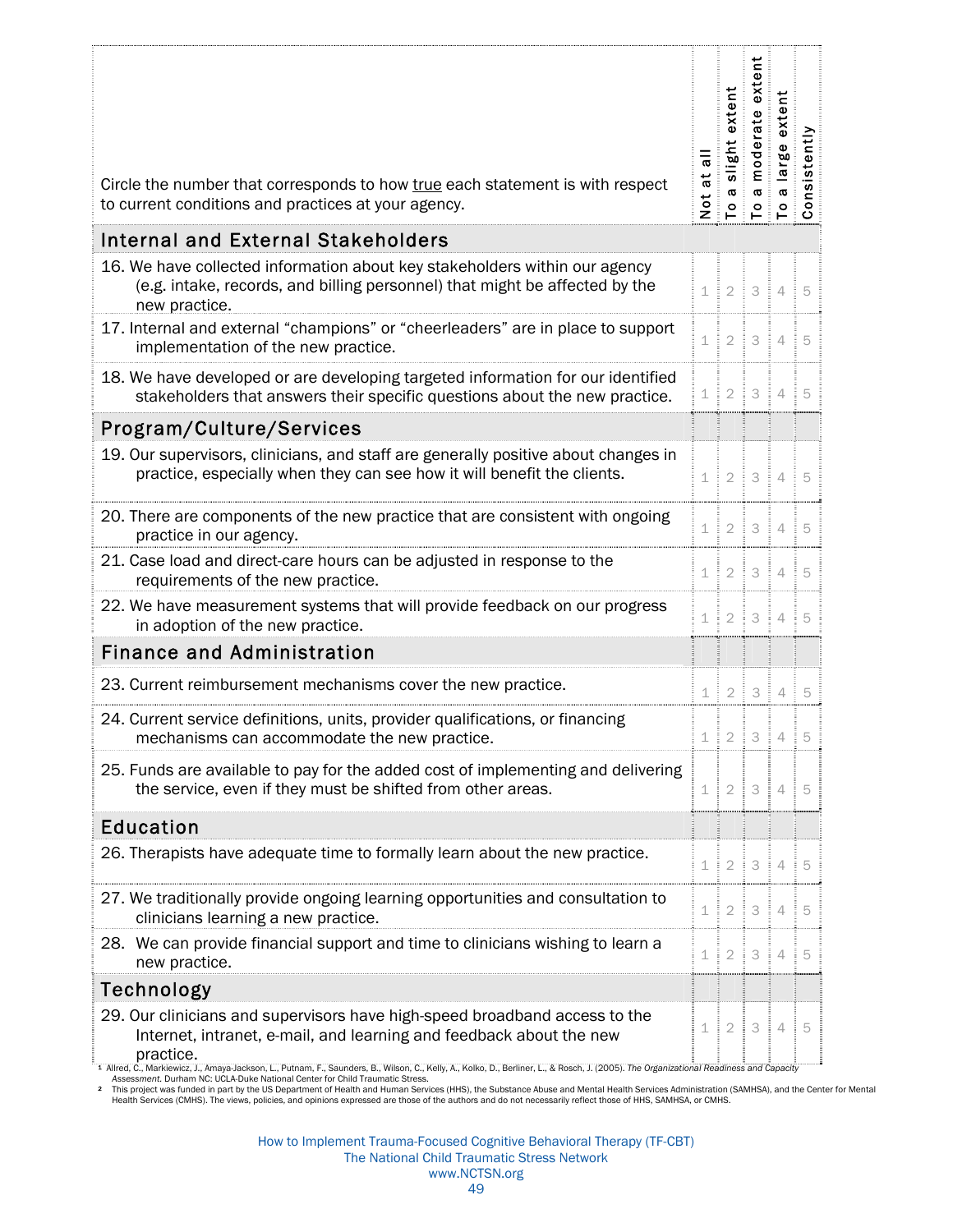| Circle the number that corresponds to how true each statement is with respect to current conditions and practices at your agency. | Not at all | To a slight extent | To a moderate extent | To a large extent | Consistently |
|---|---|---|---|---|---|
| **Internal and External Stakeholders** | | | | | |
| 16. We have collected information about key stakeholders within our agency (e.g. intake, records, and billing personnel) that might be affected by the new practice. | 1 | 2 | 3 | 4 | 5 |
| 17. Internal and external "champions" or "cheerleaders" are in place to support implementation of the new practice. | 1 | 2 | 3 | 4 | 5 |
| 18. We have developed or are developing targeted information for our identified stakeholders that answers their specific questions about the new practice. | 1 | 2 | 3 | 4 | 5 |
| **Program/Culture/Services** | | | | | |
| 19. Our supervisors, clinicians, and staff are generally positive about changes in practice, especially when they can see how it will benefit the clients. | 1 | 2 | 3 | 4 | 5 |
| 20. There are components of the new practice that are consistent with ongoing practice in our agency. | 1 | 2 | 3 | 4 | 5 |
| 21. Case load and direct-care hours can be adjusted in response to the requirements of the new practice. | 1 | 2 | 3 | 4 | 5 |
| 22. We have measurement systems that will provide feedback on our progress in adoption of the new practice. | 1 | 2 | 3 | 4 | 5 |
| **Finance and Administration** | | | | | |
| 23. Current reimbursement mechanisms cover the new practice. | 1 | 2 | 3 | 4 | 5 |
| 24. Current service definitions, units, provider qualifications, or financing mechanisms can accommodate the new practice. | 1 | 2 | 3 | 4 | 5 |
| 25. Funds are available to pay for the added cost of implementing and delivering the service, even if they must be shifted from other areas. | 1 | 2 | 3 | 4 | 5 |
| **Education** | | | | | |
| 26. Therapists have adequate time to formally learn about the new practice. | 1 | 2 | 3 | 4 | 5 |
| 27. We traditionally provide ongoing learning opportunities and consultation to clinicians learning a new practice. | 1 | 2 | 3 | 4 | 5 |
| 28. We can provide financial support and time to clinicians wishing to learn a new practice. | 1 | 2 | 3 | 4 | 5 |
| **Technology** | | | | | |
| 29. Our clinicians and supervisors have high-speed broadband access to the Internet, intranet, e-mail, and learning and feedback about the new practice. | 1 | 2 | 3 | 4 | 5 |

[1] Allred, C., Markiewicz, J., Amaya-Jackson, L., Putnam, F., Saunders, B., Wilson, C., Kelly, A., Kolko, D., Berliner, L., & Rosch, J. (2005). *The Organizational Readiness and Capacity Assessment*. Durham NC: UCLA-Duke National Center for Child Traumatic Stress.

[2] This project was funded in part by the US Department of Health and Human Services (HHS), the Substance Abuse and Mental Health Services Administration (SAMHSA), and the Center for Mental Health Services (CMHS). The views, policies, and opinions expressed are those of the authors and do not necessarily reflect those of HHS, SAMHSA, or CMHS.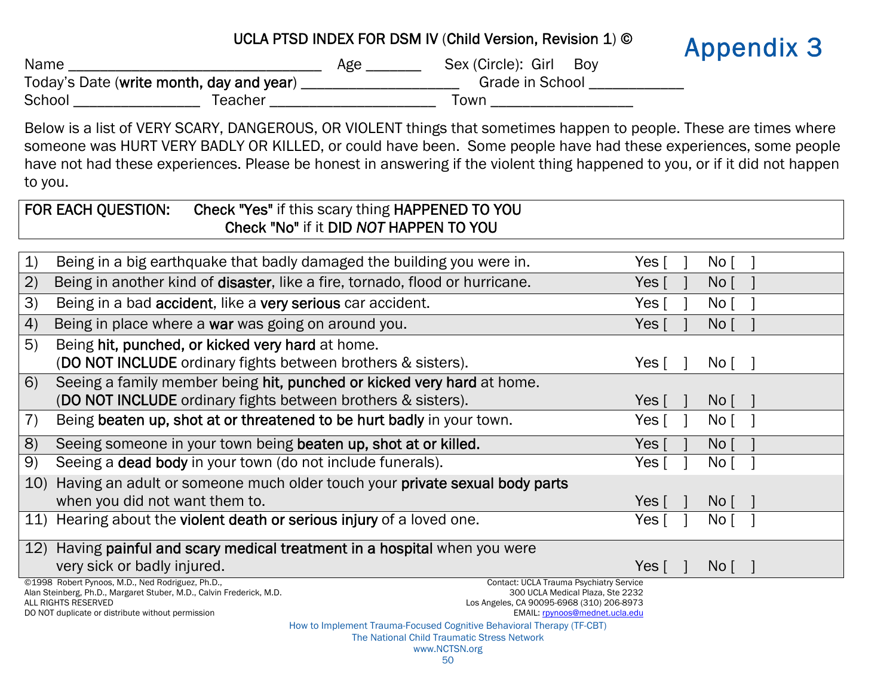# Appendix 3

## UCLA PTSD INDEX FOR DSM IV (Child Version, Revision 1) ©

Name ______________________________ Age _______ Sex (Circle): Girl Boy

Today's Date (**write month, day and year**) ___________________ Grade in School ___________

School _______________ Teacher ____________________ Town _________________

Below is a list of VERY SCARY, DANGEROUS, OR VIOLENT things that sometimes happen to people. These are times where someone was HURT VERY BADLY OR KILLED, or could have been. Some people have had these experiences, some people have not had these experiences. Please be honest in answering if the violent thing happened to you, or if it did not happen to you.

**FOR EACH QUESTION:** **Check "Yes"** if this scary thing **HAPPENED TO YOU**
**Check "No"** if it **DID *NOT* HAPPEN TO YOU**

| # | Item | Yes | No |
|---|---|---|---|
| 1) | Being in a big earthquake that badly damaged the building you were in. | Yes [ ] | No [ ] |
| 2) | Being in another kind of **disaster**, like a fire, tornado, flood or hurricane. | Yes [ ] | No [ ] |
| 3) | Being in a bad **accident**, like a **very serious** car accident. | Yes [ ] | No [ ] |
| 4) | Being in place where a **war** was going on around you. | Yes [ ] | No [ ] |
| 5) | Being **hit, punched, or kicked very hard** at home. (**DO NOT INCLUDE** ordinary fights between brothers & sisters). | Yes [ ] | No [ ] |
| 6) | Seeing a family member being **hit, punched or kicked very hard** at home. (**DO NOT INCLUDE** ordinary fights between brothers & sisters). | Yes [ ] | No [ ] |
| 7) | Being **beaten up, shot at or threatened to be hurt badly** in your town. | Yes [ ] | No [ ] |
| 8) | Seeing someone in your town being **beaten up, shot at or killed.** | Yes [ ] | No [ ] |
| 9) | Seeing a **dead body** in your town (do not include funerals). | Yes [ ] | No [ ] |
| 10) | Having an adult or someone much older touch your **private sexual body parts** when you did not want them to. | Yes [ ] | No [ ] |
| 11) | Hearing about the **violent death or serious injury** of a loved one. | Yes [ ] | No [ ] |
| 12) | Having **painful and scary medical treatment in a hospital** when you were very sick or badly injured. | Yes [ ] | No [ ] |

©1998 Robert Pynoos, M.D., Ned Rodriguez, Ph.D., Alan Steinberg, Ph.D., Margaret Stuber, M.D., Calvin Frederick, M.D.
ALL RIGHTS RESERVED
DO NOT duplicate or distribute without permission

Contact: UCLA Trauma Psychiatry Service
300 UCLA Medical Plaza, Ste 2232
Los Angeles, CA 90095-6968 (310) 206-8973
EMAIL: rpynoos@mednet.ucla.edu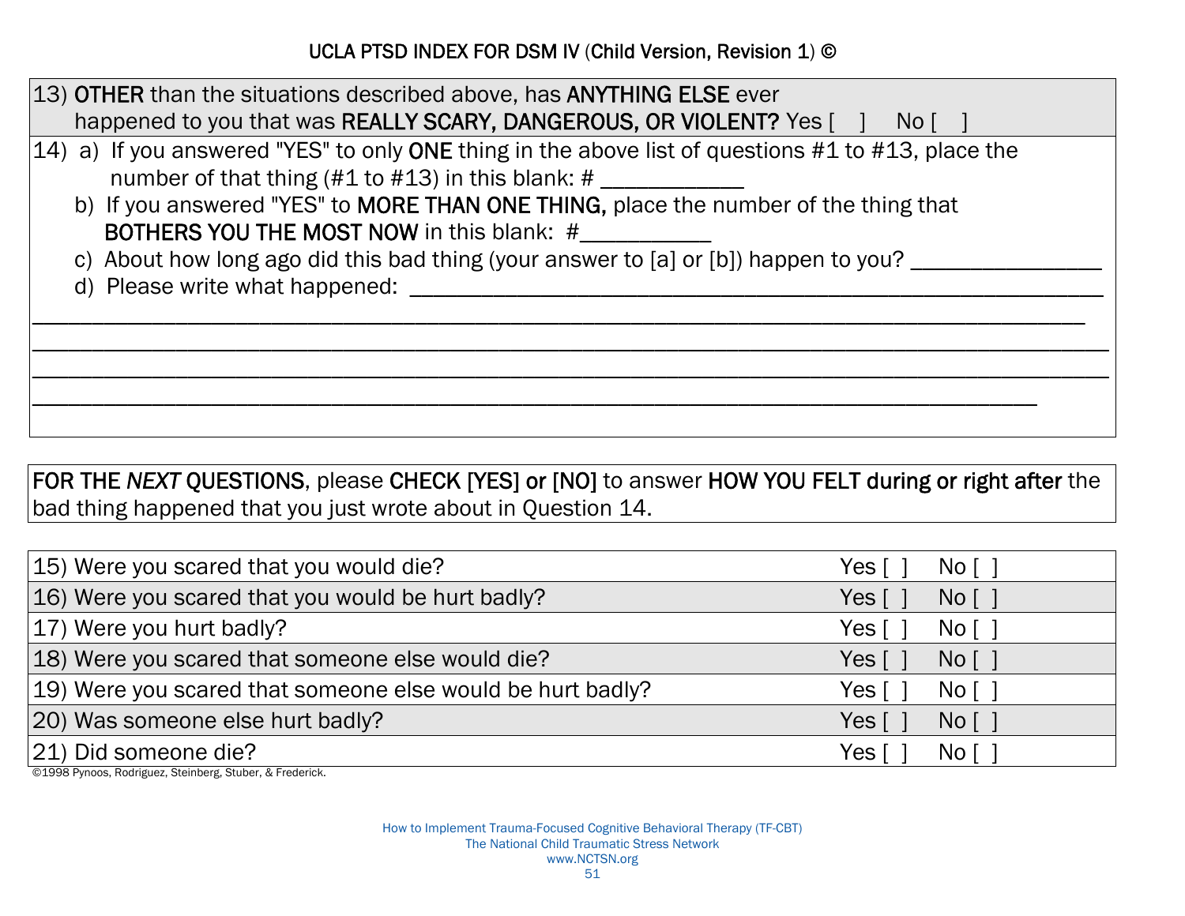## UCLA PTSD INDEX FOR DSM IV (Child Version, Revision 1) ©

13) **OTHER** than the situations described above, has **ANYTHING ELSE** ever happened to you that was **REALLY SCARY, DANGEROUS, OR VIOLENT?** Yes [ ]   No [ ]

14) a) If you answered "YES" to only **ONE** thing in the above list of questions #1 to #13, place the number of that thing (#1 to #13) in this blank: # ____________

b) If you answered "YES" to **MORE THAN ONE THING,** place the number of the thing that **BOTHERS YOU THE MOST NOW** in this blank: #___________

c) About how long ago did this bad thing (your answer to [a] or [b]) happen to you? ________________

d) Please write what happened: ____________________________________________________________

__________________________________________________________________________________________

__________________________________________________________________________________________

__________________________________________________________________________________________

__________________________________________________________________________________________

**FOR THE *NEXT* QUESTIONS**, please **CHECK [YES] or [NO]** to answer **HOW YOU FELT during or right after** the bad thing happened that you just wrote about in Question 14.

| Question | Yes | No |
|---|---|---|
| 15) Were you scared that you would die? | Yes [ ] | No [ ] |
| 16) Were you scared that you would be hurt badly? | Yes [ ] | No [ ] |
| 17) Were you hurt badly? | Yes [ ] | No [ ] |
| 18) Were you scared that someone else would die? | Yes [ ] | No [ ] |
| 19) Were you scared that someone else would be hurt badly? | Yes [ ] | No [ ] |
| 20) Was someone else hurt badly? | Yes [ ] | No [ ] |
| 21) Did someone die? | Yes [ ] | No [ ] |

©1998 Pynoos, Rodriguez, Steinberg, Stuber, & Frederick.

How to Implement Trauma-Focused Cognitive Behavioral Therapy (TF-CBT)
The National Child Traumatic Stress Network
www.NCTSN.org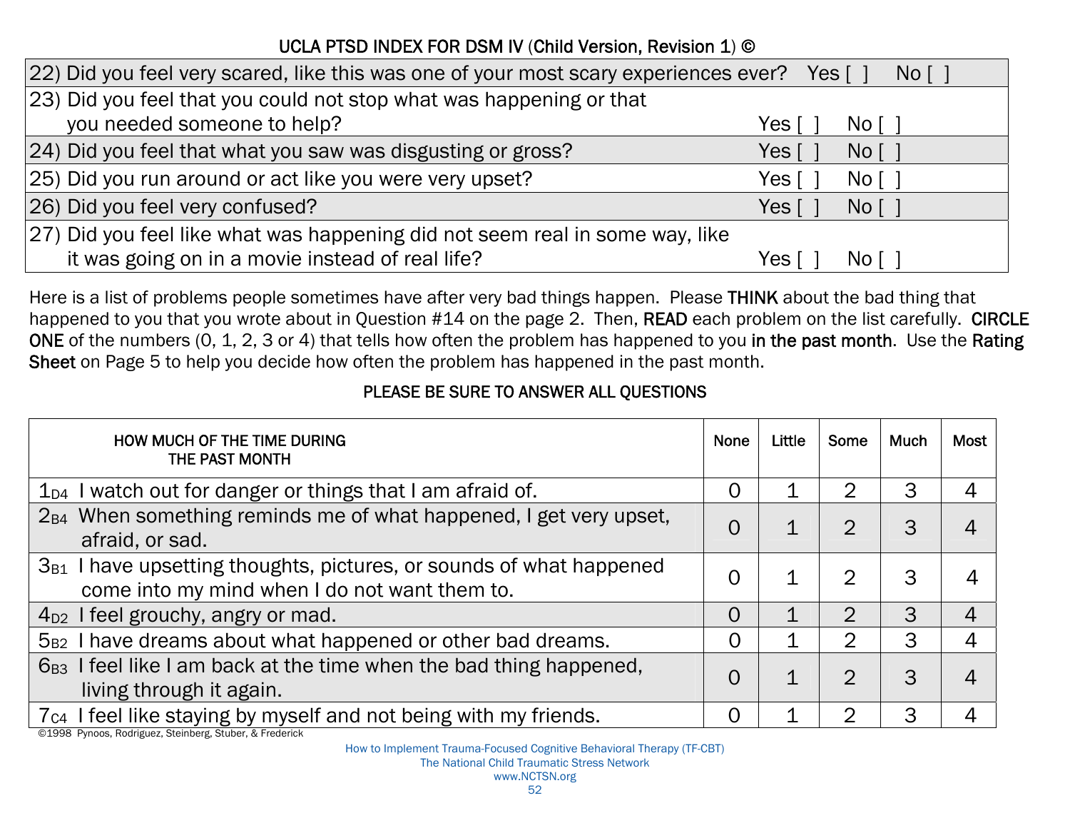## UCLA PTSD INDEX FOR DSM IV (Child Version, Revision 1) ©

| Question | Yes | No |
|---|---|---|
| 22) Did you feel very scared, like this was one of your most scary experiences ever? | Yes [ ] | No [ ] |
| 23) Did you feel that you could not stop what was happening or that you needed someone to help? | Yes [ ] | No [ ] |
| 24) Did you feel that what you saw was disgusting or gross? | Yes [ ] | No [ ] |
| 25) Did you run around or act like you were very upset? | Yes [ ] | No [ ] |
| 26) Did you feel very confused? | Yes [ ] | No [ ] |
| 27) Did you feel like what was happening did not seem real in some way, like it was going on in a movie instead of real life? | Yes [ ] | No [ ] |

Here is a list of problems people sometimes have after very bad things happen. Please **THINK** about the bad thing that happened to you that you wrote about in Question #14 on the page 2. Then, **READ** each problem on the list carefully. **CIRCLE ONE** of the numbers (0, 1, 2, 3 or 4) that tells how often the problem has happened to you **in the past month**. Use the **Rating Sheet** on Page 5 to help you decide how often the problem has happened in the past month.

**PLEASE BE SURE TO ANSWER ALL QUESTIONS**

| HOW MUCH OF THE TIME DURING THE PAST MONTH | None | Little | Some | Much | Most |
|---|---|---|---|---|---|
| $1_{D4}$ I watch out for danger or things that I am afraid of. | 0 | 1 | 2 | 3 | 4 |
| $2_{B4}$ When something reminds me of what happened, I get very upset, afraid, or sad. | 0 | 1 | 2 | 3 | 4 |
| $3_{B1}$ I have upsetting thoughts, pictures, or sounds of what happened come into my mind when I do not want them to. | 0 | 1 | 2 | 3 | 4 |
| $4_{D2}$ I feel grouchy, angry or mad. | 0 | 1 | 2 | 3 | 4 |
| $5_{B2}$ I have dreams about what happened or other bad dreams. | 0 | 1 | 2 | 3 | 4 |
| $6_{B3}$ I feel like I am back at the time when the bad thing happened, living through it again. | 0 | 1 | 2 | 3 | 4 |
| $7_{C4}$ I feel like staying by myself and not being with my friends. | 0 | 1 | 2 | 3 | 4 |

©1998 Pynoos, Rodriguez, Steinberg, Stuber, & Frederick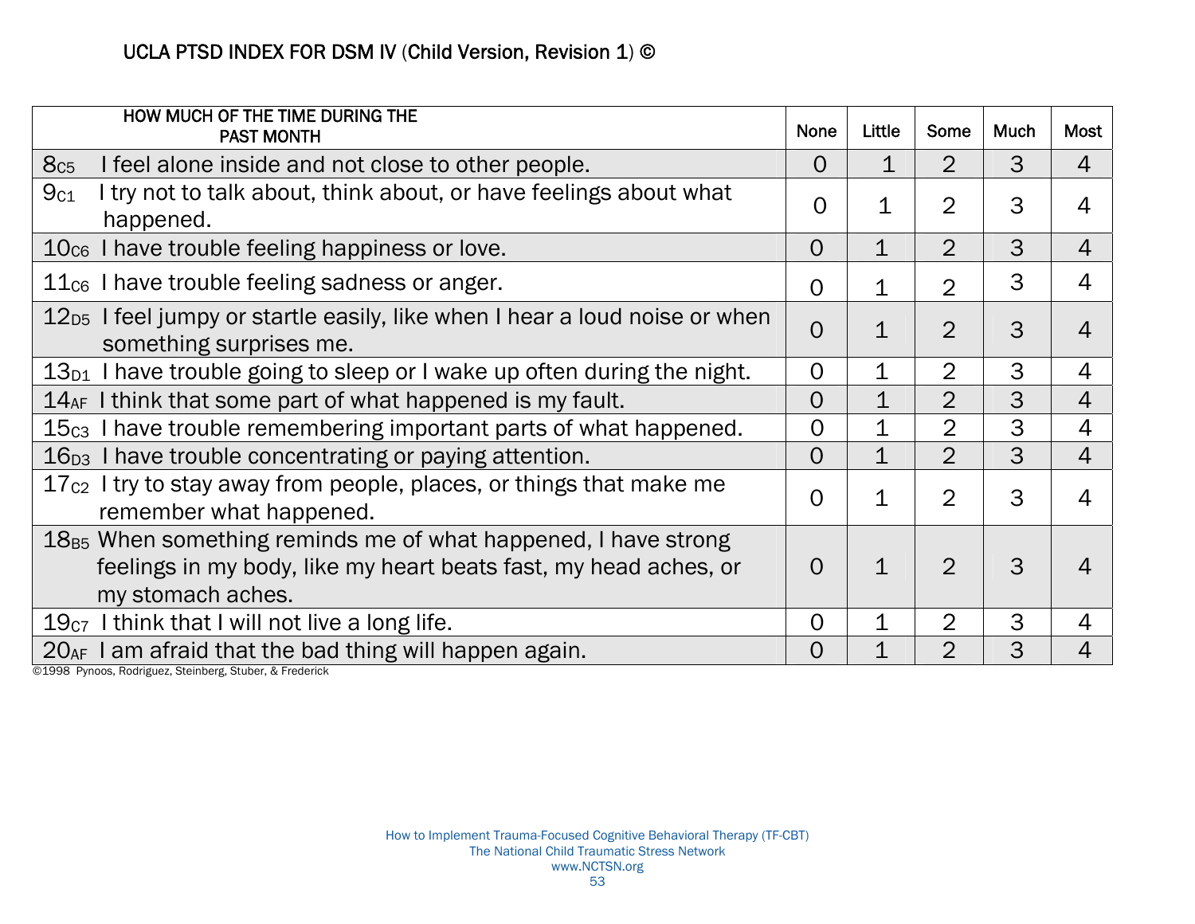UCLA PTSD INDEX FOR DSM IV (Child Version, Revision 1) ©

| HOW MUCH OF THE TIME DURING THE PAST MONTH | None | Little | Some | Much | Most |
|---|---|---|---|---|---|
| $8_{C5}$ I feel alone inside and not close to other people. | 0 | 1 | 2 | 3 | 4 |
| $9_{C1}$ I try not to talk about, think about, or have feelings about what happened. | 0 | 1 | 2 | 3 | 4 |
| $10_{C6}$ I have trouble feeling happiness or love. | 0 | 1 | 2 | 3 | 4 |
| $11_{C6}$ I have trouble feeling sadness or anger. | 0 | 1 | 2 | 3 | 4 |
| $12_{D5}$ I feel jumpy or startle easily, like when I hear a loud noise or when something surprises me. | 0 | 1 | 2 | 3 | 4 |
| $13_{D1}$ I have trouble going to sleep or I wake up often during the night. | 0 | 1 | 2 | 3 | 4 |
| $14_{AF}$ I think that some part of what happened is my fault. | 0 | 1 | 2 | 3 | 4 |
| $15_{C3}$ I have trouble remembering important parts of what happened. | 0 | 1 | 2 | 3 | 4 |
| $16_{D3}$ I have trouble concentrating or paying attention. | 0 | 1 | 2 | 3 | 4 |
| $17_{C2}$ I try to stay away from people, places, or things that make me remember what happened. | 0 | 1 | 2 | 3 | 4 |
| $18_{B5}$ When something reminds me of what happened, I have strong feelings in my body, like my heart beats fast, my head aches, or my stomach aches. | 0 | 1 | 2 | 3 | 4 |
| $19_{C7}$ I think that I will not live a long life. | 0 | 1 | 2 | 3 | 4 |
| $20_{AF}$ I am afraid that the bad thing will happen again. | 0 | 1 | 2 | 3 | 4 |

©1998 Pynoos, Rodriguez, Steinberg, Stuber, & Frederick

How to Implement Trauma-Focused Cognitive Behavioral Therapy (TF-CBT)
The National Child Traumatic Stress Network
www.NCTSN.org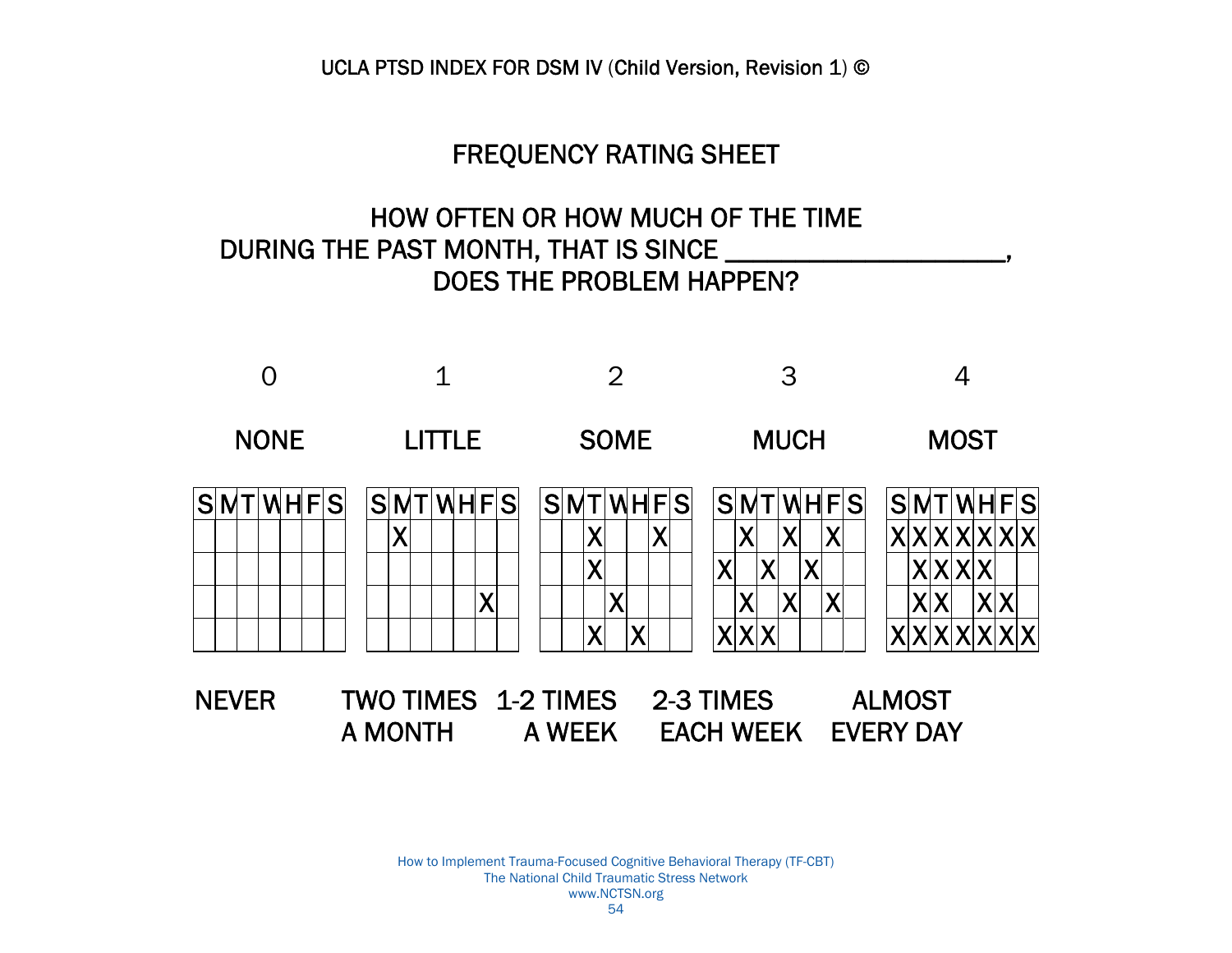UCLA PTSD INDEX FOR DSM IV (Child Version, Revision 1) ©

# FREQUENCY RATING SHEET

## HOW OFTEN OR HOW MUCH OF THE TIME DURING THE PAST MONTH, THAT IS SINCE ____________________, DOES THE PROBLEM HAPPEN?

### 0 — NONE (NEVER)

| S | M | T | W | H | F | S |
|---|---|---|---|---|---|---|
| | | | | | | |
| | | | | | | |
| | | | | | | |
| | | | | | | |

### 1 — LITTLE (TWO TIMES A MONTH)

| S | M | T | W | H | F | S |
|---|---|---|---|---|---|---|
| | X | | | | | |
| | | | | | | |
| | | | | | X | |
| | | | | | | |

### 2 — SOME (1-2 TIMES A WEEK)

| S | M | T | W | H | F | S |
|---|---|---|---|---|---|---|
| | | X | | | X | |
| | | X | | | | |
| | | | X | | | |
| | | X | | X | | |

### 3 — MUCH (2-3 TIMES EACH WEEK)

| S | M | T | W | H | F | S |
|---|---|---|---|---|---|---|
| | X | | X | | X | |
| X | | X | | X | | |
| | X | | X | | X | |
| X | X | X | | | | |

### 4 — MOST (ALMOST EVERY DAY)

| S | M | T | W | H | F | S |
|---|---|---|---|---|---|---|
| X | X | X | X | X | X | X |
| | X | X | X | X | | |
| | X | X | | X | X | |
| X | X | X | X | X | X | X |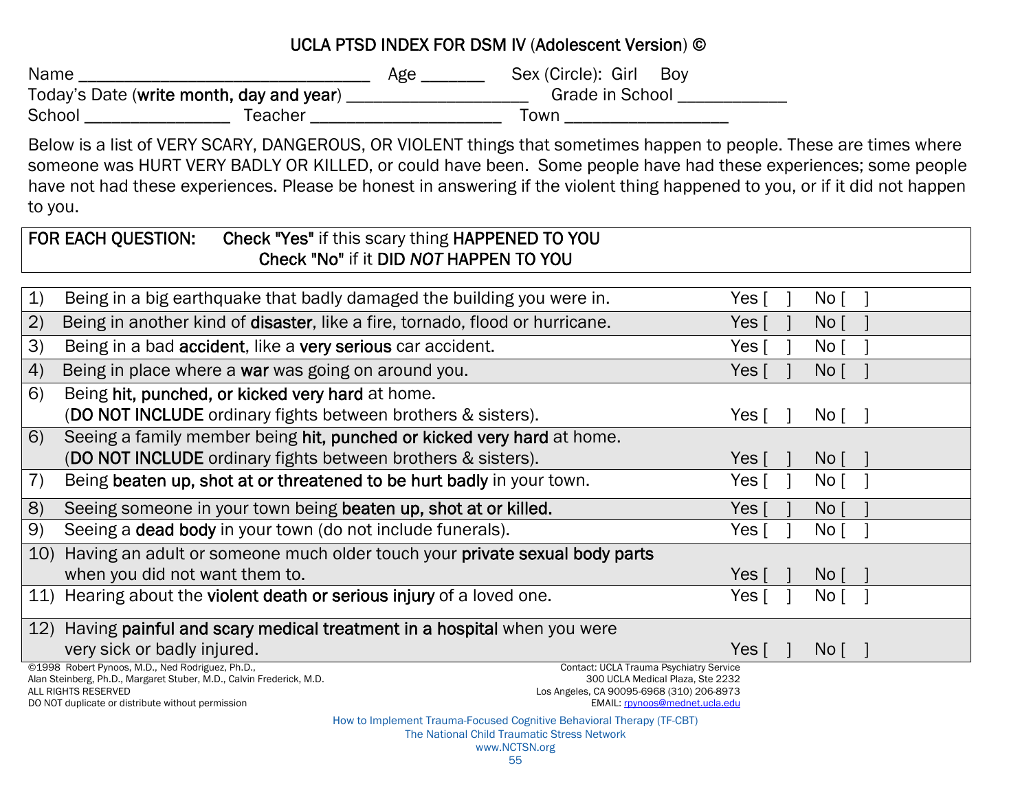# UCLA PTSD INDEX FOR DSM IV (**Adolescent Version**) ©

Name ________________________________ Age _______ Sex (Circle): Girl Boy

Today's Date (**write month, day and year**) ____________________ Grade in School ____________

School ________________ Teacher _____________________ Town __________________

Below is a list of VERY SCARY, DANGEROUS, OR VIOLENT things that sometimes happen to people. These are times where someone was HURT VERY BADLY OR KILLED, or could have been. Some people have had these experiences; some people have not had these experiences. Please be honest in answering if the violent thing happened to you, or if it did not happen to you.

| FOR EACH QUESTION: | Check "Yes" if this scary thing **HAPPENED TO YOU**<br>Check "No" if it **DID *NOT* HAPPEN TO YOU** |
|---|---|

| # | Item | Yes | No |
|---|---|---|---|
| 1) | Being in a big earthquake that badly damaged the building you were in. | Yes [ ] | No [ ] |
| 2) | Being in another kind of **disaster**, like a fire, tornado, flood or hurricane. | Yes [ ] | No [ ] |
| 3) | Being in a bad **accident**, like a **very serious** car accident. | Yes [ ] | No [ ] |
| 4) | Being in place where a **war** was going on around you. | Yes [ ] | No [ ] |
| 6) | Being **hit, punched, or kicked very hard** at home. (**DO NOT INCLUDE** ordinary fights between brothers & sisters). | Yes [ ] | No [ ] |
| 6) | Seeing a family member being **hit, punched or kicked very hard** at home. (**DO NOT INCLUDE** ordinary fights between brothers & sisters). | Yes [ ] | No [ ] |
| 7) | Being **beaten up, shot at or threatened to be hurt badly** in your town. | Yes [ ] | No [ ] |
| 8) | Seeing someone in your town being **beaten up, shot at or killed.** | Yes [ ] | No [ ] |
| 9) | Seeing a **dead body** in your town (do not include funerals). | Yes [ ] | No [ ] |
| 10) | Having an adult or someone much older touch your **private sexual body parts** when you did not want them to. | Yes [ ] | No [ ] |
| 11) | Hearing about the **violent death or serious injury** of a loved one. | Yes [ ] | No [ ] |
| 12) | Having **painful and scary medical treatment in a hospital** when you were very sick or badly injured. | Yes [ ] | No [ ] |

©1998 Robert Pynoos, M.D., Ned Rodriguez, Ph.D.,
Alan Steinberg, Ph.D., Margaret Stuber, M.D., Calvin Frederick, M.D.
ALL RIGHTS RESERVED
DO NOT duplicate or distribute without permission

Contact: UCLA Trauma Psychiatry Service
300 UCLA Medical Plaza, Ste 2232
Los Angeles, CA 90095-6968 (310) 206-8973
EMAIL: rpynoos@mednet.ucla.edu

How to Implement Trauma-Focused Cognitive Behavioral Therapy (TF-CBT)
The National Child Traumatic Stress Network
www.NCTSN.org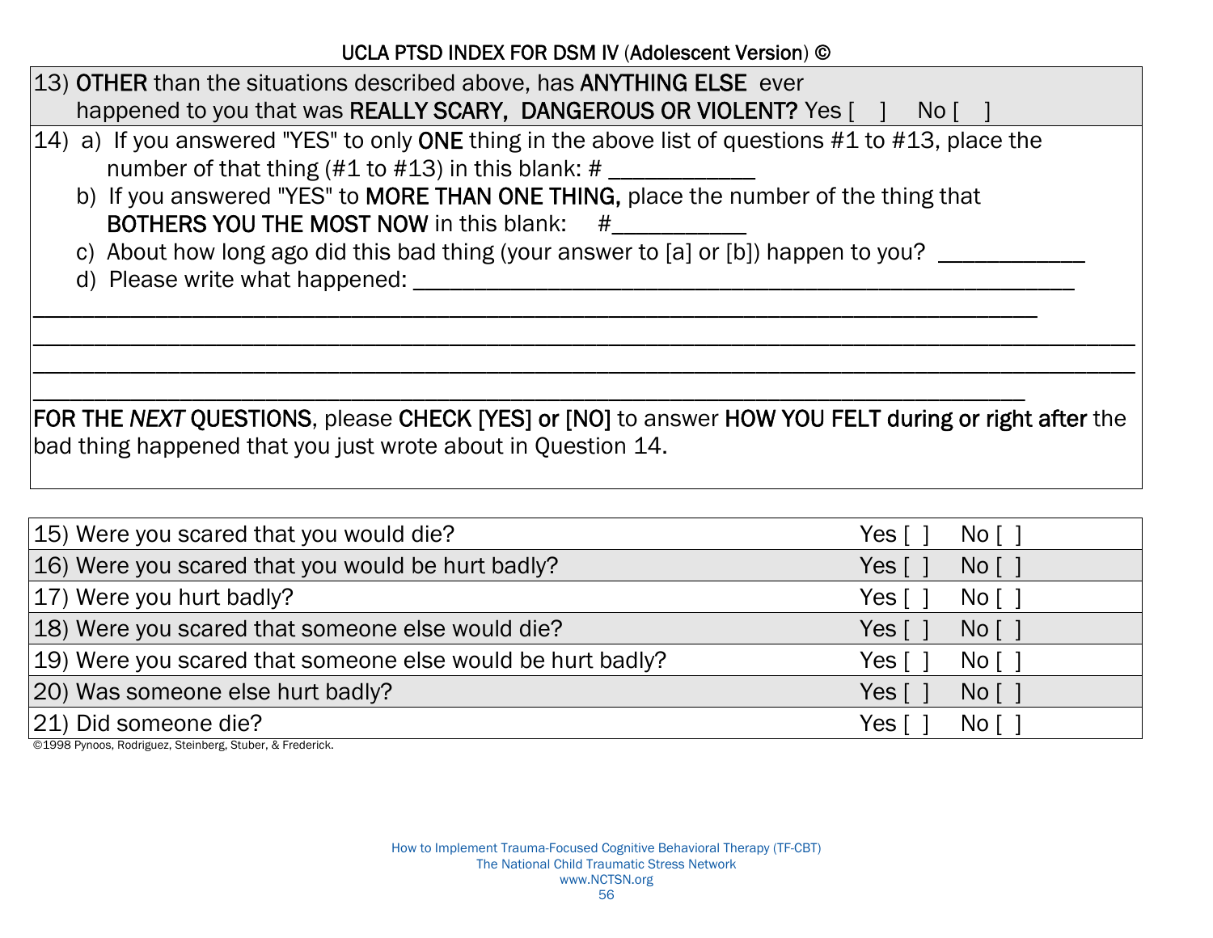UCLA PTSD INDEX FOR DSM IV (**Adolescent Version**) ©

13) **OTHER** than the situations described above, has **ANYTHING ELSE** ever happened to you that was **REALLY SCARY, DANGEROUS OR VIOLENT?** Yes [ ] No [ ]

14) a) If you answered "YES" to only **ONE** thing in the above list of questions #1 to #13, place the number of that thing (#1 to #13) in this blank: # ____________

b) If you answered "YES" to **MORE THAN ONE THING,** place the number of the thing that **BOTHERS YOU THE MOST NOW** in this blank: #___________

c) About how long ago did this bad thing (your answer to [a] or [b]) happen to you? ____________

d) Please write what happened: ________________________________________________________

________________________________________________________________________________

________________________________________________________________________________

________________________________________________________________________________

________________________________________________________________________________

**FOR THE *NEXT* QUESTIONS**, please **CHECK [YES] or [NO]** to answer **HOW YOU FELT during or right after** the bad thing happened that you just wrote about in Question 14.

| | | |
|---|---|---|
| 15) Were you scared that you would die? | Yes [ ] | No [ ] |
| 16) Were you scared that you would be hurt badly? | Yes [ ] | No [ ] |
| 17) Were you hurt badly? | Yes [ ] | No [ ] |
| 18) Were you scared that someone else would die? | Yes [ ] | No [ ] |
| 19) Were you scared that someone else would be hurt badly? | Yes [ ] | No [ ] |
| 20) Was someone else hurt badly? | Yes [ ] | No [ ] |
| 21) Did someone die? | Yes [ ] | No [ ] |

©1998 Pynoos, Rodriguez, Steinberg, Stuber, & Frederick.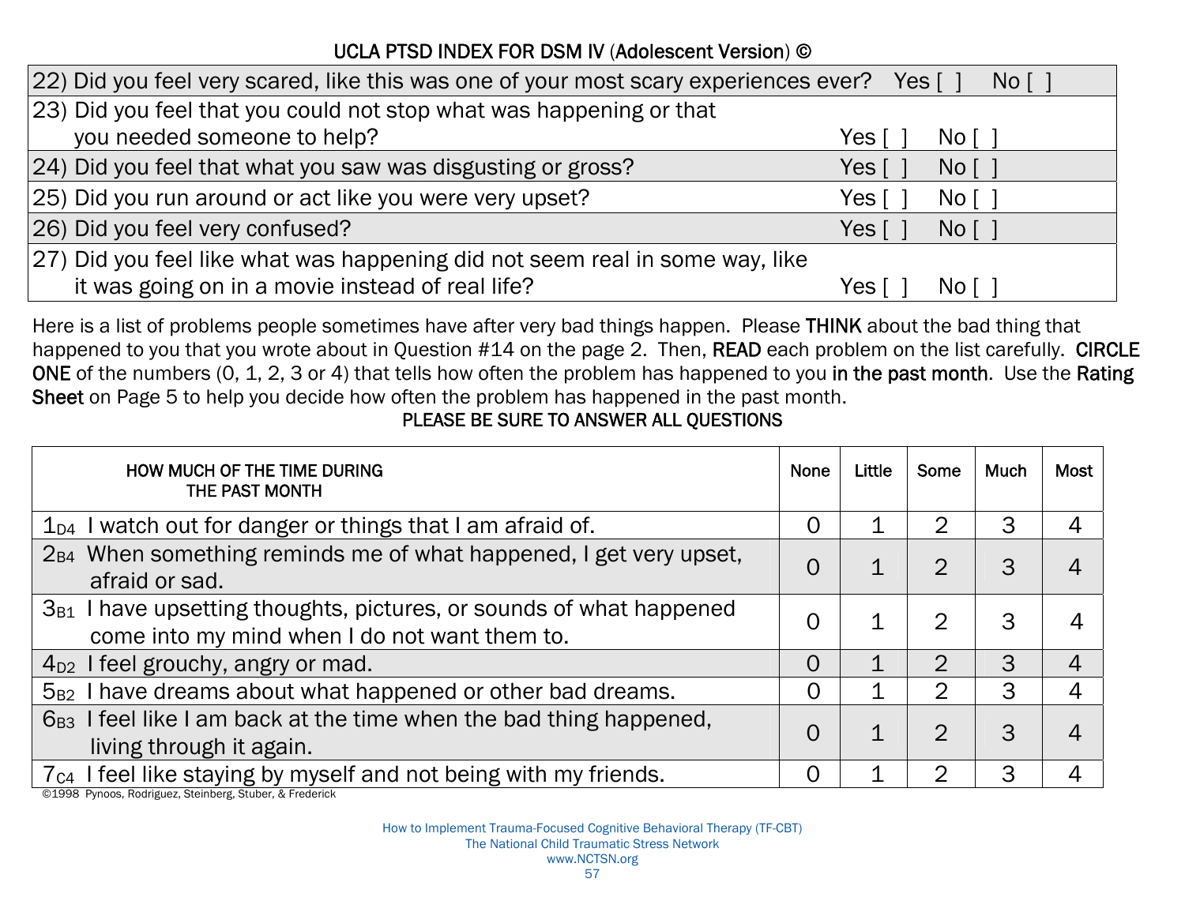## UCLA PTSD INDEX FOR DSM IV (Adolescent Version) ©

| | | |
|---|---|---|
| 22) Did you feel very scared, like this was one of your most scary experiences ever? | Yes [ ] | No [ ] |
| 23) Did you feel that you could not stop what was happening or that you needed someone to help? | Yes [ ] | No [ ] |
| 24) Did you feel that what you saw was disgusting or gross? | Yes [ ] | No [ ] |
| 25) Did you run around or act like you were very upset? | Yes [ ] | No [ ] |
| 26) Did you feel very confused? | Yes [ ] | No [ ] |
| 27) Did you feel like what was happening did not seem real in some way, like it was going on in a movie instead of real life? | Yes [ ] | No [ ] |

Here is a list of problems people sometimes have after very bad things happen. Please **THINK** about the bad thing that happened to you that you wrote about in Question #14 on the page 2. Then, **READ** each problem on the list carefully. **CIRCLE ONE** of the numbers (0, 1, 2, 3 or 4) that tells how often the problem has happened to you **in the past month**. Use the **Rating Sheet** on Page 5 to help you decide how often the problem has happened in the past month.

**PLEASE BE SURE TO ANSWER ALL QUESTIONS**

| HOW MUCH OF THE TIME DURING THE PAST MONTH | None | Little | Some | Much | Most |
|---|---|---|---|---|---|
| $1_{D4}$ I watch out for danger or things that I am afraid of. | 0 | 1 | 2 | 3 | 4 |
| $2_{B4}$ When something reminds me of what happened, I get very upset, afraid or sad. | 0 | 1 | 2 | 3 | 4 |
| $3_{B1}$ I have upsetting thoughts, pictures, or sounds of what happened come into my mind when I do not want them to. | 0 | 1 | 2 | 3 | 4 |
| $4_{D2}$ I feel grouchy, angry or mad. | 0 | 1 | 2 | 3 | 4 |
| $5_{B2}$ I have dreams about what happened or other bad dreams. | 0 | 1 | 2 | 3 | 4 |
| $6_{B3}$ I feel like I am back at the time when the bad thing happened, living through it again. | 0 | 1 | 2 | 3 | 4 |
| $7_{C4}$ I feel like staying by myself and not being with my friends. | 0 | 1 | 2 | 3 | 4 |

©1998 Pynoos, Rodriguez, Steinberg, Stuber, & Frederick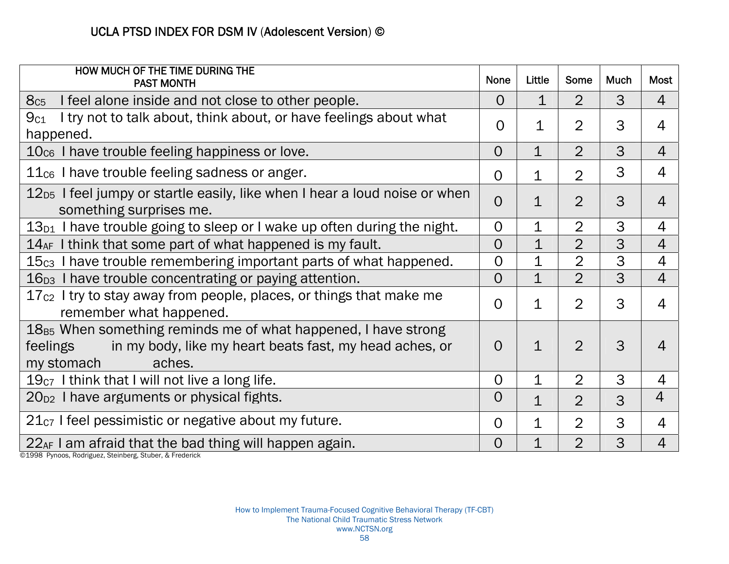# UCLA PTSD INDEX FOR DSM IV (Adolescent Version) ©

| HOW MUCH OF THE TIME DURING THE PAST MONTH | None | Little | Some | Much | Most |
|---|---|---|---|---|---|
| 8C5 I feel alone inside and not close to other people. | 0 | 1 | 2 | 3 | 4 |
| 9C1 I try not to talk about, think about, or have feelings about what happened. | 0 | 1 | 2 | 3 | 4 |
| 10C6 I have trouble feeling happiness or love. | 0 | 1 | 2 | 3 | 4 |
| 11C6 I have trouble feeling sadness or anger. | 0 | 1 | 2 | 3 | 4 |
| 12D5 I feel jumpy or startle easily, like when I hear a loud noise or when something surprises me. | 0 | 1 | 2 | 3 | 4 |
| 13D1 I have trouble going to sleep or I wake up often during the night. | 0 | 1 | 2 | 3 | 4 |
| 14AF I think that some part of what happened is my fault. | 0 | 1 | 2 | 3 | 4 |
| 15C3 I have trouble remembering important parts of what happened. | 0 | 1 | 2 | 3 | 4 |
| 16D3 I have trouble concentrating or paying attention. | 0 | 1 | 2 | 3 | 4 |
| 17C2 I try to stay away from people, places, or things that make me remember what happened. | 0 | 1 | 2 | 3 | 4 |
| 18B5 When something reminds me of what happened, I have strong feelings in my body, like my heart beats fast, my head aches, or my stomach aches. | 0 | 1 | 2 | 3 | 4 |
| 19C7 I think that I will not live a long life. | 0 | 1 | 2 | 3 | 4 |
| 20D2 I have arguments or physical fights. | 0 | 1 | 2 | 3 | 4 |
| 21C7 I feel pessimistic or negative about my future. | 0 | 1 | 2 | 3 | 4 |
| 22AF I am afraid that the bad thing will happen again. | 0 | 1 | 2 | 3 | 4 |

©1998 Pynoos, Rodriguez, Steinberg, Stuber, & Frederick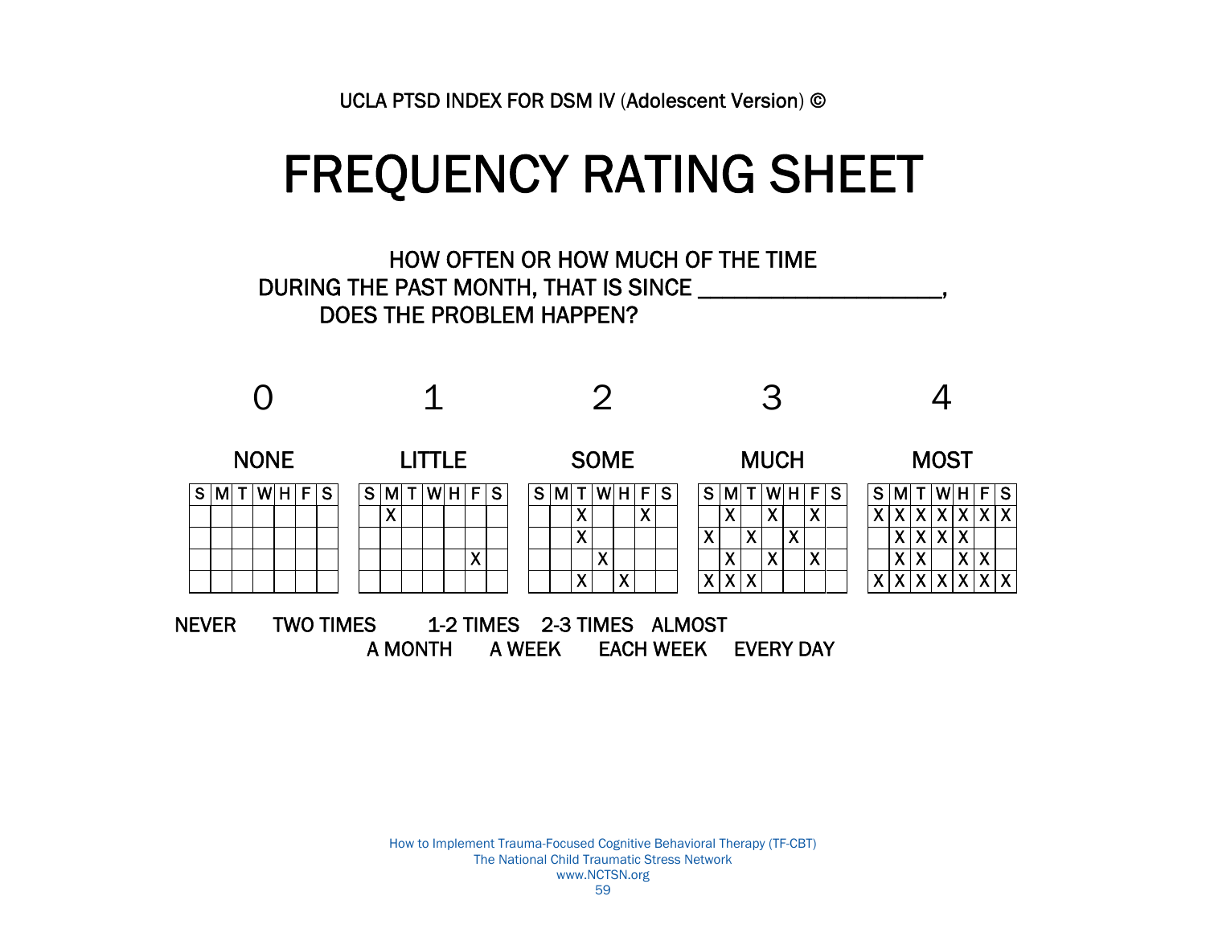UCLA PTSD INDEX FOR DSM IV (Adolescent Version) ©

# FREQUENCY RATING SHEET

HOW OFTEN OR HOW MUCH OF THE TIME
DURING THE PAST MONTH, THAT IS SINCE ____________________,
DOES THE PROBLEM HAPPEN?

**0 — NONE**

| S | M | T | W | H | F | S |
|---|---|---|---|---|---|---|
| | | | | | | |
| | | | | | | |
| | | | | | | |
| | | | | | | |

NEVER

**1 — LITTLE**

| S | M | T | W | H | F | S |
|---|---|---|---|---|---|---|
| | X | | | | | |
| | | | | | | |
| | | | | | X | |
| | | | | | | |

TWO TIMES A MONTH

**2 — SOME**

| S | M | T | W | H | F | S |
|---|---|---|---|---|---|---|
| | | X | | | X | |
| | | X | | | | |
| | | | X | | | |
| | | X | | X | | |

1-2 TIMES A WEEK

**3 — MUCH**

| S | M | T | W | H | F | S |
|---|---|---|---|---|---|---|
| | X | | X | | X | |
| X | | X | | X | | |
| | X | | X | | X | |
| X | X | X | | | | |

2-3 TIMES EACH WEEK

**4 — MOST**

| S | M | T | W | H | F | S |
|---|---|---|---|---|---|---|
| X | X | X | X | X | X | X |
| | X | X | X | X | | |
| | X | X | | X | X | |
| X | X | X | X | X | X | X |

ALMOST EVERY DAY

How to Implement Trauma-Focused Cognitive Behavioral Therapy (TF-CBT)
The National Child Traumatic Stress Network
www.NCTSN.org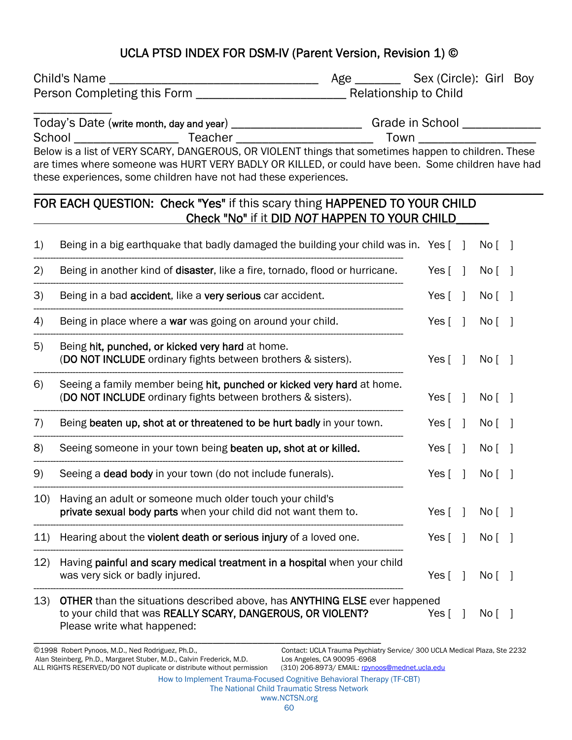# UCLA PTSD INDEX FOR DSM-IV (Parent Version, Revision 1) ©

Child's Name ________________________________ Age _______ Sex (Circle): Girl Boy
Person Completing this Form _______________________ Relationship to Child _____________

Today's Date (write month, day and year) ____________________ Grade in School ___________
School ________________ Teacher ____________________ Town _________________

Below is a list of VERY SCARY, DANGEROUS, OR VIOLENT things that sometimes happen to children. These are times where someone was HURT VERY BADLY OR KILLED, or could have been. Some children have had these experiences, some children have not had these experiences.

**FOR EACH QUESTION: Check "Yes" if this scary thing HAPPENED TO YOUR CHILD**
**Check "No" if it DID *NOT* HAPPEN TO YOUR CHILD**_____

1) Being in a big earthquake that badly damaged the building your child was in. Yes [ ] No [ ]

2) Being in another kind of **disaster**, like a fire, tornado, flood or hurricane. Yes [ ] No [ ]

3) Being in a bad **accident**, like a **very serious** car accident. Yes [ ] No [ ]

4) Being in place where a **war** was going on around your child. Yes [ ] No [ ]

5) Being **hit, punched, or kicked very hard** at home. (**DO NOT INCLUDE** ordinary fights between brothers & sisters). Yes [ ] No [ ]

6) Seeing a family member being **hit, punched or kicked very hard** at home. (**DO NOT INCLUDE** ordinary fights between brothers & sisters). Yes [ ] No [ ]

7) Being **beaten up, shot at or threatened to be hurt badly** in your town. Yes [ ] No [ ]

8) Seeing someone in your town being **beaten up, shot at or killed.** Yes [ ] No [ ]

9) Seeing a **dead body** in your town (do not include funerals). Yes [ ] No [ ]

10) Having an adult or someone much older touch your child's **private sexual body parts** when your child did not want them to. Yes [ ] No [ ]

11) Hearing about the **violent death or serious injury** of a loved one. Yes [ ] No [ ]

12) Having **painful and scary medical treatment in a hospital** when your child was very sick or badly injured. Yes [ ] No [ ]

13) **OTHER** than the situations described above, has **ANYTHING ELSE** ever happened to your child that was **REALLY SCARY, DANGEROUS, OR VIOLENT?** Yes [ ] No [ ]
Please write what happened:
___________________________________________________________

©1998 Robert Pynoos, M.D., Ned Rodriguez, Ph.D., Alan Steinberg, Ph.D., Margaret Stuber, M.D., Calvin Frederick, M.D.
ALL RIGHTS RESERVED/DO NOT duplicate or distribute without permission

Contact: UCLA Trauma Psychiatry Service/ 300 UCLA Medical Plaza, Ste 2232
Los Angeles, CA 90095 -6968
(310) 206-8973/ EMAIL: rpynoos@mednet.ucla.edu

How to Implement Trauma-Focused Cognitive Behavioral Therapy (TF-CBT)
The National Child Traumatic Stress Network
www.NCTSN.org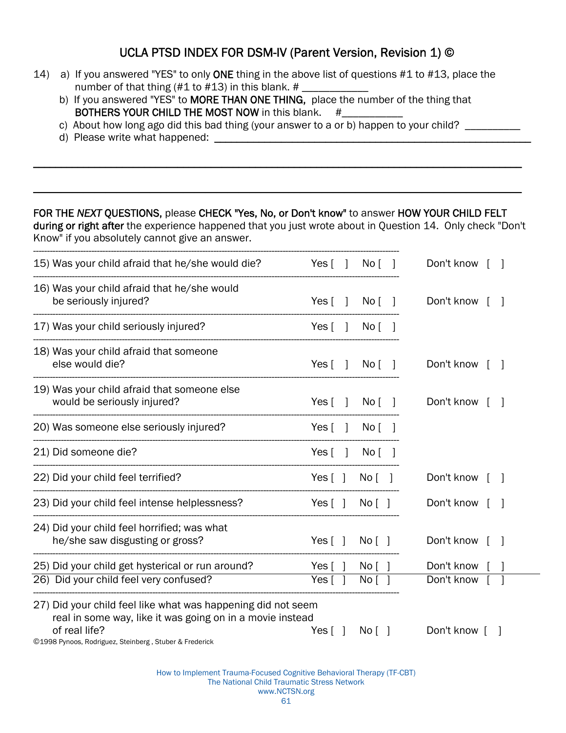## UCLA PTSD INDEX FOR DSM-IV (Parent Version, Revision 1) ©

14) a) If you answered "YES" to only **ONE** thing in the above list of questions #1 to #13, place the number of that thing (#1 to #13) in this blank. # ____________

b) If you answered "YES" to **MORE THAN ONE THING,** place the number of the thing that **BOTHERS YOUR CHILD THE MOST NOW** in this blank. #___________

c) About how long ago did this bad thing (your answer to a or b) happen to your child? __________

d) Please write what happened: ____________________________________________________________

________________________________________________________________________________

________________________________________________________________________________

**FOR THE *NEXT* QUESTIONS,** please **CHECK "Yes, No, or Don't know"** to answer **HOW YOUR CHILD FELT during or right after** the experience happened that you just wrote about in Question 14. Only check "Don't Know" if you absolutely cannot give an answer.

| Question | Yes | No | Don't know |
|---|---|---|---|
| 15) Was your child afraid that he/she would die? | Yes [ ] | No [ ] | Don't know [ ] |
| 16) Was your child afraid that he/she would be seriously injured? | Yes [ ] | No [ ] | Don't know [ ] |
| 17) Was your child seriously injured? | Yes [ ] | No [ ] | |
| 18) Was your child afraid that someone else would die? | Yes [ ] | No [ ] | Don't know [ ] |
| 19) Was your child afraid that someone else would be seriously injured? | Yes [ ] | No [ ] | Don't know [ ] |
| 20) Was someone else seriously injured? | Yes [ ] | No [ ] | |
| 21) Did someone die? | Yes [ ] | No [ ] | |
| 22) Did your child feel terrified? | Yes [ ] | No [ ] | Don't know [ ] |
| 23) Did your child feel intense helplessness? | Yes [ ] | No [ ] | Don't know [ ] |
| 24) Did your child feel horrified; was what he/she saw disgusting or gross? | Yes [ ] | No [ ] | Don't know [ ] |
| 25) Did your child get hysterical or run around? | Yes [ ] | No [ ] | Don't know [ ] |
| 26) Did your child feel very confused? | Yes [ ] | No [ ] | Don't know [ ] |
| 27) Did your child feel like what was happening did not seem real in some way, like it was going on in a movie instead of real life? | Yes [ ] | No [ ] | Don't know [ ] |

©1998 Pynoos, Rodriguez, Steinberg , Stuber & Frederick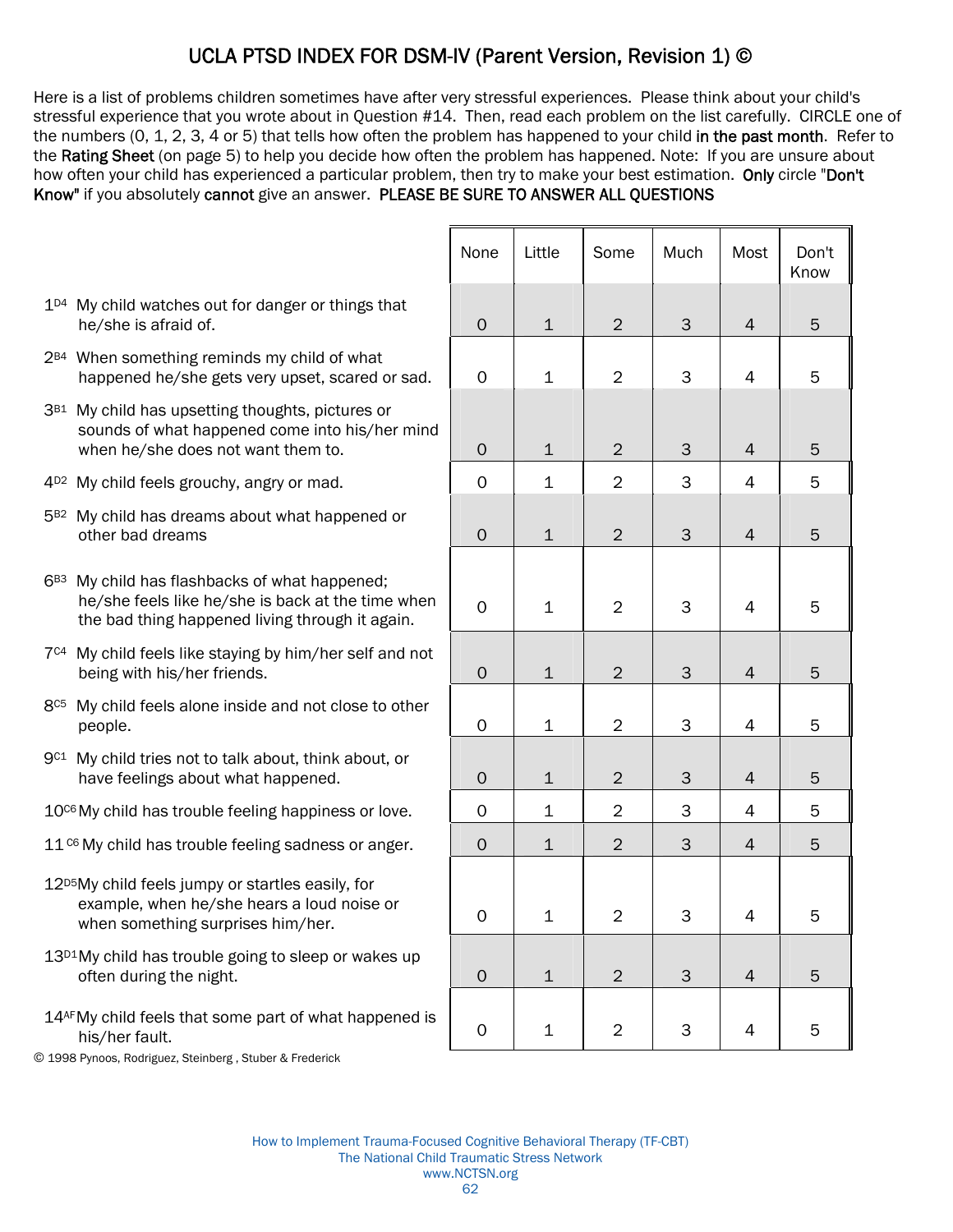# UCLA PTSD INDEX FOR DSM-IV (Parent Version, Revision 1) ©

Here is a list of problems children sometimes have after very stressful experiences. Please think about your child's stressful experience that you wrote about in Question #14. Then, read each problem on the list carefully. CIRCLE one of the numbers (0, 1, 2, 3, 4 or 5) that tells how often the problem has happened to your child **in the past month**. Refer to the **Rating Sheet** (on page 5) to help you decide how often the problem has happened. Note: If you are unsure about how often your child has experienced a particular problem, then try to make your best estimation. **Only** circle "**Don't Know**" if you absolutely **cannot** give an answer. **PLEASE BE SURE TO ANSWER ALL QUESTIONS**

| | None | Little | Some | Much | Most | Don't Know |
|---|---|---|---|---|---|---|
| 1[D4] My child watches out for danger or things that he/she is afraid of. | 0 | 1 | 2 | 3 | 4 | 5 |
| 2[B4] When something reminds my child of what happened he/she gets very upset, scared or sad. | 0 | 1 | 2 | 3 | 4 | 5 |
| 3[B1] My child has upsetting thoughts, pictures or sounds of what happened come into his/her mind when he/she does not want them to. | 0 | 1 | 2 | 3 | 4 | 5 |
| 4[D2] My child feels grouchy, angry or mad. | 0 | 1 | 2 | 3 | 4 | 5 |
| 5[B2] My child has dreams about what happened or other bad dreams | 0 | 1 | 2 | 3 | 4 | 5 |
| 6[B3] My child has flashbacks of what happened; he/she feels like he/she is back at the time when the bad thing happened living through it again. | 0 | 1 | 2 | 3 | 4 | 5 |
| 7[C4] My child feels like staying by him/her self and not being with his/her friends. | 0 | 1 | 2 | 3 | 4 | 5 |
| 8[C5] My child feels alone inside and not close to other people. | 0 | 1 | 2 | 3 | 4 | 5 |
| 9[C1] My child tries not to talk about, think about, or have feelings about what happened. | 0 | 1 | 2 | 3 | 4 | 5 |
| 10[C6] My child has trouble feeling happiness or love. | 0 | 1 | 2 | 3 | 4 | 5 |
| 11[C6] My child has trouble feeling sadness or anger. | 0 | 1 | 2 | 3 | 4 | 5 |
| 12[D5] My child feels jumpy or startles easily, for example, when he/she hears a loud noise or when something surprises him/her. | 0 | 1 | 2 | 3 | 4 | 5 |
| 13[D1] My child has trouble going to sleep or wakes up often during the night. | 0 | 1 | 2 | 3 | 4 | 5 |
| 14[AF] My child feels that some part of what happened is his/her fault. | 0 | 1 | 2 | 3 | 4 | 5 |

© 1998 Pynoos, Rodriguez, Steinberg , Stuber & Frederick

How to Implement Trauma-Focused Cognitive Behavioral Therapy (TF-CBT)
The National Child Traumatic Stress Network
www.NCTSN.org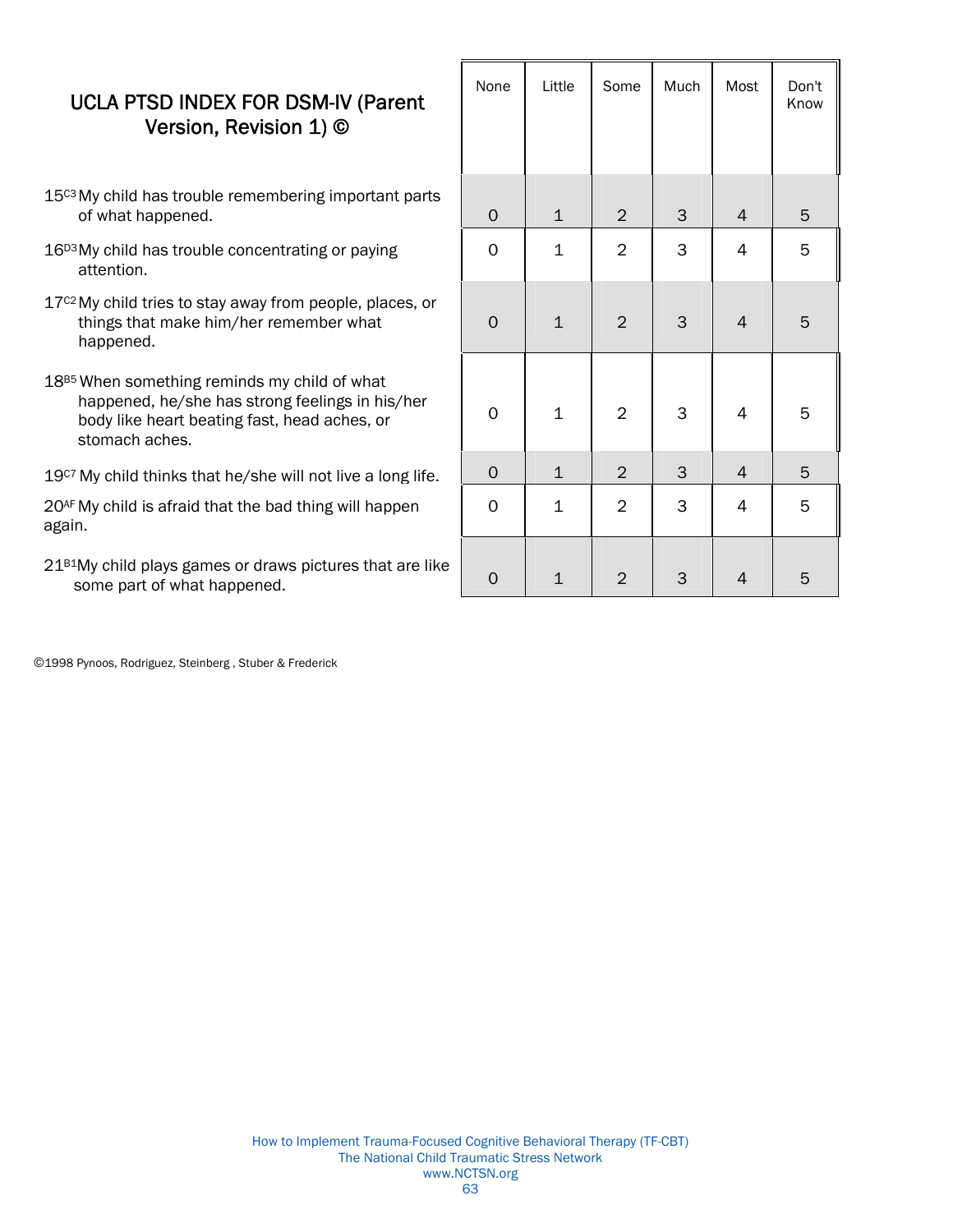# UCLA PTSD INDEX FOR DSM-IV (Parent Version, Revision 1) ©

| | None | Little | Some | Much | Most | Don't Know |
|---|---|---|---|---|---|---|
| 15[C3] My child has trouble remembering important parts of what happened. | 0 | 1 | 2 | 3 | 4 | 5 |
| 16[D3] My child has trouble concentrating or paying attention. | 0 | 1 | 2 | 3 | 4 | 5 |
| 17[C2] My child tries to stay away from people, places, or things that make him/her remember what happened. | 0 | 1 | 2 | 3 | 4 | 5 |
| 18[B5] When something reminds my child of what happened, he/she has strong feelings in his/her body like heart beating fast, head aches, or stomach aches. | 0 | 1 | 2 | 3 | 4 | 5 |
| 19[C7] My child thinks that he/she will not live a long life. | 0 | 1 | 2 | 3 | 4 | 5 |
| 20[AF] My child is afraid that the bad thing will happen again. | 0 | 1 | 2 | 3 | 4 | 5 |
| 21[B1] My child plays games or draws pictures that are like some part of what happened. | 0 | 1 | 2 | 3 | 4 | 5 |

©1998 Pynoos, Rodriguez, Steinberg , Stuber & Frederick

How to Implement Trauma-Focused Cognitive Behavioral Therapy (TF-CBT)
The National Child Traumatic Stress Network
www.NCTSN.org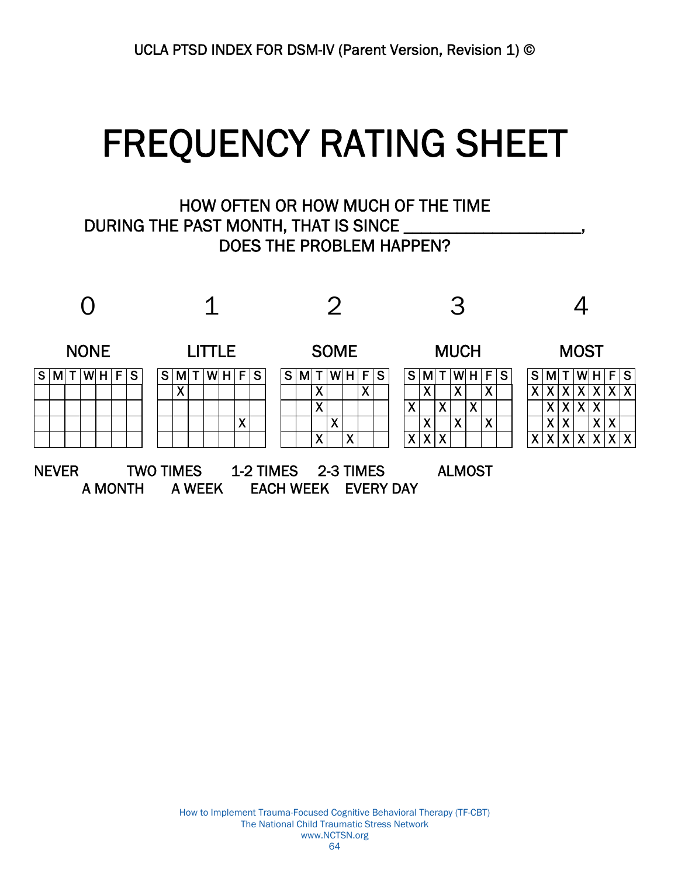UCLA PTSD INDEX FOR DSM-IV (Parent Version, Revision 1) ©

# FREQUENCY RATING SHEET

HOW OFTEN OR HOW MUCH OF THE TIME
DURING THE PAST MONTH, THAT IS SINCE ____________________,
DOES THE PROBLEM HAPPEN?

**0 — NONE**

| S | M | T | W | H | F | S |
|---|---|---|---|---|---|---|
| | | | | | | |
| | | | | | | |
| | | | | | | |
| | | | | | | |

NEVER

**1 — LITTLE**

| S | M | T | W | H | F | S |
|---|---|---|---|---|---|---|
| | X | | | | | |
| | | | | | | |
| | | | | | X | |
| | | | | | | |

TWO TIMES A MONTH

**2 — SOME**

| S | M | T | W | H | F | S |
|---|---|---|---|---|---|---|
| | | X | | | X | |
| | | X | | | | |
| | | | X | | | |
| | | X | | X | | |

1-2 TIMES A WEEK

**3 — MUCH**

| S | M | T | W | H | F | S |
|---|---|---|---|---|---|---|
| | X | | X | | X | |
| X | | X | | X | | |
| | X | | X | | X | |
| X | X | X | | | | |

2-3 TIMES EACH WEEK

**4 — MOST**

| S | M | T | W | H | F | S |
|---|---|---|---|---|---|---|
| X | X | X | X | X | X | X |
| | X | X | X | X | | |
| | X | X | | X | X | |
| X | X | X | X | X | X | X |

ALMOST EVERY DAY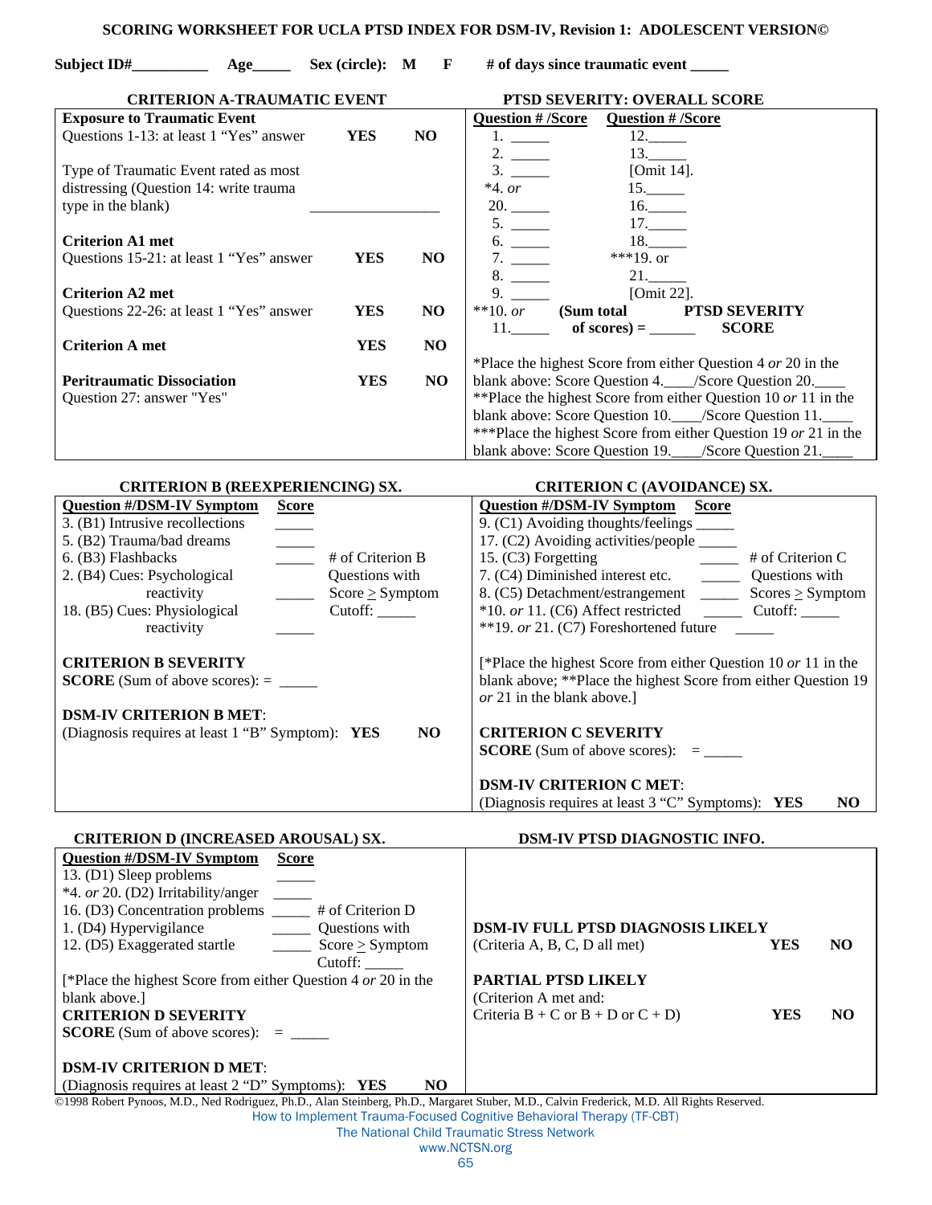# SCORING WORKSHEET FOR UCLA PTSD INDEX FOR DSM-IV, Revision 1: ADOLESCENT VERSION©

**Subject ID#**__________ **Age**_____ **Sex (circle): M F** **# of days since traumatic event** _____

## CRITERION A-TRAUMATIC EVENT

| | | |
|---|---|---|
| **Exposure to Traumatic Event** | | |
| Questions 1-13: at least 1 "Yes" answer | **YES** | **NO** |
| Type of Traumatic Event rated as most distressing (Question 14: write trauma type in the blank) | _________________ | |
| **Criterion A1 met** | | |
| Questions 15-21: at least 1 "Yes" answer | **YES** | **NO** |
| **Criterion A2 met** | | |
| Questions 22-26: at least 1 "Yes" answer | **YES** | **NO** |
| **Criterion A met** | **YES** | **NO** |
| **Peritraumatic Dissociation** | **YES** | **NO** |
| Question 27: answer "Yes" | | |

## PTSD SEVERITY: OVERALL SCORE

| Question # /Score | Question # /Score |
|---|---|
| 1. _____ | 12._____ |
| 2. _____ | 13._____ |
| 3. _____ | [Omit 14]. |
| *4. *or* | 15._____ |
| 20. _____ | 16._____ |
| 5. _____ | 17._____ |
| 6. _____ | 18._____ |
| 7. _____ | ***19. or |
| 8. _____ | 21._____ |
| 9. _____ | [Omit 22]. |
| **10. *or* | |
| 11._____ | |

**(Sum total of scores) =** ______ **PTSD SEVERITY SCORE**

*Place the highest Score from either Question 4 *or* 20 in the blank above: Score Question 4.____/Score Question 20.____
**Place the highest Score from either Question 10 *or* 11 in the blank above: Score Question 10.____/Score Question 11.____
***Place the highest Score from either Question 19 *or* 21 in the blank above: Score Question 19.____/Score Question 21.____

## CRITERION B (REEXPERIENCING) SX.

| Question #/DSM-IV Symptom | Score |
|---|---|
| 3. (B1) Intrusive recollections | _____ |
| 5. (B2) Trauma/bad dreams | _____ |
| 6. (B3) Flashbacks | _____ |
| 2. (B4) Cues: Psychological reactivity | _____ |
| 18. (B5) Cues: Physiological reactivity | _____ |

\# of Criterion B Questions with Score ≥ Symptom Cutoff: _____

**CRITERION B SEVERITY SCORE** (Sum of above scores): = _____

**DSM-IV CRITERION B MET**:
(Diagnosis requires at least 1 "B" Symptom): **YES** **NO**

## CRITERION C (AVOIDANCE) SX.

| Question #/DSM-IV Symptom | Score |
|---|---|
| 9. (C1) Avoiding thoughts/feelings | _____ |
| 17. (C2) Avoiding activities/people | _____ |
| 15. (C3) Forgetting | _____ |
| 7. (C4) Diminished interest etc. | _____ |
| 8. (C5) Detachment/estrangement | _____ |
| *10. *or* 11. (C6) Affect restricted | _____ |
| **19. *or* 21. (C7) Foreshortened future | _____ |

\# of Criterion C Questions with Scores ≥ Symptom Cutoff: _____

[*Place the highest Score from either Question 10 *or* 11 in the blank above; **Place the highest Score from either Question 19 *or* 21 in the blank above.]

**CRITERION C SEVERITY SCORE** (Sum of above scores): = _____

**DSM-IV CRITERION C MET**:
(Diagnosis requires at least 3 "C" Symptoms): **YES** **NO**

## CRITERION D (INCREASED AROUSAL) SX.

| Question #/DSM-IV Symptom | Score |
|---|---|
| 13. (D1) Sleep problems | _____ |
| *4. *or* 20. (D2) Irritability/anger | _____ |
| 16. (D3) Concentration problems | _____ |
| 1. (D4) Hypervigilance | _____ |
| 12. (D5) Exaggerated startle | _____ |

\# of Criterion D Questions with Score ≥ Symptom Cutoff: _____

[*Place the highest Score from either Question 4 *or* 20 in the blank above.]

**CRITERION D SEVERITY SCORE** (Sum of above scores): = _____

**DSM-IV CRITERION D MET**:
(Diagnosis requires at least 2 "D" Symptoms): **YES** **NO**

## DSM-IV PTSD DIAGNOSTIC INFO.

**DSM-IV FULL PTSD DIAGNOSIS LIKELY**
(Criteria A, B, C, D all met) **YES** **NO**

**PARTIAL PTSD LIKELY**
(Criterion A met and:
Criteria B + C or B + D or C + D) **YES** **NO**

©1998 Robert Pynoos, M.D., Ned Rodriguez, Ph.D., Alan Steinberg, Ph.D., Margaret Stuber, M.D., Calvin Frederick, M.D. All Rights Reserved.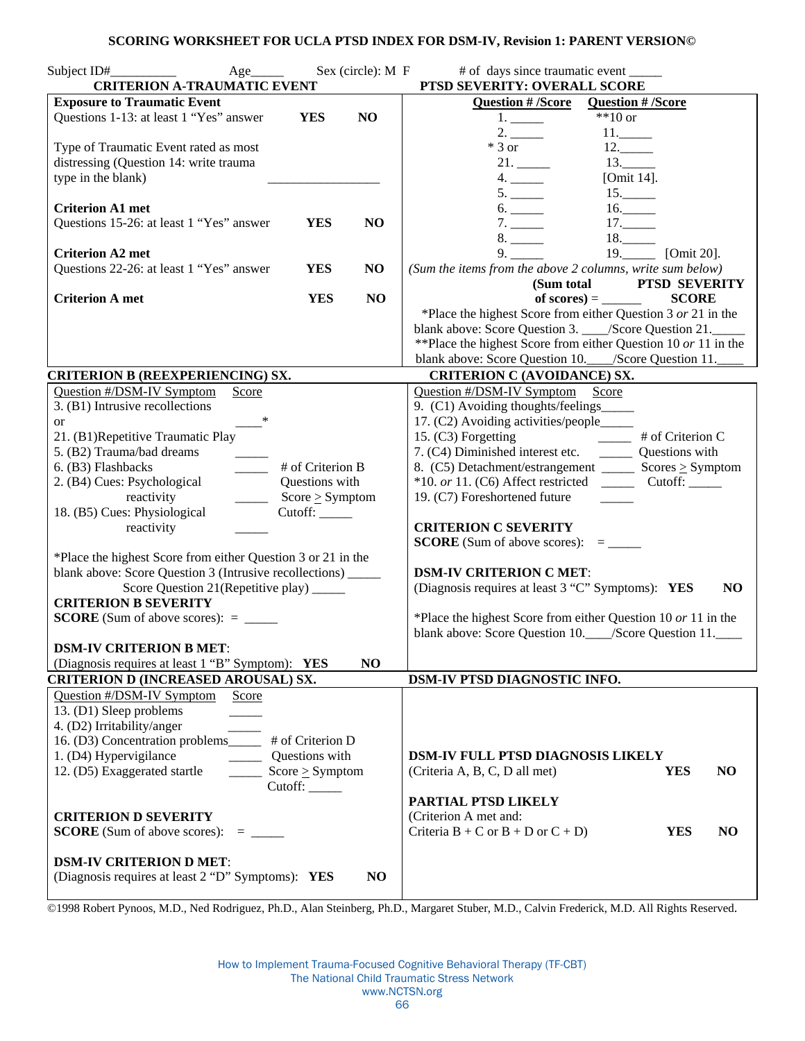# SCORING WORKSHEET FOR UCLA PTSD INDEX FOR DSM-IV, Revision 1: PARENT VERSION©

Subject ID#__________ Age_____ Sex (circle): M F # of days since traumatic event _____

## CRITERION A-TRAUMATIC EVENT

**Exposure to Traumatic Event**

Questions 1-13: at least 1 "Yes" answer **YES** **NO**

Type of Traumatic Event rated as most distressing (Question 14: write trauma type in the blank) _________________

**Criterion A1 met**

Questions 15-26: at least 1 "Yes" answer **YES** **NO**

**Criterion A2 met**

Questions 22-26: at least 1 "Yes" answer **YES** **NO**

**Criterion A met** **YES** **NO**

## PTSD SEVERITY: OVERALL SCORE

| **Question # /Score** | **Question # /Score** |
|---|---|
| 1. _____ | **10 or |
| 2. _____ | 11._____ |
| * 3 or | 12._____ |
| 21. _____ | 13._____ |
| 4. _____ | [Omit 14]. |
| 5. _____ | 15._____ |
| 6. _____ | 16._____ |
| 7. _____ | 17._____ |
| 8. _____ | 18._____ |
| 9. _____ | 19._____ [Omit 20]. |

*(Sum the items from the above 2 columns, write sum below)*

**(Sum total of scores)** = ______ **PTSD SEVERITY SCORE**

*Place the highest Score from either Question 3 *or* 21 in the blank above: Score Question 3. ____/Score Question 21._____

**Place the highest Score from either Question 10 *or* 11 in the blank above: Score Question 10.____/Score Question 11.____

## CRITERION B (REEXPERIENCING) SX.

| Question #/DSM-IV Symptom | Score |
|---|---|
| 3. (B1) Intrusive recollections or 21. (B1)Repetitive Traumatic Play | ____* |
| 5. (B2) Trauma/bad dreams | _____ |
| 6. (B3) Flashbacks | _____ |
| 2. (B4) Cues: Psychological reactivity | _____ |
| 18. (B5) Cues: Physiological reactivity | _____ |

\# of Criterion B Questions with Score ≥ Symptom Cutoff: _____

*Place the highest Score from either Question 3 or 21 in the blank above: Score Question 3 (Intrusive recollections) _____
Score Question 21(Repetitive play) _____

**CRITERION B SEVERITY SCORE** (Sum of above scores): = _____

**DSM-IV CRITERION B MET**:
(Diagnosis requires at least 1 "B" Symptom): **YES** **NO**

## CRITERION C (AVOIDANCE) SX.

| Question #/DSM-IV Symptom | Score |
|---|---|
| 9. (C1) Avoiding thoughts/feelings | _____ |
| 17. (C2) Avoiding activities/people | _____ |
| 15. (C3) Forgetting | _____ |
| 7. (C4) Diminished interest etc. | _____ |
| 8. (C5) Detachment/estrangement | _____ |
| *10. *or* 11. (C6) Affect restricted | _____ |
| 19. (C7) Foreshortened future | _____ |

\# of Criterion C Questions with Scores ≥ Symptom Cutoff: _____

**CRITERION C SEVERITY SCORE** (Sum of above scores): = _____

**DSM-IV CRITERION C MET**:
(Diagnosis requires at least 3 "C" Symptoms): **YES** **NO**

*Place the highest Score from either Question 10 *or* 11 in the blank above: Score Question 10.____/Score Question 11.____

## CRITERION D (INCREASED AROUSAL) SX.

| Question #/DSM-IV Symptom | Score |
|---|---|
| 13. (D1) Sleep problems | _____ |
| 4. (D2) Irritability/anger | _____ |
| 16. (D3) Concentration problems | _____ |
| 1. (D4) Hypervigilance | _____ |
| 12. (D5) Exaggerated startle | _____ |

\# of Criterion D Questions with Score ≥ Symptom Cutoff: _____

**CRITERION D SEVERITY SCORE** (Sum of above scores): = _____

**DSM-IV CRITERION D MET**:
(Diagnosis requires at least 2 "D" Symptoms): **YES** **NO**

## DSM-IV PTSD DIAGNOSTIC INFO.

**DSM-IV FULL PTSD DIAGNOSIS LIKELY**
(Criteria A, B, C, D all met) **YES** **NO**

**PARTIAL PTSD LIKELY**
(Criterion A met and:
Criteria B + C or B + D or C + D) **YES** **NO**

©1998 Robert Pynoos, M.D., Ned Rodriguez, Ph.D., Alan Steinberg, Ph.D., Margaret Stuber, M.D., Calvin Frederick, M.D. All Rights Reserved.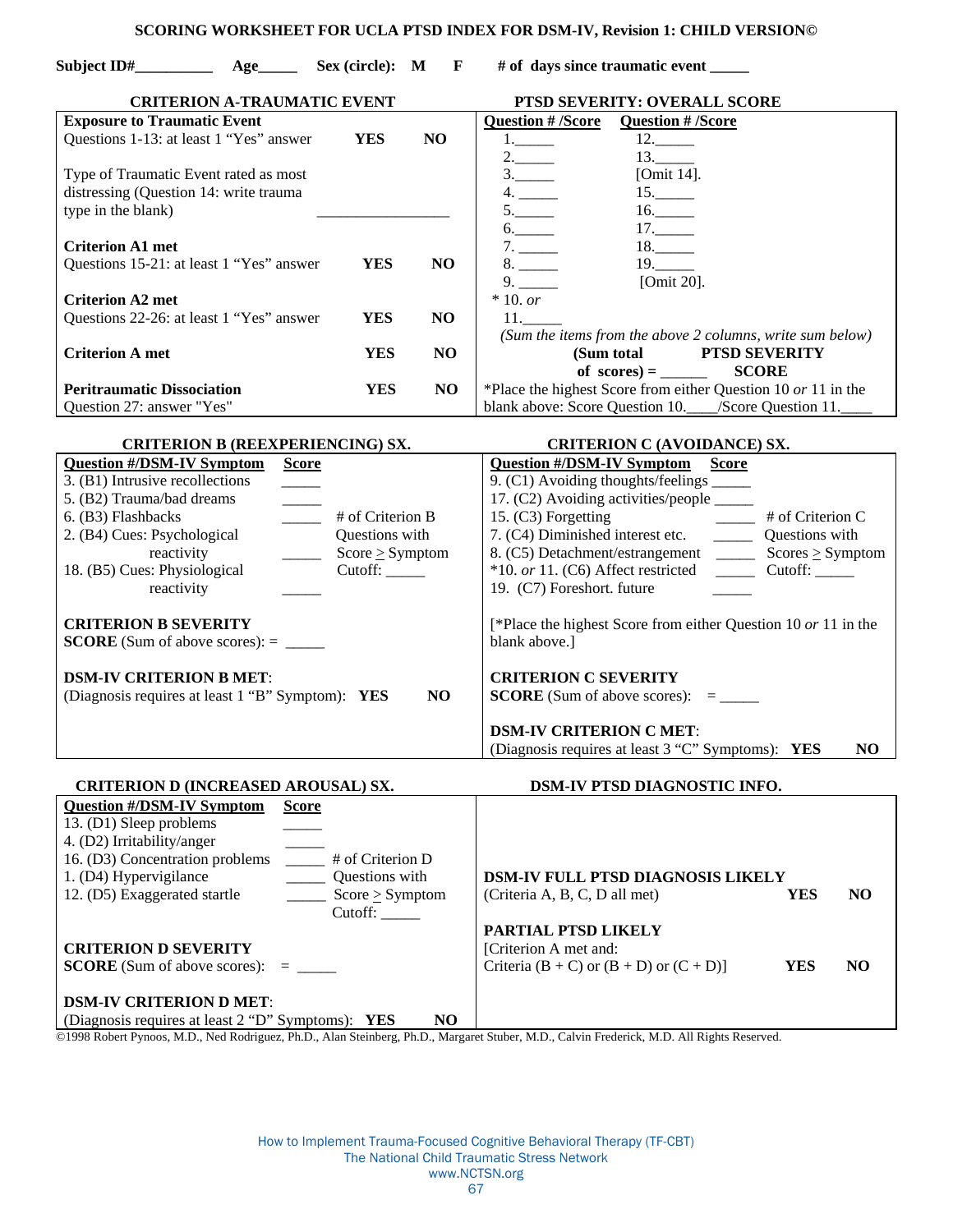# SCORING WORKSHEET FOR UCLA PTSD INDEX FOR DSM-IV, Revision 1: CHILD VERSION©

**Subject ID#__________ Age_____ Sex (circle): M F # of days since traumatic event _____**

## CRITERION A-TRAUMATIC EVENT

| | | |
|---|---|---|
| **Exposure to Traumatic Event** | | |
| Questions 1-13: at least 1 "Yes" answer | **YES** | **NO** |
| Type of Traumatic Event rated as most distressing (Question 14: write trauma type in the blank) | _________________ | |
| **Criterion A1 met** | | |
| Questions 15-21: at least 1 "Yes" answer | **YES** | **NO** |
| **Criterion A2 met** | | |
| Questions 22-26: at least 1 "Yes" answer | **YES** | **NO** |
| **Criterion A met** | **YES** | **NO** |
| **Peritraumatic Dissociation** | **YES** | **NO** |
| Question 27: answer "Yes" | | |

## PTSD SEVERITY: OVERALL SCORE

| **Question # /Score** | **Question # /Score** |
|---|---|
| 1._____ | 12._____ |
| 2._____ | 13._____ |
| 3._____ | [Omit 14]. |
| 4. _____ | 15._____ |
| 5._____ | 16._____ |
| 6._____ | 17._____ |
| 7. _____ | 18._____ |
| 8. _____ | 19._____ |
| 9. _____ | [Omit 20]. |
| * 10. *or* | |
| 11._____ | |

*(Sum the items from the above 2 columns, write sum below)*

**(Sum total of scores) = ______ PTSD SEVERITY SCORE**

*Place the highest Score from either Question 10 *or* 11 in the blank above: Score Question 10.____/Score Question 11.____

## CRITERION B (REEXPERIENCING) SX.

| **Question #/DSM-IV Symptom** | **Score** |
|---|---|
| 3. (B1) Intrusive recollections | _____ |
| 5. (B2) Trauma/bad dreams | _____ |
| 6. (B3) Flashbacks | _____ |
| 2. (B4) Cues: Psychological reactivity | _____ |
| 18. (B5) Cues: Physiological reactivity | _____ |

# of Criterion B Questions with Score ≥ Symptom Cutoff: _____

**CRITERION B SEVERITY SCORE** (Sum of above scores): = _____

**DSM-IV CRITERION B MET**:
(Diagnosis requires at least 1 "B" Symptom): **YES** **NO**

## CRITERION C (AVOIDANCE) SX.

| **Question #/DSM-IV Symptom** | **Score** |
|---|---|
| 9. (C1) Avoiding thoughts/feelings | _____ |
| 17. (C2) Avoiding activities/people | _____ |
| 15. (C3) Forgetting | _____ |
| 7. (C4) Diminished interest etc. | _____ |
| 8. (C5) Detachment/estrangement | _____ |
| *10. *or* 11. (C6) Affect restricted | _____ |
| 19. (C7) Foreshort. future | _____ |

# of Criterion C Questions with Scores ≥ Symptom Cutoff: _____

[*Place the highest Score from either Question 10 *or* 11 in the blank above.]

**CRITERION C SEVERITY SCORE** (Sum of above scores): = _____

**DSM-IV CRITERION C MET**:
(Diagnosis requires at least 3 "C" Symptoms): **YES** **NO**

## CRITERION D (INCREASED AROUSAL) SX.

| **Question #/DSM-IV Symptom** | **Score** |
|---|---|
| 13. (D1) Sleep problems | _____ |
| 4. (D2) Irritability/anger | _____ |
| 16. (D3) Concentration problems | _____ |
| 1. (D4) Hypervigilance | _____ |
| 12. (D5) Exaggerated startle | _____ |

# of Criterion D Questions with Score ≥ Symptom Cutoff: _____

**CRITERION D SEVERITY SCORE** (Sum of above scores): = _____

**DSM-IV CRITERION D MET**:
(Diagnosis requires at least 2 "D" Symptoms): **YES** **NO**

## DSM-IV PTSD DIAGNOSTIC INFO.

**DSM-IV FULL PTSD DIAGNOSIS LIKELY**
(Criteria A, B, C, D all met) **YES** **NO**

**PARTIAL PTSD LIKELY**
[Criterion A met and:
Criteria (B + C) or (B + D) or (C + D)] **YES** **NO**

©1998 Robert Pynoos, M.D., Ned Rodriguez, Ph.D., Alan Steinberg, Ph.D., Margaret Stuber, M.D., Calvin Frederick, M.D. All Rights Reserved.

How to Implement Trauma-Focused Cognitive Behavioral Therapy (TF-CBT)
The National Child Traumatic Stress Network
www.NCTSN.org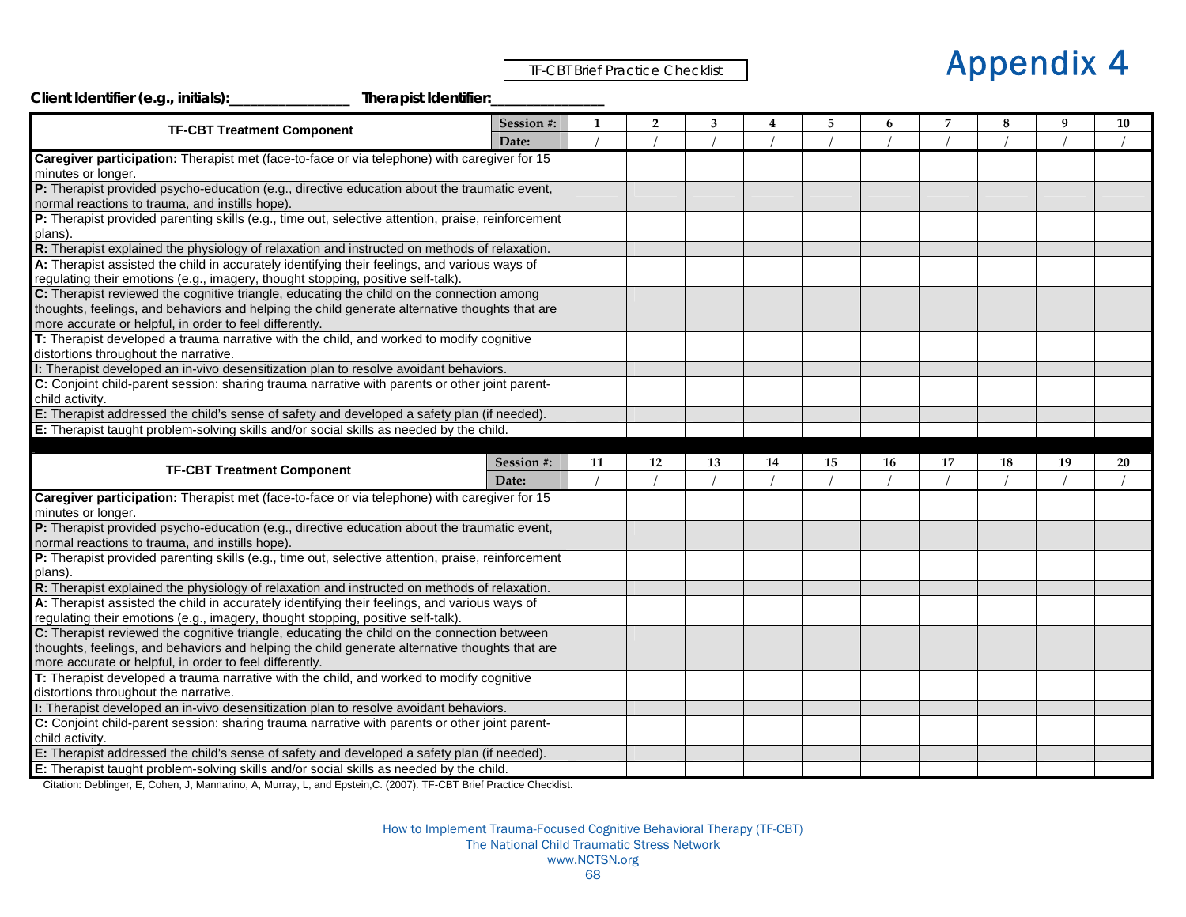# Appendix 4

TF-CBT Brief Practice Checklist

**Client Identifier (e.g., initials):_______________ Therapist Identifier:_______________**

| TF-CBT Treatment Component | Session #: | 1 | 2 | 3 | 4 | 5 | 6 | 7 | 8 | 9 | 10 |
|---|---|---|---|---|---|---|---|---|---|---|---|
| | Date: | / | / | / | / | / | / | / | / | / | / |
| **Caregiver participation:** Therapist met (face-to-face or via telephone) with caregiver for 15 minutes or longer. | | | | | | | | | | | |
| **P:** Therapist provided psycho-education (e.g., directive education about the traumatic event, normal reactions to trauma, and instills hope). | | | | | | | | | | | |
| **P:** Therapist provided parenting skills (e.g., time out, selective attention, praise, reinforcement plans). | | | | | | | | | | | |
| **R:** Therapist explained the physiology of relaxation and instructed on methods of relaxation. | | | | | | | | | | | |
| **A:** Therapist assisted the child in accurately identifying their feelings, and various ways of regulating their emotions (e.g., imagery, thought stopping, positive self-talk). | | | | | | | | | | | |
| **C:** Therapist reviewed the cognitive triangle, educating the child on the connection among thoughts, feelings, and behaviors and helping the child generate alternative thoughts that are more accurate or helpful, in order to feel differently. | | | | | | | | | | | |
| **T:** Therapist developed a trauma narrative with the child, and worked to modify cognitive distortions throughout the narrative. | | | | | | | | | | | |
| **I:** Therapist developed an in-vivo desensitization plan to resolve avoidant behaviors. | | | | | | | | | | | |
| **C:** Conjoint child-parent session: sharing trauma narrative with parents or other joint parent-child activity. | | | | | | | | | | | |
| **E:** Therapist addressed the child's sense of safety and developed a safety plan (if needed). | | | | | | | | | | | |
| **E:** Therapist taught problem-solving skills and/or social skills as needed by the child. | | | | | | | | | | | |

| TF-CBT Treatment Component | Session #: | 11 | 12 | 13 | 14 | 15 | 16 | 17 | 18 | 19 | 20 |
|---|---|---|---|---|---|---|---|---|---|---|---|
| | Date: | / | / | / | / | / | / | / | / | / | / |
| **Caregiver participation:** Therapist met (face-to-face or via telephone) with caregiver for 15 minutes or longer. | | | | | | | | | | | |
| **P:** Therapist provided psycho-education (e.g., directive education about the traumatic event, normal reactions to trauma, and instills hope). | | | | | | | | | | | |
| **P:** Therapist provided parenting skills (e.g., time out, selective attention, praise, reinforcement plans). | | | | | | | | | | | |
| **R:** Therapist explained the physiology of relaxation and instructed on methods of relaxation. | | | | | | | | | | | |
| **A:** Therapist assisted the child in accurately identifying their feelings, and various ways of regulating their emotions (e.g., imagery, thought stopping, positive self-talk). | | | | | | | | | | | |
| **C:** Therapist reviewed the cognitive triangle, educating the child on the connection between thoughts, feelings, and behaviors and helping the child generate alternative thoughts that are more accurate or helpful, in order to feel differently. | | | | | | | | | | | |
| **T:** Therapist developed a trauma narrative with the child, and worked to modify cognitive distortions throughout the narrative. | | | | | | | | | | | |
| **I:** Therapist developed an in-vivo desensitization plan to resolve avoidant behaviors. | | | | | | | | | | | |
| **C:** Conjoint child-parent session: sharing trauma narrative with parents or other joint parent-child activity. | | | | | | | | | | | |
| **E:** Therapist addressed the child's sense of safety and developed a safety plan (if needed). | | | | | | | | | | | |
| **E:** Therapist taught problem-solving skills and/or social skills as needed by the child. | | | | | | | | | | | |

Citation: Deblinger, E, Cohen, J, Mannarino, A, Murray, L, and Epstein,C. (2007). TF-CBT Brief Practice Checklist.